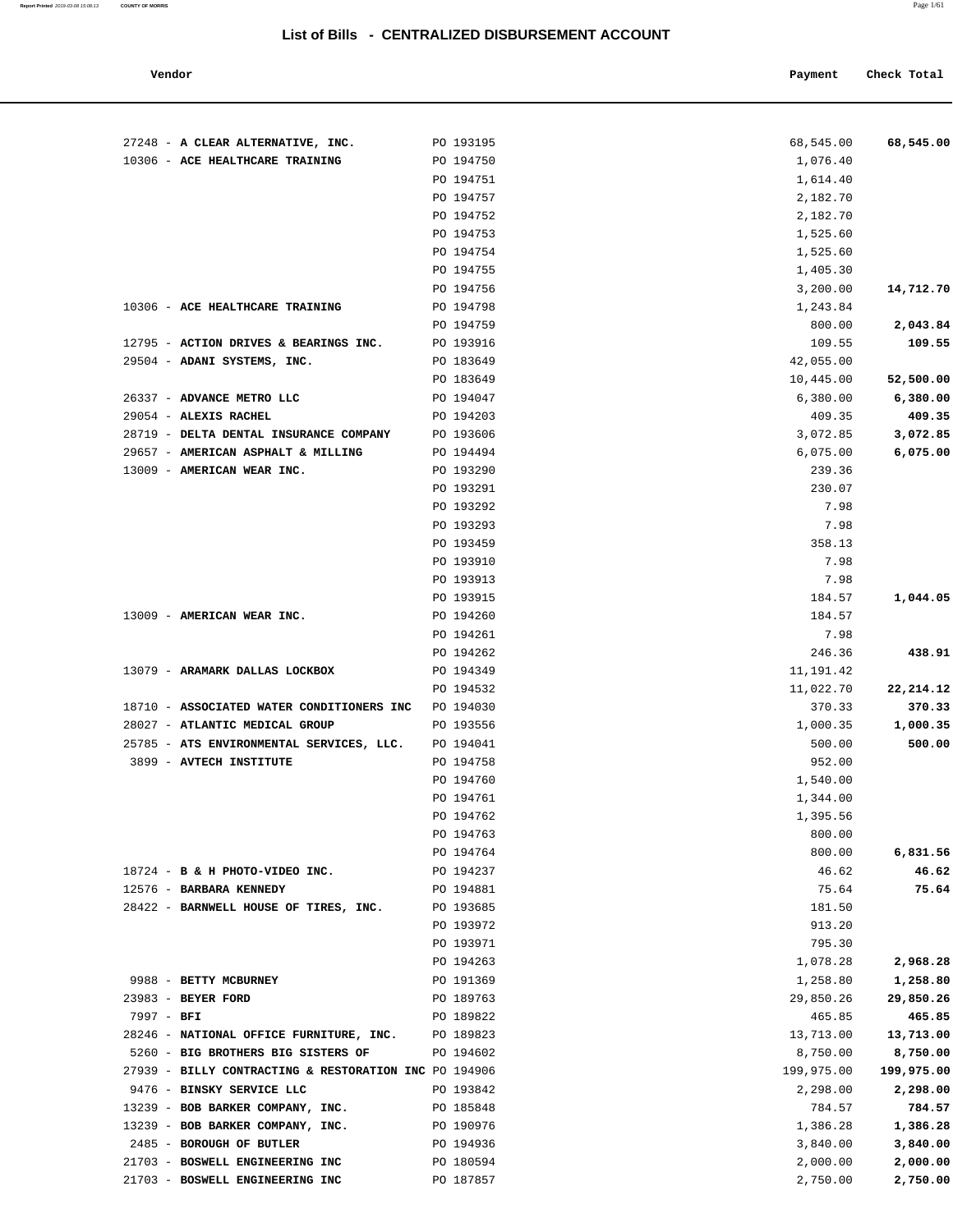# List of Bills - CENTRALIZED DISBURSEMENT ACCOUNT

| Vendor | | Payment | Check Total |
|---|---|---|---|
| 27248 - **A CLEAR ALTERNATIVE, INC.** | PO 193195 | 68,545.00 | **68,545.00** |
| 10306 - **ACE HEALTHCARE TRAINING** | PO 194750 | 1,076.40 | |
| | PO 194751 | 1,614.40 | |
| | PO 194757 | 2,182.70 | |
| | PO 194752 | 2,182.70 | |
| | PO 194753 | 1,525.60 | |
| | PO 194754 | 1,525.60 | |
| | PO 194755 | 1,405.30 | |
| | PO 194756 | 3,200.00 | **14,712.70** |
| 10306 - **ACE HEALTHCARE TRAINING** | PO 194798 | 1,243.84 | |
| | PO 194759 | 800.00 | **2,043.84** |
| 12795 - **ACTION DRIVES & BEARINGS INC.** | PO 193916 | 109.55 | **109.55** |
| 29504 - **ADANI SYSTEMS, INC.** | PO 183649 | 42,055.00 | |
| | PO 183649 | 10,445.00 | **52,500.00** |
| 26337 - **ADVANCE METRO LLC** | PO 194047 | 6,380.00 | **6,380.00** |
| 29054 - **ALEXIS RACHEL** | PO 194203 | 409.35 | **409.35** |
| 28719 - **DELTA DENTAL INSURANCE COMPANY** | PO 193606 | 3,072.85 | **3,072.85** |
| 29657 - **AMERICAN ASPHALT & MILLING** | PO 194494 | 6,075.00 | **6,075.00** |
| 13009 - **AMERICAN WEAR INC.** | PO 193290 | 239.36 | |
| | PO 193291 | 230.07 | |
| | PO 193292 | 7.98 | |
| | PO 193293 | 7.98 | |
| | PO 193459 | 358.13 | |
| | PO 193910 | 7.98 | |
| | PO 193913 | 7.98 | |
| | PO 193915 | 184.57 | **1,044.05** |
| 13009 - **AMERICAN WEAR INC.** | PO 194260 | 184.57 | |
| | PO 194261 | 7.98 | |
| | PO 194262 | 246.36 | **438.91** |
| 13079 - **ARAMARK DALLAS LOCKBOX** | PO 194349 | 11,191.42 | |
| | PO 194532 | 11,022.70 | **22,214.12** |
| 18710 - **ASSOCIATED WATER CONDITIONERS INC** | PO 194030 | 370.33 | **370.33** |
| 28027 - **ATLANTIC MEDICAL GROUP** | PO 193556 | 1,000.35 | **1,000.35** |
| 25785 - **ATS ENVIRONMENTAL SERVICES, LLC.** | PO 194041 | 500.00 | **500.00** |
| 3899 - **AVTECH INSTITUTE** | PO 194758 | 952.00 | |
| | PO 194760 | 1,540.00 | |
| | PO 194761 | 1,344.00 | |
| | PO 194762 | 1,395.56 | |
| | PO 194763 | 800.00 | |
| | PO 194764 | 800.00 | **6,831.56** |
| 18724 - **B & H PHOTO-VIDEO INC.** | PO 194237 | 46.62 | **46.62** |
| 12576 - **BARBARA KENNEDY** | PO 194881 | 75.64 | **75.64** |
| 28422 - **BARNWELL HOUSE OF TIRES, INC.** | PO 193685 | 181.50 | |
| | PO 193972 | 913.20 | |
| | PO 193971 | 795.30 | |
| | PO 194263 | 1,078.28 | **2,968.28** |
| 9988 - **BETTY MCBURNEY** | PO 191369 | 1,258.80 | **1,258.80** |
| 23983 - **BEYER FORD** | PO 189763 | 29,850.26 | **29,850.26** |
| 7997 - **BFI** | PO 189822 | 465.85 | **465.85** |
| 28246 - **NATIONAL OFFICE FURNITURE, INC.** | PO 189823 | 13,713.00 | **13,713.00** |
| 5260 - **BIG BROTHERS BIG SISTERS OF** | PO 194602 | 8,750.00 | **8,750.00** |
| 27939 - **BILLY CONTRACTING & RESTORATION INC** | PO 194906 | 199,975.00 | **199,975.00** |
| 9476 - **BINSKY SERVICE LLC** | PO 193842 | 2,298.00 | **2,298.00** |
| 13239 - **BOB BARKER COMPANY, INC.** | PO 185848 | 784.57 | **784.57** |
| 13239 - **BOB BARKER COMPANY, INC.** | PO 190976 | 1,386.28 | **1,386.28** |
| 2485 - **BOROUGH OF BUTLER** | PO 194936 | 3,840.00 | **3,840.00** |
| 21703 - **BOSWELL ENGINEERING INC** | PO 180594 | 2,000.00 | **2,000.00** |
| 21703 - **BOSWELL ENGINEERING INC** | PO 187857 | 2,750.00 | **2,750.00** |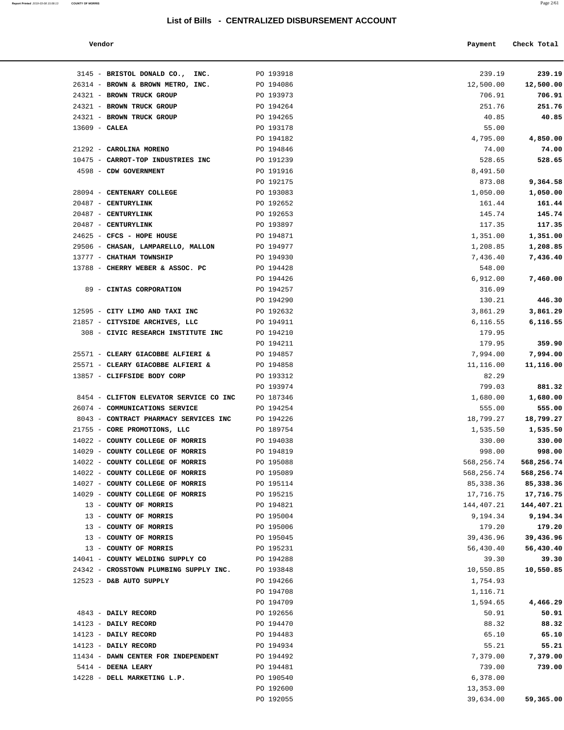## List of Bills - CENTRALIZED DISBURSEMENT ACCOUNT

| Vendor | | Payment | Check Total |
|---|---|---|---|
| 3145 - **BRISTOL DONALD CO., INC.** | PO 193918 | 239.19 | **239.19** |
| 26314 - **BROWN & BROWN METRO, INC.** | PO 194086 | 12,500.00 | **12,500.00** |
| 24321 - **BROWN TRUCK GROUP** | PO 193973 | 706.91 | **706.91** |
| 24321 - **BROWN TRUCK GROUP** | PO 194264 | 251.76 | **251.76** |
| 24321 - **BROWN TRUCK GROUP** | PO 194265 | 40.85 | **40.85** |
| 13609 - **CALEA** | PO 193178 | 55.00 | |
| | PO 194182 | 4,795.00 | **4,850.00** |
| 21292 - **CAROLINA MORENO** | PO 194846 | 74.00 | **74.00** |
| 10475 - **CARROT-TOP INDUSTRIES INC** | PO 191239 | 528.65 | **528.65** |
| 4598 - **CDW GOVERNMENT** | PO 191916 | 8,491.50 | |
| | PO 192175 | 873.08 | **9,364.58** |
| 28094 - **CENTENARY COLLEGE** | PO 193083 | 1,050.00 | **1,050.00** |
| 20487 - **CENTURYLINK** | PO 192652 | 161.44 | **161.44** |
| 20487 - **CENTURYLINK** | PO 192653 | 145.74 | **145.74** |
| 20487 - **CENTURYLINK** | PO 193897 | 117.35 | **117.35** |
| 24625 - **CFCS - HOPE HOUSE** | PO 194871 | 1,351.00 | **1,351.00** |
| 29506 - **CHASAN, LAMPARELLO, MALLON** | PO 194977 | 1,208.85 | **1,208.85** |
| 13777 - **CHATHAM TOWNSHIP** | PO 194930 | 7,436.40 | **7,436.40** |
| 13788 - **CHERRY WEBER & ASSOC. PC** | PO 194428 | 548.00 | |
| | PO 194426 | 6,912.00 | **7,460.00** |
| 89 - **CINTAS CORPORATION** | PO 194257 | 316.09 | |
| | PO 194290 | 130.21 | **446.30** |
| 12595 - **CITY LIMO AND TAXI INC** | PO 192632 | 3,861.29 | **3,861.29** |
| 21857 - **CITYSIDE ARCHIVES, LLC** | PO 194911 | 6,116.55 | **6,116.55** |
| 308 - **CIVIC RESEARCH INSTITUTE INC** | PO 194210 | 179.95 | |
| | PO 194211 | 179.95 | **359.90** |
| 25571 - **CLEARY GIACOBBE ALFIERI &** | PO 194857 | 7,994.00 | **7,994.00** |
| 25571 - **CLEARY GIACOBBE ALFIERI &** | PO 194858 | 11,116.00 | **11,116.00** |
| 13857 - **CLIFFSIDE BODY CORP** | PO 193312 | 82.29 | |
| | PO 193974 | 799.03 | **881.32** |
| 8454 - **CLIFTON ELEVATOR SERVICE CO INC** | PO 187346 | 1,680.00 | **1,680.00** |
| 26074 - **COMMUNICATIONS SERVICE** | PO 194254 | 555.00 | **555.00** |
| 8043 - **CONTRACT PHARMACY SERVICES INC** | PO 194226 | 18,799.27 | **18,799.27** |
| 21755 - **CORE PROMOTIONS, LLC** | PO 189754 | 1,535.50 | **1,535.50** |
| 14022 - **COUNTY COLLEGE OF MORRIS** | PO 194038 | 330.00 | **330.00** |
| 14029 - **COUNTY COLLEGE OF MORRIS** | PO 194819 | 998.00 | **998.00** |
| 14022 - **COUNTY COLLEGE OF MORRIS** | PO 195088 | 568,256.74 | **568,256.74** |
| 14022 - **COUNTY COLLEGE OF MORRIS** | PO 195089 | 568,256.74 | **568,256.74** |
| 14027 - **COUNTY COLLEGE OF MORRIS** | PO 195114 | 85,338.36 | **85,338.36** |
| 14029 - **COUNTY COLLEGE OF MORRIS** | PO 195215 | 17,716.75 | **17,716.75** |
| 13 - **COUNTY OF MORRIS** | PO 194821 | 144,407.21 | **144,407.21** |
| 13 - **COUNTY OF MORRIS** | PO 195004 | 9,194.34 | **9,194.34** |
| 13 - **COUNTY OF MORRIS** | PO 195006 | 179.20 | **179.20** |
| 13 - **COUNTY OF MORRIS** | PO 195045 | 39,436.96 | **39,436.96** |
| 13 - **COUNTY OF MORRIS** | PO 195231 | 56,430.40 | **56,430.40** |
| 14041 - **COUNTY WELDING SUPPLY CO** | PO 194288 | 39.30 | **39.30** |
| 24342 - **CROSSTOWN PLUMBING SUPPLY INC.** | PO 193848 | 10,550.85 | **10,550.85** |
| 12523 - **D&B AUTO SUPPLY** | PO 194266 | 1,754.93 | |
| | PO 194708 | 1,116.71 | |
| | PO 194709 | 1,594.65 | **4,466.29** |
| 4843 - **DAILY RECORD** | PO 192656 | 50.91 | **50.91** |
| 14123 - **DAILY RECORD** | PO 194470 | 88.32 | **88.32** |
| 14123 - **DAILY RECORD** | PO 194483 | 65.10 | **65.10** |
| 14123 - **DAILY RECORD** | PO 194934 | 55.21 | **55.21** |
| 11434 - **DAWN CENTER FOR INDEPENDENT** | PO 194492 | 7,379.00 | **7,379.00** |
| 5414 - **DEENA LEARY** | PO 194481 | 739.00 | **739.00** |
| 14228 - **DELL MARKETING L.P.** | PO 190540 | 6,378.00 | |
| | PO 192600 | 13,353.00 | |
| | PO 192055 | 39,634.00 | **59,365.00** |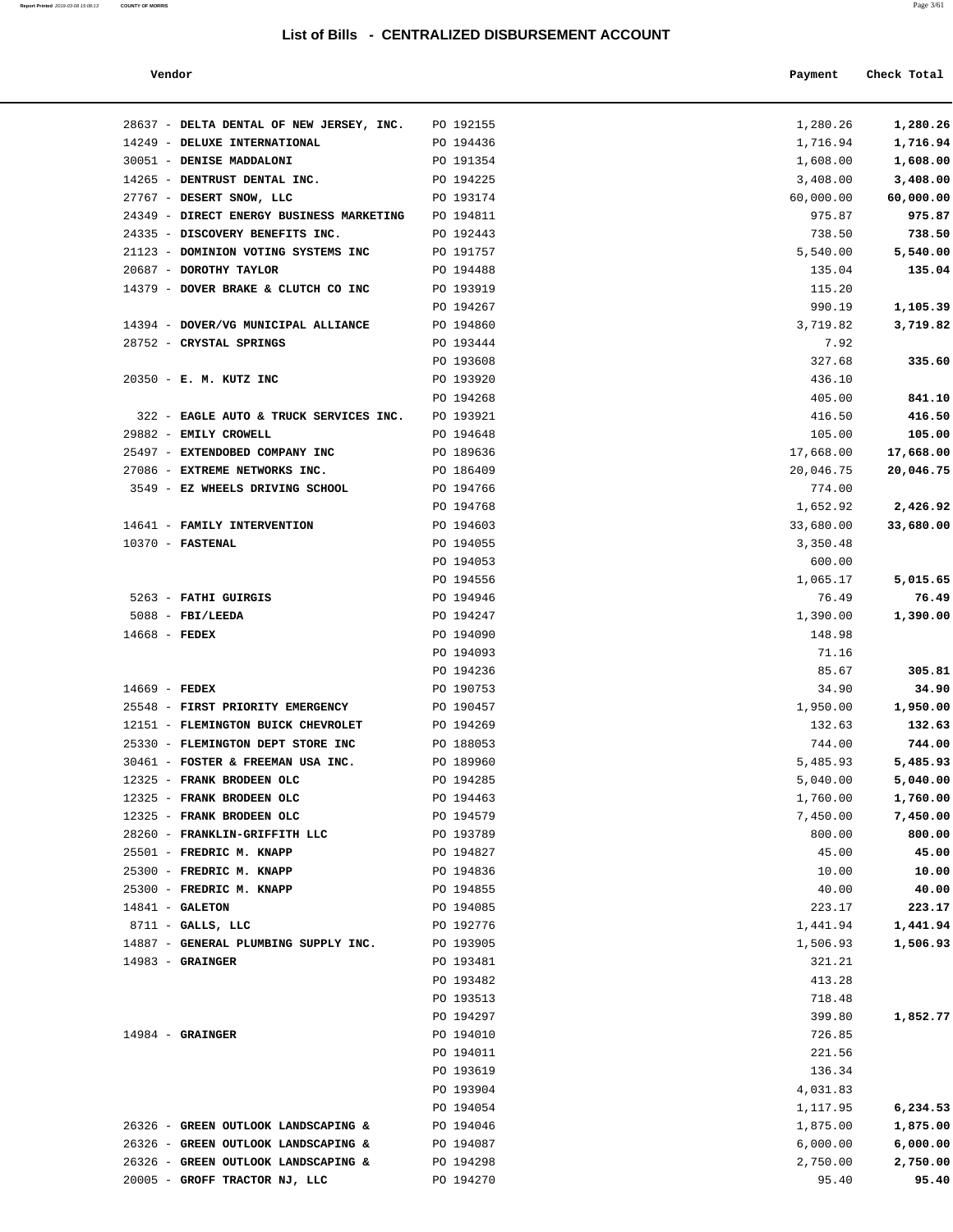## List of Bills - CENTRALIZED DISBURSEMENT ACCOUNT

| Vendor | | Payment | Check Total |
|---|---|---|---|
| 28637 - **DELTA DENTAL OF NEW JERSEY, INC.** | PO 192155 | 1,280.26 | **1,280.26** |
| 14249 - **DELUXE INTERNATIONAL** | PO 194436 | 1,716.94 | **1,716.94** |
| 30051 - **DENISE MADDALONI** | PO 191354 | 1,608.00 | **1,608.00** |
| 14265 - **DENTRUST DENTAL INC.** | PO 194225 | 3,408.00 | **3,408.00** |
| 27767 - **DESERT SNOW, LLC** | PO 193174 | 60,000.00 | **60,000.00** |
| 24349 - **DIRECT ENERGY BUSINESS MARKETING** | PO 194811 | 975.87 | **975.87** |
| 24335 - **DISCOVERY BENEFITS INC.** | PO 192443 | 738.50 | **738.50** |
| 21123 - **DOMINION VOTING SYSTEMS INC** | PO 191757 | 5,540.00 | **5,540.00** |
| 20687 - **DOROTHY TAYLOR** | PO 194488 | 135.04 | **135.04** |
| 14379 - **DOVER BRAKE & CLUTCH CO INC** | PO 193919 | 115.20 | |
| | PO 194267 | 990.19 | **1,105.39** |
| 14394 - **DOVER/VG MUNICIPAL ALLIANCE** | PO 194860 | 3,719.82 | **3,719.82** |
| 28752 - **CRYSTAL SPRINGS** | PO 193444 | 7.92 | |
| | PO 193608 | 327.68 | **335.60** |
| 20350 - **E. M. KUTZ INC** | PO 193920 | 436.10 | |
| | PO 194268 | 405.00 | **841.10** |
| 322 - **EAGLE AUTO & TRUCK SERVICES INC.** | PO 193921 | 416.50 | **416.50** |
| 29882 - **EMILY CROWELL** | PO 194648 | 105.00 | **105.00** |
| 25497 - **EXTENDOBED COMPANY INC** | PO 189636 | 17,668.00 | **17,668.00** |
| 27086 - **EXTREME NETWORKS INC.** | PO 186409 | 20,046.75 | **20,046.75** |
| 3549 - **EZ WHEELS DRIVING SCHOOL** | PO 194766 | 774.00 | |
| | PO 194768 | 1,652.92 | **2,426.92** |
| 14641 - **FAMILY INTERVENTION** | PO 194603 | 33,680.00 | **33,680.00** |
| 10370 - **FASTENAL** | PO 194055 | 3,350.48 | |
| | PO 194053 | 600.00 | |
| | PO 194556 | 1,065.17 | **5,015.65** |
| 5263 - **FATHI GUIRGIS** | PO 194946 | 76.49 | **76.49** |
| 5088 - **FBI/LEEDA** | PO 194247 | 1,390.00 | **1,390.00** |
| 14668 - **FEDEX** | PO 194090 | 148.98 | |
| | PO 194093 | 71.16 | |
| | PO 194236 | 85.67 | **305.81** |
| 14669 - **FEDEX** | PO 190753 | 34.90 | **34.90** |
| 25548 - **FIRST PRIORITY EMERGENCY** | PO 190457 | 1,950.00 | **1,950.00** |
| 12151 - **FLEMINGTON BUICK CHEVROLET** | PO 194269 | 132.63 | **132.63** |
| 25330 - **FLEMINGTON DEPT STORE INC** | PO 188053 | 744.00 | **744.00** |
| 30461 - **FOSTER & FREEMAN USA INC.** | PO 189960 | 5,485.93 | **5,485.93** |
| 12325 - **FRANK BRODEEN OLC** | PO 194285 | 5,040.00 | **5,040.00** |
| 12325 - **FRANK BRODEEN OLC** | PO 194463 | 1,760.00 | **1,760.00** |
| 12325 - **FRANK BRODEEN OLC** | PO 194579 | 7,450.00 | **7,450.00** |
| 28260 - **FRANKLIN-GRIFFITH LLC** | PO 193789 | 800.00 | **800.00** |
| 25501 - **FREDRIC M. KNAPP** | PO 194827 | 45.00 | **45.00** |
| 25300 - **FREDRIC M. KNAPP** | PO 194836 | 10.00 | **10.00** |
| 25300 - **FREDRIC M. KNAPP** | PO 194855 | 40.00 | **40.00** |
| 14841 - **GALETON** | PO 194085 | 223.17 | **223.17** |
| 8711 - **GALLS, LLC** | PO 192776 | 1,441.94 | **1,441.94** |
| 14887 - **GENERAL PLUMBING SUPPLY INC.** | PO 193905 | 1,506.93 | **1,506.93** |
| 14983 - **GRAINGER** | PO 193481 | 321.21 | |
| | PO 193482 | 413.28 | |
| | PO 193513 | 718.48 | |
| | PO 194297 | 399.80 | **1,852.77** |
| 14984 - **GRAINGER** | PO 194010 | 726.85 | |
| | PO 194011 | 221.56 | |
| | PO 193619 | 136.34 | |
| | PO 193904 | 4,031.83 | |
| | PO 194054 | 1,117.95 | **6,234.53** |
| 26326 - **GREEN OUTLOOK LANDSCAPING &** | PO 194046 | 1,875.00 | **1,875.00** |
| 26326 - **GREEN OUTLOOK LANDSCAPING &** | PO 194087 | 6,000.00 | **6,000.00** |
| 26326 - **GREEN OUTLOOK LANDSCAPING &** | PO 194298 | 2,750.00 | **2,750.00** |
| 20005 - **GROFF TRACTOR NJ, LLC** | PO 194270 | 95.40 | **95.40** |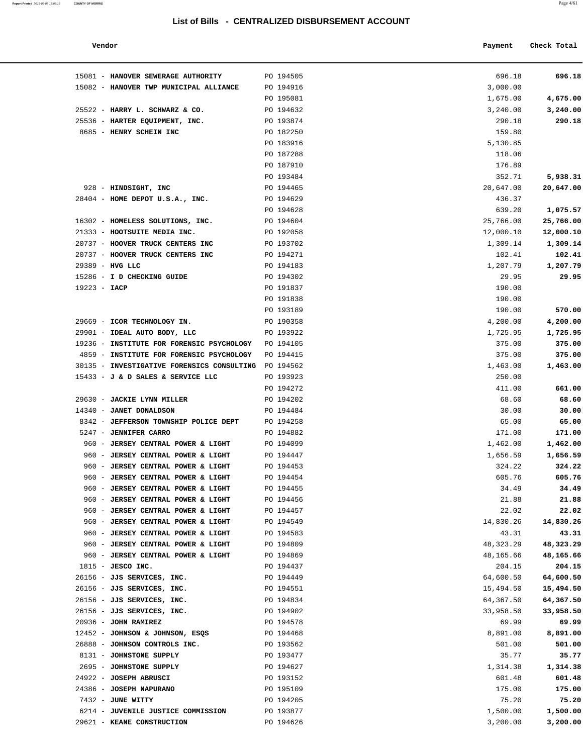## List of Bills - CENTRALIZED DISBURSEMENT ACCOUNT

| Vendor | | Payment | Check Total |
|---|---|---|---|
| 15081 - **HANOVER SEWERAGE AUTHORITY** | PO 194505 | 696.18 | **696.18** |
| 15082 - **HANOVER TWP MUNICIPAL ALLIANCE** | PO 194916 | 3,000.00 | |
| | PO 195081 | 1,675.00 | **4,675.00** |
| 25522 - **HARRY L. SCHWARZ & CO.** | PO 194632 | 3,240.00 | **3,240.00** |
| 25536 - **HARTER EQUIPMENT, INC.** | PO 193874 | 290.18 | **290.18** |
| 8685 - **HENRY SCHEIN INC** | PO 182250 | 159.80 | |
| | PO 183916 | 5,130.85 | |
| | PO 187288 | 118.06 | |
| | PO 187910 | 176.89 | |
| | PO 193484 | 352.71 | **5,938.31** |
| 928 - **HINDSIGHT, INC** | PO 194465 | 20,647.00 | **20,647.00** |
| 28404 - **HOME DEPOT U.S.A., INC.** | PO 194629 | 436.37 | |
| | PO 194628 | 639.20 | **1,075.57** |
| 16302 - **HOMELESS SOLUTIONS, INC.** | PO 194604 | 25,766.00 | **25,766.00** |
| 21333 - **HOOTSUITE MEDIA INC.** | PO 192058 | 12,000.10 | **12,000.10** |
| 20737 - **HOOVER TRUCK CENTERS INC** | PO 193702 | 1,309.14 | **1,309.14** |
| 20737 - **HOOVER TRUCK CENTERS INC** | PO 194271 | 102.41 | **102.41** |
| 29389 - **HVG LLC** | PO 194183 | 1,207.79 | **1,207.79** |
| 15286 - **I D CHECKING GUIDE** | PO 194302 | 29.95 | **29.95** |
| 19223 - **IACP** | PO 191837 | 190.00 | |
| | PO 191838 | 190.00 | |
| | PO 193189 | 190.00 | **570.00** |
| 29669 - **ICOR TECHNOLOGY IN.** | PO 190358 | 4,200.00 | **4,200.00** |
| 29901 - **IDEAL AUTO BODY, LLC** | PO 193922 | 1,725.95 | **1,725.95** |
| 19236 - **INSTITUTE FOR FORENSIC PSYCHOLOGY** | PO 194105 | 375.00 | **375.00** |
| 4859 - **INSTITUTE FOR FORENSIC PSYCHOLOGY** | PO 194415 | 375.00 | **375.00** |
| 30135 - **INVESTIGATIVE FORENSICS CONSULTING** | PO 194562 | 1,463.00 | **1,463.00** |
| 15433 - **J & D SALES & SERVICE LLC** | PO 193923 | 250.00 | |
| | PO 194272 | 411.00 | **661.00** |
| 29630 - **JACKIE LYNN MILLER** | PO 194202 | 68.60 | **68.60** |
| 14340 - **JANET DONALDSON** | PO 194484 | 30.00 | **30.00** |
| 8342 - **JEFFERSON TOWNSHIP POLICE DEPT** | PO 194258 | 65.00 | **65.00** |
| 5247 - **JENNIFER CARRO** | PO 194882 | 171.00 | **171.00** |
| 960 - **JERSEY CENTRAL POWER & LIGHT** | PO 194099 | 1,462.00 | **1,462.00** |
| 960 - **JERSEY CENTRAL POWER & LIGHT** | PO 194447 | 1,656.59 | **1,656.59** |
| 960 - **JERSEY CENTRAL POWER & LIGHT** | PO 194453 | 324.22 | **324.22** |
| 960 - **JERSEY CENTRAL POWER & LIGHT** | PO 194454 | 605.76 | **605.76** |
| 960 - **JERSEY CENTRAL POWER & LIGHT** | PO 194455 | 34.49 | **34.49** |
| 960 - **JERSEY CENTRAL POWER & LIGHT** | PO 194456 | 21.88 | **21.88** |
| 960 - **JERSEY CENTRAL POWER & LIGHT** | PO 194457 | 22.02 | **22.02** |
| 960 - **JERSEY CENTRAL POWER & LIGHT** | PO 194549 | 14,830.26 | **14,830.26** |
| 960 - **JERSEY CENTRAL POWER & LIGHT** | PO 194583 | 43.31 | **43.31** |
| 960 - **JERSEY CENTRAL POWER & LIGHT** | PO 194809 | 48,323.29 | **48,323.29** |
| 960 - **JERSEY CENTRAL POWER & LIGHT** | PO 194869 | 48,165.66 | **48,165.66** |
| 1815 - **JESCO INC.** | PO 194437 | 204.15 | **204.15** |
| 26156 - **JJS SERVICES, INC.** | PO 194449 | 64,600.50 | **64,600.50** |
| 26156 - **JJS SERVICES, INC.** | PO 194551 | 15,494.50 | **15,494.50** |
| 26156 - **JJS SERVICES, INC.** | PO 194834 | 64,367.50 | **64,367.50** |
| 26156 - **JJS SERVICES, INC.** | PO 194902 | 33,958.50 | **33,958.50** |
| 20936 - **JOHN RAMIREZ** | PO 194578 | 69.99 | **69.99** |
| 12452 - **JOHNSON & JOHNSON, ESQS** | PO 194468 | 8,891.00 | **8,891.00** |
| 26888 - **JOHNSON CONTROLS INC.** | PO 193562 | 501.00 | **501.00** |
| 8131 - **JOHNSTONE SUPPLY** | PO 193477 | 35.77 | **35.77** |
| 2695 - **JOHNSTONE SUPPLY** | PO 194627 | 1,314.38 | **1,314.38** |
| 24922 - **JOSEPH ABRUSCI** | PO 193152 | 601.48 | **601.48** |
| 24386 - **JOSEPH NAPURANO** | PO 195109 | 175.00 | **175.00** |
| 7432 - **JUNE WITTY** | PO 194205 | 75.20 | **75.20** |
| 6214 - **JUVENILE JUSTICE COMMISSION** | PO 193877 | 1,500.00 | **1,500.00** |
| 29621 - **KEANE CONSTRUCTION** | PO 194626 | 3,200.00 | **3,200.00** |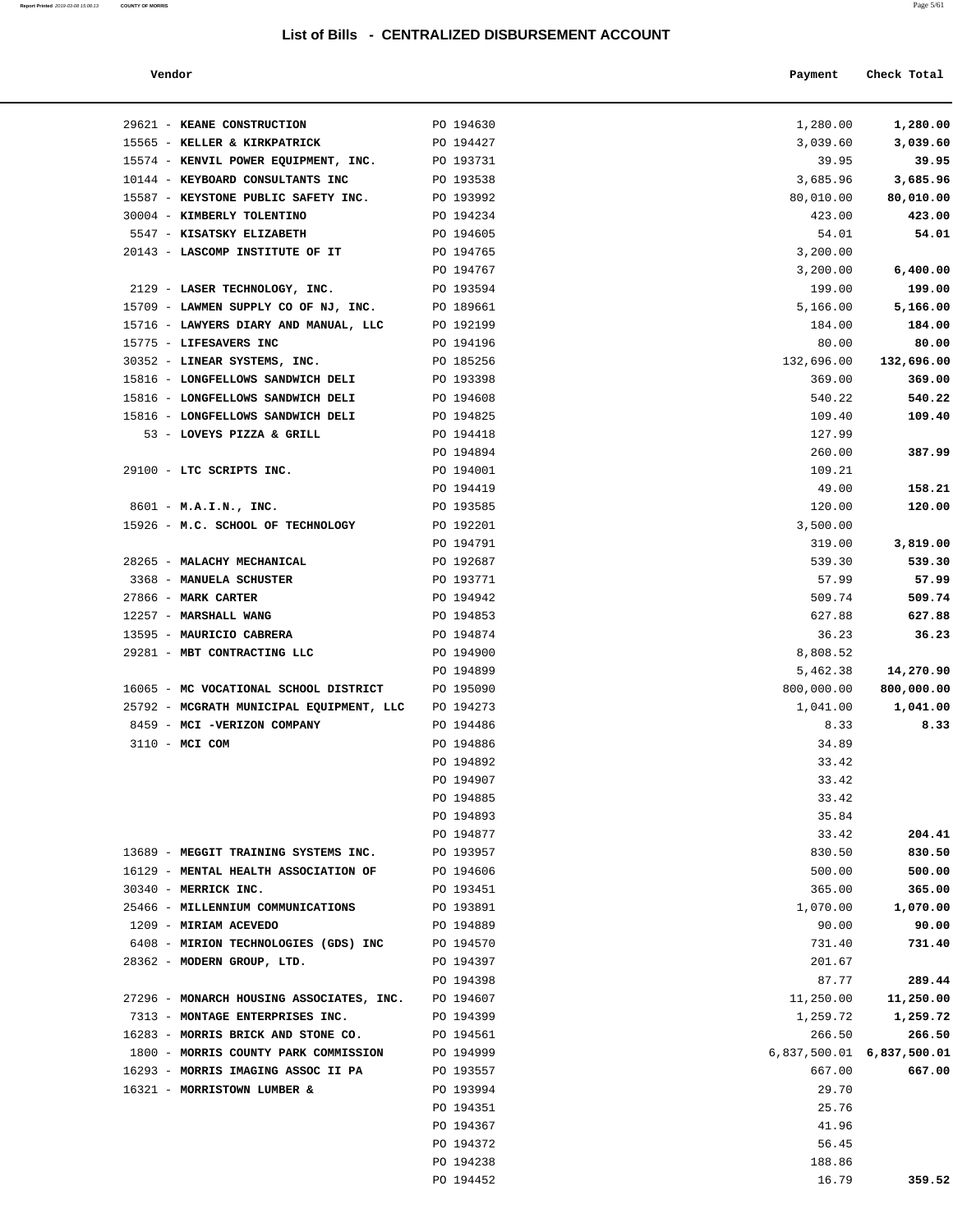## List of Bills - CENTRALIZED DISBURSEMENT ACCOUNT

| Vendor | | Payment | Check Total |
|---|---|---|---|
| 29621 - **KEANE CONSTRUCTION** | PO 194630 | 1,280.00 | **1,280.00** |
| 15565 - **KELLER & KIRKPATRICK** | PO 194427 | 3,039.60 | **3,039.60** |
| 15574 - **KENVIL POWER EQUIPMENT, INC.** | PO 193731 | 39.95 | **39.95** |
| 10144 - **KEYBOARD CONSULTANTS INC** | PO 193538 | 3,685.96 | **3,685.96** |
| 15587 - **KEYSTONE PUBLIC SAFETY INC.** | PO 193992 | 80,010.00 | **80,010.00** |
| 30004 - **KIMBERLY TOLENTINO** | PO 194234 | 423.00 | **423.00** |
| 5547 - **KISATSKY ELIZABETH** | PO 194605 | 54.01 | **54.01** |
| 20143 - **LASCOMP INSTITUTE OF IT** | PO 194765 | 3,200.00 | |
| | PO 194767 | 3,200.00 | **6,400.00** |
| 2129 - **LASER TECHNOLOGY, INC.** | PO 193594 | 199.00 | **199.00** |
| 15709 - **LAWMEN SUPPLY CO OF NJ, INC.** | PO 189661 | 5,166.00 | **5,166.00** |
| 15716 - **LAWYERS DIARY AND MANUAL, LLC** | PO 192199 | 184.00 | **184.00** |
| 15775 - **LIFESAVERS INC** | PO 194196 | 80.00 | **80.00** |
| 30352 - **LINEAR SYSTEMS, INC.** | PO 185256 | 132,696.00 | **132,696.00** |
| 15816 - **LONGFELLOWS SANDWICH DELI** | PO 193398 | 369.00 | **369.00** |
| 15816 - **LONGFELLOWS SANDWICH DELI** | PO 194608 | 540.22 | **540.22** |
| 15816 - **LONGFELLOWS SANDWICH DELI** | PO 194825 | 109.40 | **109.40** |
| 53 - **LOVEYS PIZZA & GRILL** | PO 194418 | 127.99 | |
| | PO 194894 | 260.00 | **387.99** |
| 29100 - **LTC SCRIPTS INC.** | PO 194001 | 109.21 | |
| | PO 194419 | 49.00 | **158.21** |
| 8601 - **M.A.I.N., INC.** | PO 193585 | 120.00 | **120.00** |
| 15926 - **M.C. SCHOOL OF TECHNOLOGY** | PO 192201 | 3,500.00 | |
| | PO 194791 | 319.00 | **3,819.00** |
| 28265 - **MALACHY MECHANICAL** | PO 192687 | 539.30 | **539.30** |
| 3368 - **MANUELA SCHUSTER** | PO 193771 | 57.99 | **57.99** |
| 27866 - **MARK CARTER** | PO 194942 | 509.74 | **509.74** |
| 12257 - **MARSHALL WANG** | PO 194853 | 627.88 | **627.88** |
| 13595 - **MAURICIO CABRERA** | PO 194874 | 36.23 | **36.23** |
| 29281 - **MBT CONTRACTING LLC** | PO 194900 | 8,808.52 | |
| | PO 194899 | 5,462.38 | **14,270.90** |
| 16065 - **MC VOCATIONAL SCHOOL DISTRICT** | PO 195090 | 800,000.00 | **800,000.00** |
| 25792 - **MCGRATH MUNICIPAL EQUIPMENT, LLC** | PO 194273 | 1,041.00 | **1,041.00** |
| 8459 - **MCI -VERIZON COMPANY** | PO 194486 | 8.33 | **8.33** |
| 3110 - **MCI COM** | PO 194886 | 34.89 | |
| | PO 194892 | 33.42 | |
| | PO 194907 | 33.42 | |
| | PO 194885 | 33.42 | |
| | PO 194893 | 35.84 | |
| | PO 194877 | 33.42 | **204.41** |
| 13689 - **MEGGIT TRAINING SYSTEMS INC.** | PO 193957 | 830.50 | **830.50** |
| 16129 - **MENTAL HEALTH ASSOCIATION OF** | PO 194606 | 500.00 | **500.00** |
| 30340 - **MERRICK INC.** | PO 193451 | 365.00 | **365.00** |
| 25466 - **MILLENNIUM COMMUNICATIONS** | PO 193891 | 1,070.00 | **1,070.00** |
| 1209 - **MIRIAM ACEVEDO** | PO 194889 | 90.00 | **90.00** |
| 6408 - **MIRION TECHNOLOGIES (GDS) INC** | PO 194570 | 731.40 | **731.40** |
| 28362 - **MODERN GROUP, LTD.** | PO 194397 | 201.67 | |
| | PO 194398 | 87.77 | **289.44** |
| 27296 - **MONARCH HOUSING ASSOCIATES, INC.** | PO 194607 | 11,250.00 | **11,250.00** |
| 7313 - **MONTAGE ENTERPRISES INC.** | PO 194399 | 1,259.72 | **1,259.72** |
| 16283 - **MORRIS BRICK AND STONE CO.** | PO 194561 | 266.50 | **266.50** |
| 1800 - **MORRIS COUNTY PARK COMMISSION** | PO 194999 | 6,837,500.01 | **6,837,500.01** |
| 16293 - **MORRIS IMAGING ASSOC II PA** | PO 193557 | 667.00 | **667.00** |
| 16321 - **MORRISTOWN LUMBER &** | PO 193994 | 29.70 | |
| | PO 194351 | 25.76 | |
| | PO 194367 | 41.96 | |
| | PO 194372 | 56.45 | |
| | PO 194238 | 188.86 | |
| | PO 194452 | 16.79 | **359.52** |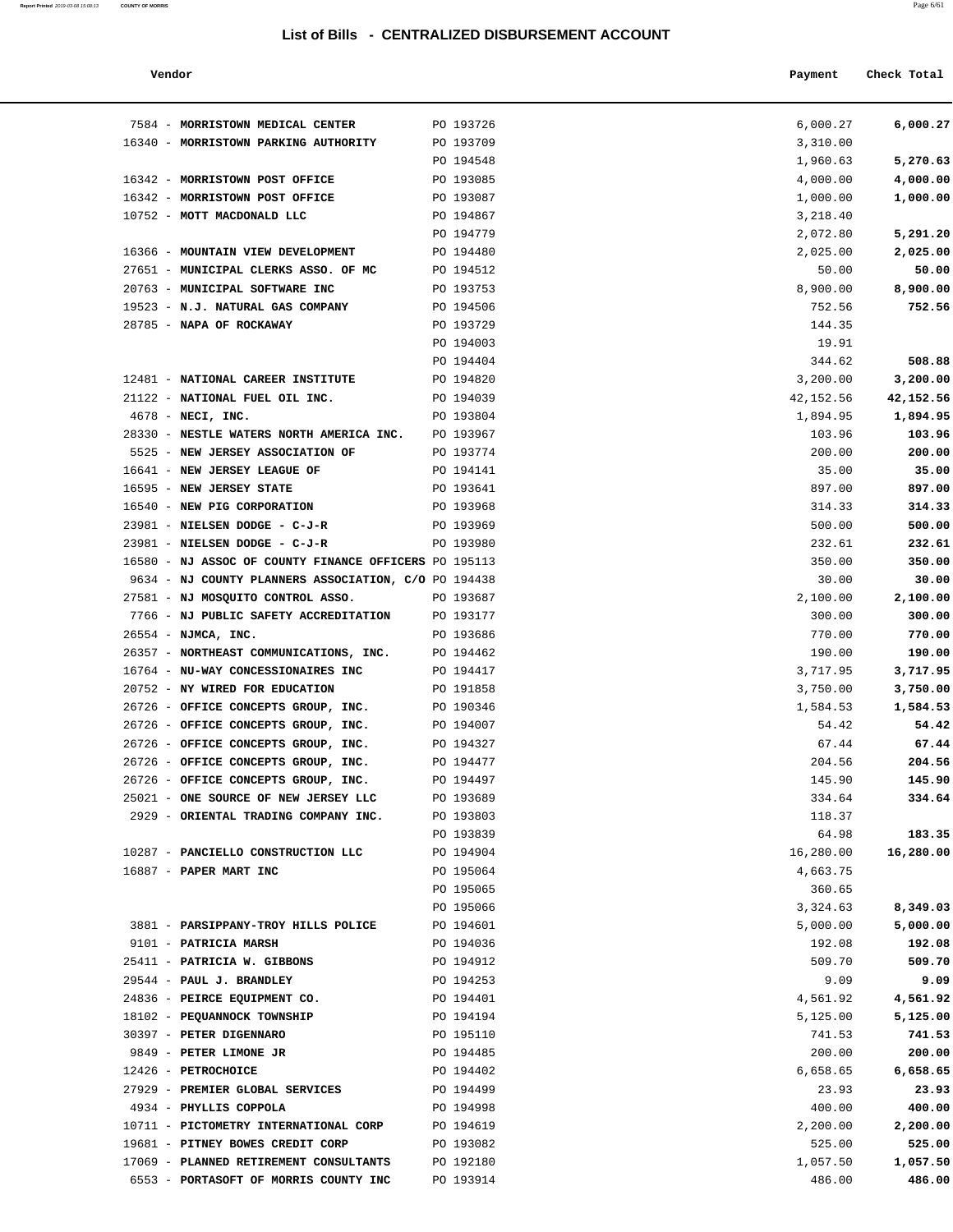## List of Bills - CENTRALIZED DISBURSEMENT ACCOUNT

| Vendor | | Payment | Check Total |
|---|---|---|---|
| 7584 - **MORRISTOWN MEDICAL CENTER** | PO 193726 | 6,000.27 | **6,000.27** |
| 16340 - **MORRISTOWN PARKING AUTHORITY** | PO 193709 | 3,310.00 | |
| | PO 194548 | 1,960.63 | **5,270.63** |
| 16342 - **MORRISTOWN POST OFFICE** | PO 193085 | 4,000.00 | **4,000.00** |
| 16342 - **MORRISTOWN POST OFFICE** | PO 193087 | 1,000.00 | **1,000.00** |
| 10752 - **MOTT MACDONALD LLC** | PO 194867 | 3,218.40 | |
| | PO 194779 | 2,072.80 | **5,291.20** |
| 16366 - **MOUNTAIN VIEW DEVELOPMENT** | PO 194480 | 2,025.00 | **2,025.00** |
| 27651 - **MUNICIPAL CLERKS ASSO. OF MC** | PO 194512 | 50.00 | **50.00** |
| 20763 - **MUNICIPAL SOFTWARE INC** | PO 193753 | 8,900.00 | **8,900.00** |
| 19523 - **N.J. NATURAL GAS COMPANY** | PO 194506 | 752.56 | **752.56** |
| 28785 - **NAPA OF ROCKAWAY** | PO 193729 | 144.35 | |
| | PO 194003 | 19.91 | |
| | PO 194404 | 344.62 | **508.88** |
| 12481 - **NATIONAL CAREER INSTITUTE** | PO 194820 | 3,200.00 | **3,200.00** |
| 21122 - **NATIONAL FUEL OIL INC.** | PO 194039 | 42,152.56 | **42,152.56** |
| 4678 - **NECI, INC.** | PO 193804 | 1,894.95 | **1,894.95** |
| 28330 - **NESTLE WATERS NORTH AMERICA INC.** | PO 193967 | 103.96 | **103.96** |
| 5525 - **NEW JERSEY ASSOCIATION OF** | PO 193774 | 200.00 | **200.00** |
| 16641 - **NEW JERSEY LEAGUE OF** | PO 194141 | 35.00 | **35.00** |
| 16595 - **NEW JERSEY STATE** | PO 193641 | 897.00 | **897.00** |
| 16540 - **NEW PIG CORPORATION** | PO 193968 | 314.33 | **314.33** |
| 23981 - **NIELSEN DODGE - C-J-R** | PO 193969 | 500.00 | **500.00** |
| 23981 - **NIELSEN DODGE - C-J-R** | PO 193980 | 232.61 | **232.61** |
| 16580 - **NJ ASSOC OF COUNTY FINANCE OFFICERS** | PO 195113 | 350.00 | **350.00** |
| 9634 - **NJ COUNTY PLANNERS ASSOCIATION, C/O** | PO 194438 | 30.00 | **30.00** |
| 27581 - **NJ MOSQUITO CONTROL ASSO.** | PO 193687 | 2,100.00 | **2,100.00** |
| 7766 - **NJ PUBLIC SAFETY ACCREDITATION** | PO 193177 | 300.00 | **300.00** |
| 26554 - **NJMCA, INC.** | PO 193686 | 770.00 | **770.00** |
| 26357 - **NORTHEAST COMMUNICATIONS, INC.** | PO 194462 | 190.00 | **190.00** |
| 16764 - **NU-WAY CONCESSIONAIRES INC** | PO 194417 | 3,717.95 | **3,717.95** |
| 20752 - **NY WIRED FOR EDUCATION** | PO 191858 | 3,750.00 | **3,750.00** |
| 26726 - **OFFICE CONCEPTS GROUP, INC.** | PO 190346 | 1,584.53 | **1,584.53** |
| 26726 - **OFFICE CONCEPTS GROUP, INC.** | PO 194007 | 54.42 | **54.42** |
| 26726 - **OFFICE CONCEPTS GROUP, INC.** | PO 194327 | 67.44 | **67.44** |
| 26726 - **OFFICE CONCEPTS GROUP, INC.** | PO 194477 | 204.56 | **204.56** |
| 26726 - **OFFICE CONCEPTS GROUP, INC.** | PO 194497 | 145.90 | **145.90** |
| 25021 - **ONE SOURCE OF NEW JERSEY LLC** | PO 193689 | 334.64 | **334.64** |
| 2929 - **ORIENTAL TRADING COMPANY INC.** | PO 193803 | 118.37 | |
| | PO 193839 | 64.98 | **183.35** |
| 10287 - **PANCIELLO CONSTRUCTION LLC** | PO 194904 | 16,280.00 | **16,280.00** |
| 16887 - **PAPER MART INC** | PO 195064 | 4,663.75 | |
| | PO 195065 | 360.65 | |
| | PO 195066 | 3,324.63 | **8,349.03** |
| 3881 - **PARSIPPANY-TROY HILLS POLICE** | PO 194601 | 5,000.00 | **5,000.00** |
| 9101 - **PATRICIA MARSH** | PO 194036 | 192.08 | **192.08** |
| 25411 - **PATRICIA W. GIBBONS** | PO 194912 | 509.70 | **509.70** |
| 29544 - **PAUL J. BRANDLEY** | PO 194253 | 9.09 | **9.09** |
| 24836 - **PEIRCE EQUIPMENT CO.** | PO 194401 | 4,561.92 | **4,561.92** |
| 18102 - **PEQUANNOCK TOWNSHIP** | PO 194194 | 5,125.00 | **5,125.00** |
| 30397 - **PETER DIGENNARO** | PO 195110 | 741.53 | **741.53** |
| 9849 - **PETER LIMONE JR** | PO 194485 | 200.00 | **200.00** |
| 12426 - **PETROCHOICE** | PO 194402 | 6,658.65 | **6,658.65** |
| 27929 - **PREMIER GLOBAL SERVICES** | PO 194499 | 23.93 | **23.93** |
| 4934 - **PHYLLIS COPPOLA** | PO 194998 | 400.00 | **400.00** |
| 10711 - **PICTOMETRY INTERNATIONAL CORP** | PO 194619 | 2,200.00 | **2,200.00** |
| 19681 - **PITNEY BOWES CREDIT CORP** | PO 193082 | 525.00 | **525.00** |
| 17069 - **PLANNED RETIREMENT CONSULTANTS** | PO 192180 | 1,057.50 | **1,057.50** |
| 6553 - **PORTASOFT OF MORRIS COUNTY INC** | PO 193914 | 486.00 | **486.00** |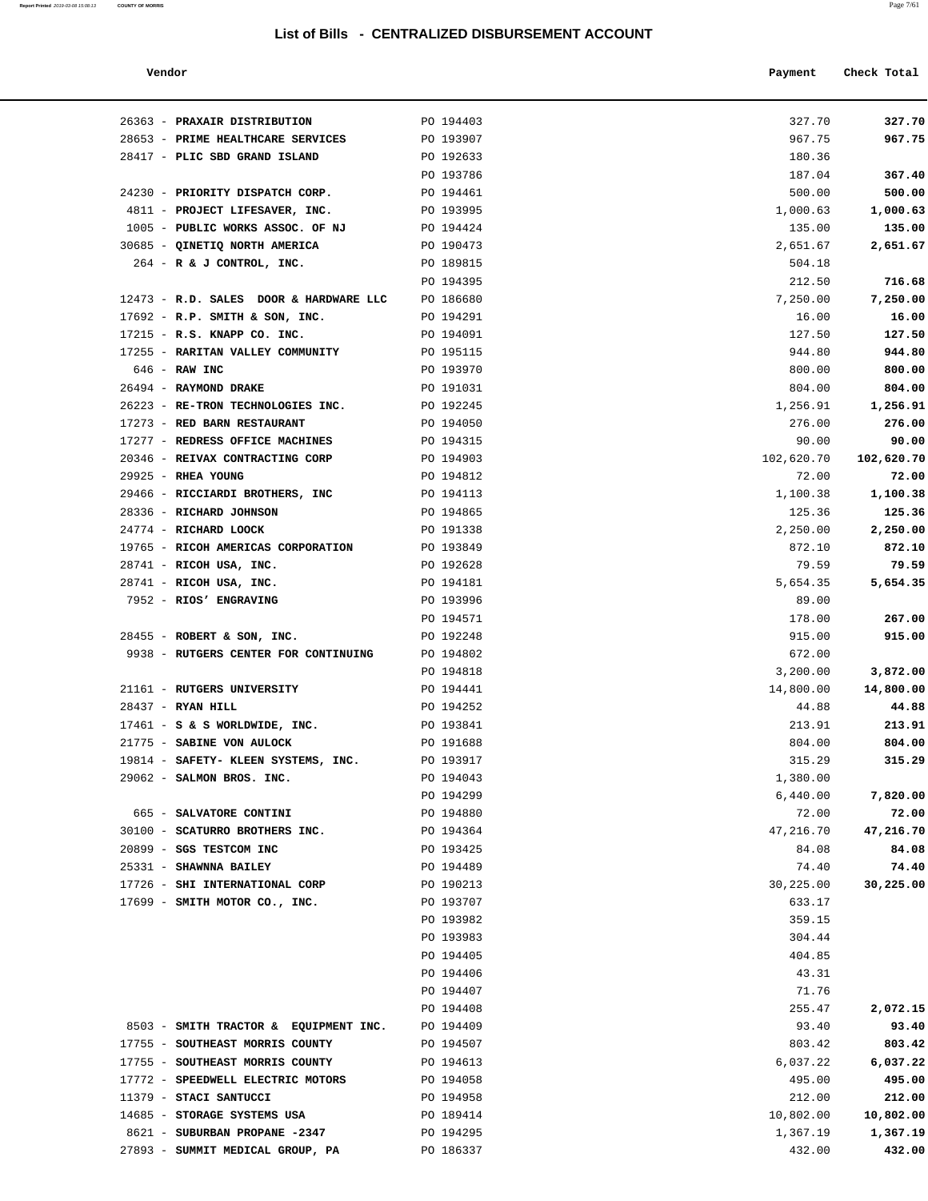## List of Bills - CENTRALIZED DISBURSEMENT ACCOUNT

| Vendor | | Payment | Check Total |
|---|---|---|---|
| 26363 - **PRAXAIR DISTRIBUTION** | PO 194403 | 327.70 | **327.70** |
| 28653 - **PRIME HEALTHCARE SERVICES** | PO 193907 | 967.75 | **967.75** |
| 28417 - **PLIC SBD GRAND ISLAND** | PO 192633 | 180.36 | |
| | PO 193786 | 187.04 | **367.40** |
| 24230 - **PRIORITY DISPATCH CORP.** | PO 194461 | 500.00 | **500.00** |
| 4811 - **PROJECT LIFESAVER, INC.** | PO 193995 | 1,000.63 | **1,000.63** |
| 1005 - **PUBLIC WORKS ASSOC. OF NJ** | PO 194424 | 135.00 | **135.00** |
| 30685 - **QINETIQ NORTH AMERICA** | PO 190473 | 2,651.67 | **2,651.67** |
| 264 - **R & J CONTROL, INC.** | PO 189815 | 504.18 | |
| | PO 194395 | 212.50 | **716.68** |
| 12473 - **R.D. SALES DOOR & HARDWARE LLC** | PO 186680 | 7,250.00 | **7,250.00** |
| 17692 - **R.P. SMITH & SON, INC.** | PO 194291 | 16.00 | **16.00** |
| 17215 - **R.S. KNAPP CO. INC.** | PO 194091 | 127.50 | **127.50** |
| 17255 - **RARITAN VALLEY COMMUNITY** | PO 195115 | 944.80 | **944.80** |
| 646 - **RAW INC** | PO 193970 | 800.00 | **800.00** |
| 26494 - **RAYMOND DRAKE** | PO 191031 | 804.00 | **804.00** |
| 26223 - **RE-TRON TECHNOLOGIES INC.** | PO 192245 | 1,256.91 | **1,256.91** |
| 17273 - **RED BARN RESTAURANT** | PO 194050 | 276.00 | **276.00** |
| 17277 - **REDRESS OFFICE MACHINES** | PO 194315 | 90.00 | **90.00** |
| 20346 - **REIVAX CONTRACTING CORP** | PO 194903 | 102,620.70 | **102,620.70** |
| 29925 - **RHEA YOUNG** | PO 194812 | 72.00 | **72.00** |
| 29466 - **RICCIARDI BROTHERS, INC** | PO 194113 | 1,100.38 | **1,100.38** |
| 28336 - **RICHARD JOHNSON** | PO 194865 | 125.36 | **125.36** |
| 24774 - **RICHARD LOOCK** | PO 191338 | 2,250.00 | **2,250.00** |
| 19765 - **RICOH AMERICAS CORPORATION** | PO 193849 | 872.10 | **872.10** |
| 28741 - **RICOH USA, INC.** | PO 192628 | 79.59 | **79.59** |
| 28741 - **RICOH USA, INC.** | PO 194181 | 5,654.35 | **5,654.35** |
| 7952 - **RIOS' ENGRAVING** | PO 193996 | 89.00 | |
| | PO 194571 | 178.00 | **267.00** |
| 28455 - **ROBERT & SON, INC.** | PO 192248 | 915.00 | **915.00** |
| 9938 - **RUTGERS CENTER FOR CONTINUING** | PO 194802 | 672.00 | |
| | PO 194818 | 3,200.00 | **3,872.00** |
| 21161 - **RUTGERS UNIVERSITY** | PO 194441 | 14,800.00 | **14,800.00** |
| 28437 - **RYAN HILL** | PO 194252 | 44.88 | **44.88** |
| 17461 - **S & S WORLDWIDE, INC.** | PO 193841 | 213.91 | **213.91** |
| 21775 - **SABINE VON AULOCK** | PO 191688 | 804.00 | **804.00** |
| 19814 - **SAFETY- KLEEN SYSTEMS, INC.** | PO 193917 | 315.29 | **315.29** |
| 29062 - **SALMON BROS. INC.** | PO 194043 | 1,380.00 | |
| | PO 194299 | 6,440.00 | **7,820.00** |
| 665 - **SALVATORE CONTINI** | PO 194880 | 72.00 | **72.00** |
| 30100 - **SCATURRO BROTHERS INC.** | PO 194364 | 47,216.70 | **47,216.70** |
| 20899 - **SGS TESTCOM INC** | PO 193425 | 84.08 | **84.08** |
| 25331 - **SHAWNNA BAILEY** | PO 194489 | 74.40 | **74.40** |
| 17726 - **SHI INTERNATIONAL CORP** | PO 190213 | 30,225.00 | **30,225.00** |
| 17699 - **SMITH MOTOR CO., INC.** | PO 193707 | 633.17 | |
| | PO 193982 | 359.15 | |
| | PO 193983 | 304.44 | |
| | PO 194405 | 404.85 | |
| | PO 194406 | 43.31 | |
| | PO 194407 | 71.76 | |
| | PO 194408 | 255.47 | **2,072.15** |
| 8503 - **SMITH TRACTOR & EQUIPMENT INC.** | PO 194409 | 93.40 | **93.40** |
| 17755 - **SOUTHEAST MORRIS COUNTY** | PO 194507 | 803.42 | **803.42** |
| 17755 - **SOUTHEAST MORRIS COUNTY** | PO 194613 | 6,037.22 | **6,037.22** |
| 17772 - **SPEEDWELL ELECTRIC MOTORS** | PO 194058 | 495.00 | **495.00** |
| 11379 - **STACI SANTUCCI** | PO 194958 | 212.00 | **212.00** |
| 14685 - **STORAGE SYSTEMS USA** | PO 189414 | 10,802.00 | **10,802.00** |
| 8621 - **SUBURBAN PROPANE -2347** | PO 194295 | 1,367.19 | **1,367.19** |
| 27893 - **SUMMIT MEDICAL GROUP, PA** | PO 186337 | 432.00 | **432.00** |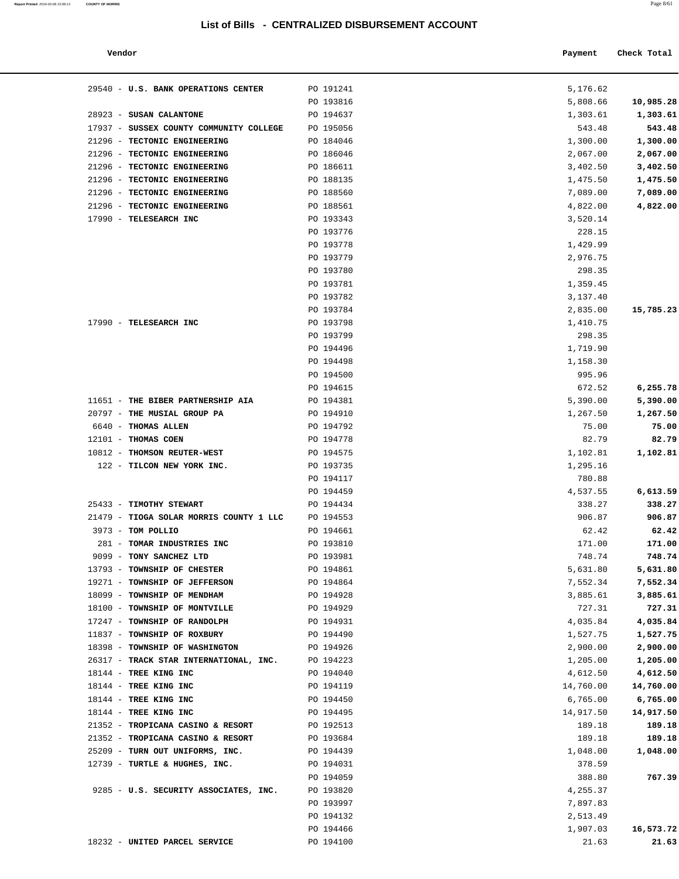## List of Bills - CENTRALIZED DISBURSEMENT ACCOUNT

| Vendor | | Payment | Check Total |
|---|---|---|---|
| 29540 - **U.S. BANK OPERATIONS CENTER** | PO 191241 | 5,176.62 | |
| | PO 193816 | 5,808.66 | **10,985.28** |
| 28923 - **SUSAN CALANTONE** | PO 194637 | 1,303.61 | **1,303.61** |
| 17937 - **SUSSEX COUNTY COMMUNITY COLLEGE** | PO 195056 | 543.48 | **543.48** |
| 21296 - **TECTONIC ENGINEERING** | PO 184046 | 1,300.00 | **1,300.00** |
| 21296 - **TECTONIC ENGINEERING** | PO 186046 | 2,067.00 | **2,067.00** |
| 21296 - **TECTONIC ENGINEERING** | PO 186611 | 3,402.50 | **3,402.50** |
| 21296 - **TECTONIC ENGINEERING** | PO 188135 | 1,475.50 | **1,475.50** |
| 21296 - **TECTONIC ENGINEERING** | PO 188560 | 7,089.00 | **7,089.00** |
| 21296 - **TECTONIC ENGINEERING** | PO 188561 | 4,822.00 | **4,822.00** |
| 17990 - **TELESEARCH INC** | PO 193343 | 3,520.14 | |
| | PO 193776 | 228.15 | |
| | PO 193778 | 1,429.99 | |
| | PO 193779 | 2,976.75 | |
| | PO 193780 | 298.35 | |
| | PO 193781 | 1,359.45 | |
| | PO 193782 | 3,137.40 | |
| | PO 193784 | 2,835.00 | **15,785.23** |
| 17990 - **TELESEARCH INC** | PO 193798 | 1,410.75 | |
| | PO 193799 | 298.35 | |
| | PO 194496 | 1,719.90 | |
| | PO 194498 | 1,158.30 | |
| | PO 194500 | 995.96 | |
| | PO 194615 | 672.52 | **6,255.78** |
| 11651 - **THE BIBER PARTNERSHIP AIA** | PO 194381 | 5,390.00 | **5,390.00** |
| 20797 - **THE MUSIAL GROUP PA** | PO 194910 | 1,267.50 | **1,267.50** |
| 6640 - **THOMAS ALLEN** | PO 194792 | 75.00 | **75.00** |
| 12101 - **THOMAS COEN** | PO 194778 | 82.79 | **82.79** |
| 10812 - **THOMSON REUTER-WEST** | PO 194575 | 1,102.81 | **1,102.81** |
| 122 - **TILCON NEW YORK INC.** | PO 193735 | 1,295.16 | |
| | PO 194117 | 780.88 | |
| | PO 194459 | 4,537.55 | **6,613.59** |
| 25433 - **TIMOTHY STEWART** | PO 194434 | 338.27 | **338.27** |
| 21479 - **TIOGA SOLAR MORRIS COUNTY 1 LLC** | PO 194553 | 906.87 | **906.87** |
| 3973 - **TOM POLLIO** | PO 194661 | 62.42 | **62.42** |
| 281 - **TOMAR INDUSTRIES INC** | PO 193810 | 171.00 | **171.00** |
| 9099 - **TONY SANCHEZ LTD** | PO 193981 | 748.74 | **748.74** |
| 13793 - **TOWNSHIP OF CHESTER** | PO 194861 | 5,631.80 | **5,631.80** |
| 19271 - **TOWNSHIP OF JEFFERSON** | PO 194864 | 7,552.34 | **7,552.34** |
| 18099 - **TOWNSHIP OF MENDHAM** | PO 194928 | 3,885.61 | **3,885.61** |
| 18100 - **TOWNSHIP OF MONTVILLE** | PO 194929 | 727.31 | **727.31** |
| 17247 - **TOWNSHIP OF RANDOLPH** | PO 194931 | 4,035.84 | **4,035.84** |
| 11837 - **TOWNSHIP OF ROXBURY** | PO 194490 | 1,527.75 | **1,527.75** |
| 18398 - **TOWNSHIP OF WASHINGTON** | PO 194926 | 2,900.00 | **2,900.00** |
| 26317 - **TRACK STAR INTERNATIONAL, INC.** | PO 194223 | 1,205.00 | **1,205.00** |
| 18144 - **TREE KING INC** | PO 194040 | 4,612.50 | **4,612.50** |
| 18144 - **TREE KING INC** | PO 194119 | 14,760.00 | **14,760.00** |
| 18144 - **TREE KING INC** | PO 194450 | 6,765.00 | **6,765.00** |
| 18144 - **TREE KING INC** | PO 194495 | 14,917.50 | **14,917.50** |
| 21352 - **TROPICANA CASINO & RESORT** | PO 192513 | 189.18 | **189.18** |
| 21352 - **TROPICANA CASINO & RESORT** | PO 193684 | 189.18 | **189.18** |
| 25209 - **TURN OUT UNIFORMS, INC.** | PO 194439 | 1,048.00 | **1,048.00** |
| 12739 - **TURTLE & HUGHES, INC.** | PO 194031 | 378.59 | |
| | PO 194059 | 388.80 | **767.39** |
| 9285 - **U.S. SECURITY ASSOCIATES, INC.** | PO 193820 | 4,255.37 | |
| | PO 193997 | 7,897.83 | |
| | PO 194132 | 2,513.49 | |
| | PO 194466 | 1,907.03 | **16,573.72** |
| 18232 - **UNITED PARCEL SERVICE** | PO 194100 | 21.63 | **21.63** |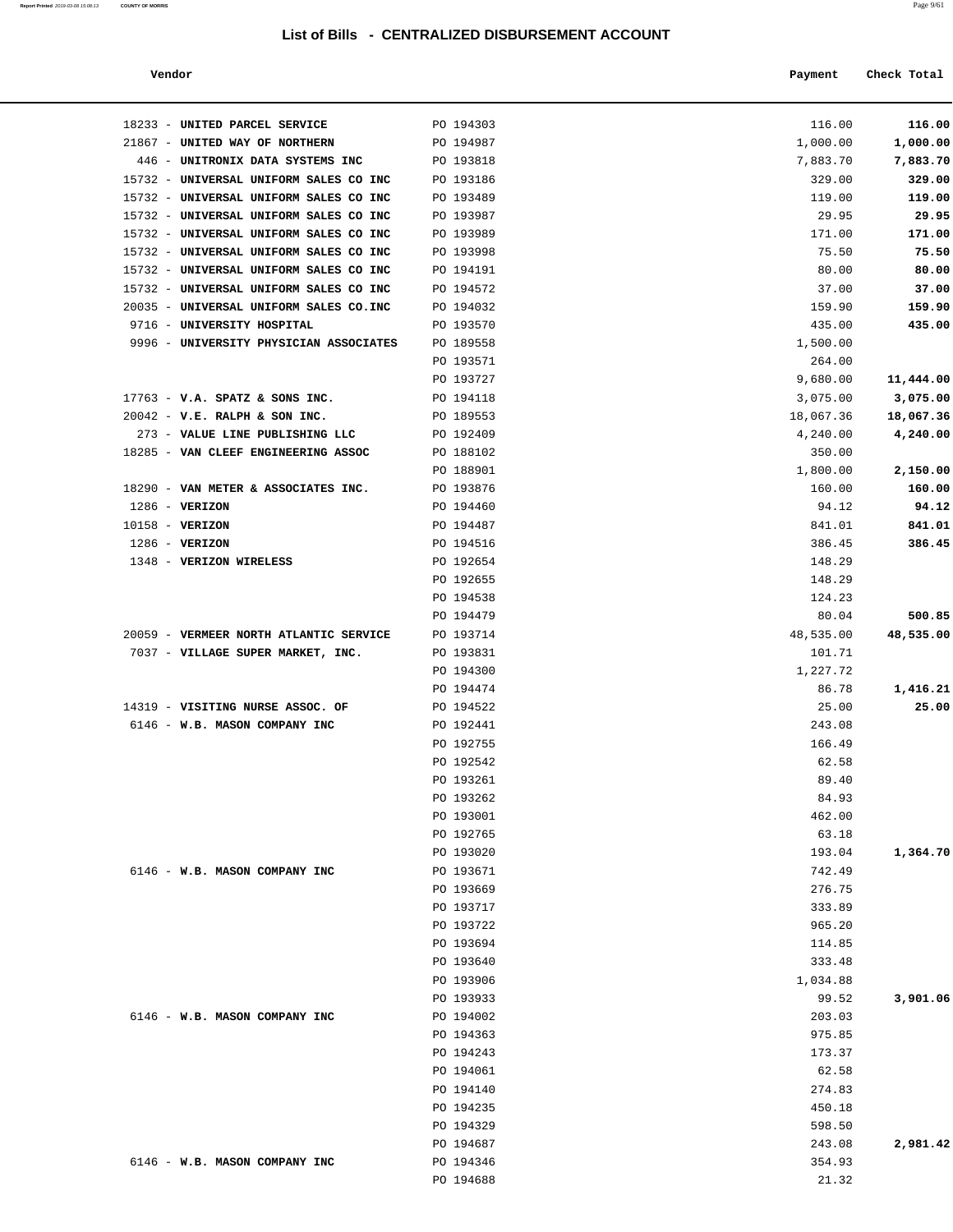# List of Bills - CENTRALIZED DISBURSEMENT ACCOUNT

| Vendor | | Payment | Check Total |
|---|---|---|---|
| 18233 - **UNITED PARCEL SERVICE** | PO 194303 | 116.00 | **116.00** |
| 21867 - **UNITED WAY OF NORTHERN** | PO 194987 | 1,000.00 | **1,000.00** |
| 446 - **UNITRONIX DATA SYSTEMS INC** | PO 193818 | 7,883.70 | **7,883.70** |
| 15732 - **UNIVERSAL UNIFORM SALES CO INC** | PO 193186 | 329.00 | **329.00** |
| 15732 - **UNIVERSAL UNIFORM SALES CO INC** | PO 193489 | 119.00 | **119.00** |
| 15732 - **UNIVERSAL UNIFORM SALES CO INC** | PO 193987 | 29.95 | **29.95** |
| 15732 - **UNIVERSAL UNIFORM SALES CO INC** | PO 193989 | 171.00 | **171.00** |
| 15732 - **UNIVERSAL UNIFORM SALES CO INC** | PO 193998 | 75.50 | **75.50** |
| 15732 - **UNIVERSAL UNIFORM SALES CO INC** | PO 194191 | 80.00 | **80.00** |
| 15732 - **UNIVERSAL UNIFORM SALES CO INC** | PO 194572 | 37.00 | **37.00** |
| 20035 - **UNIVERSAL UNIFORM SALES CO.INC** | PO 194032 | 159.90 | **159.90** |
| 9716 - **UNIVERSITY HOSPITAL** | PO 193570 | 435.00 | **435.00** |
| 9996 - **UNIVERSITY PHYSICIAN ASSOCIATES** | PO 189558 | 1,500.00 | |
| | PO 193571 | 264.00 | |
| | PO 193727 | 9,680.00 | **11,444.00** |
| 17763 - **V.A. SPATZ & SONS INC.** | PO 194118 | 3,075.00 | **3,075.00** |
| 20042 - **V.E. RALPH & SON INC.** | PO 189553 | 18,067.36 | **18,067.36** |
| 273 - **VALUE LINE PUBLISHING LLC** | PO 192409 | 4,240.00 | **4,240.00** |
| 18285 - **VAN CLEEF ENGINEERING ASSOC** | PO 188102 | 350.00 | |
| | PO 188901 | 1,800.00 | **2,150.00** |
| 18290 - **VAN METER & ASSOCIATES INC.** | PO 193876 | 160.00 | **160.00** |
| 1286 - **VERIZON** | PO 194460 | 94.12 | **94.12** |
| 10158 - **VERIZON** | PO 194487 | 841.01 | **841.01** |
| 1286 - **VERIZON** | PO 194516 | 386.45 | **386.45** |
| 1348 - **VERIZON WIRELESS** | PO 192654 | 148.29 | |
| | PO 192655 | 148.29 | |
| | PO 194538 | 124.23 | |
| | PO 194479 | 80.04 | **500.85** |
| 20059 - **VERMEER NORTH ATLANTIC SERVICE** | PO 193714 | 48,535.00 | **48,535.00** |
| 7037 - **VILLAGE SUPER MARKET, INC.** | PO 193831 | 101.71 | |
| | PO 194300 | 1,227.72 | |
| | PO 194474 | 86.78 | **1,416.21** |
| 14319 - **VISITING NURSE ASSOC. OF** | PO 194522 | 25.00 | **25.00** |
| 6146 - **W.B. MASON COMPANY INC** | PO 192441 | 243.08 | |
| | PO 192755 | 166.49 | |
| | PO 192542 | 62.58 | |
| | PO 193261 | 89.40 | |
| | PO 193262 | 84.93 | |
| | PO 193001 | 462.00 | |
| | PO 192765 | 63.18 | |
| | PO 193020 | 193.04 | **1,364.70** |
| 6146 - **W.B. MASON COMPANY INC** | PO 193671 | 742.49 | |
| | PO 193669 | 276.75 | |
| | PO 193717 | 333.89 | |
| | PO 193722 | 965.20 | |
| | PO 193694 | 114.85 | |
| | PO 193640 | 333.48 | |
| | PO 193906 | 1,034.88 | |
| | PO 193933 | 99.52 | **3,901.06** |
| 6146 - **W.B. MASON COMPANY INC** | PO 194002 | 203.03 | |
| | PO 194363 | 975.85 | |
| | PO 194243 | 173.37 | |
| | PO 194061 | 62.58 | |
| | PO 194140 | 274.83 | |
| | PO 194235 | 450.18 | |
| | PO 194329 | 598.50 | |
| | PO 194687 | 243.08 | **2,981.42** |
| 6146 - **W.B. MASON COMPANY INC** | PO 194346 | 354.93 | |
| | PO 194688 | 21.32 | |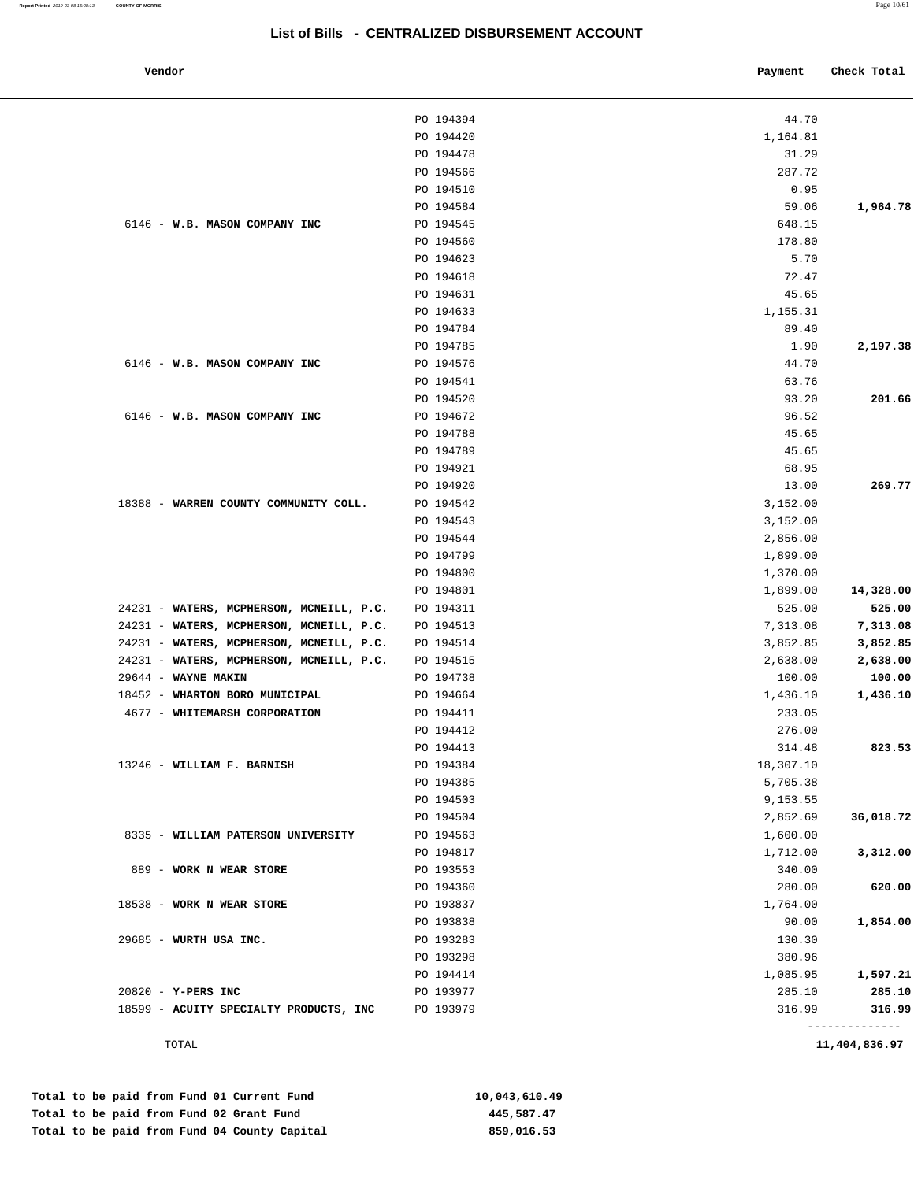# List of Bills - CENTRALIZED DISBURSEMENT ACCOUNT

| Vendor | | Payment | Check Total |
|---|---|---|---|
| | PO 194394 | 44.70 | |
| | PO 194420 | 1,164.81 | |
| | PO 194478 | 31.29 | |
| | PO 194566 | 287.72 | |
| | PO 194510 | 0.95 | |
| | PO 194584 | 59.06 | **1,964.78** |
| 6146 - **W.B. MASON COMPANY INC** | PO 194545 | 648.15 | |
| | PO 194560 | 178.80 | |
| | PO 194623 | 5.70 | |
| | PO 194618 | 72.47 | |
| | PO 194631 | 45.65 | |
| | PO 194633 | 1,155.31 | |
| | PO 194784 | 89.40 | |
| | PO 194785 | 1.90 | **2,197.38** |
| 6146 - **W.B. MASON COMPANY INC** | PO 194576 | 44.70 | |
| | PO 194541 | 63.76 | |
| | PO 194520 | 93.20 | **201.66** |
| 6146 - **W.B. MASON COMPANY INC** | PO 194672 | 96.52 | |
| | PO 194788 | 45.65 | |
| | PO 194789 | 45.65 | |
| | PO 194921 | 68.95 | |
| | PO 194920 | 13.00 | **269.77** |
| 18388 - **WARREN COUNTY COMMUNITY COLL.** | PO 194542 | 3,152.00 | |
| | PO 194543 | 3,152.00 | |
| | PO 194544 | 2,856.00 | |
| | PO 194799 | 1,899.00 | |
| | PO 194800 | 1,370.00 | |
| | PO 194801 | 1,899.00 | **14,328.00** |
| 24231 - **WATERS, MCPHERSON, MCNEILL, P.C.** | PO 194311 | 525.00 | **525.00** |
| 24231 - **WATERS, MCPHERSON, MCNEILL, P.C.** | PO 194513 | 7,313.08 | **7,313.08** |
| 24231 - **WATERS, MCPHERSON, MCNEILL, P.C.** | PO 194514 | 3,852.85 | **3,852.85** |
| 24231 - **WATERS, MCPHERSON, MCNEILL, P.C.** | PO 194515 | 2,638.00 | **2,638.00** |
| 29644 - **WAYNE MAKIN** | PO 194738 | 100.00 | **100.00** |
| 18452 - **WHARTON BORO MUNICIPAL** | PO 194664 | 1,436.10 | **1,436.10** |
| 4677 - **WHITEMARSH CORPORATION** | PO 194411 | 233.05 | |
| | PO 194412 | 276.00 | |
| | PO 194413 | 314.48 | **823.53** |
| 13246 - **WILLIAM F. BARNISH** | PO 194384 | 18,307.10 | |
| | PO 194385 | 5,705.38 | |
| | PO 194503 | 9,153.55 | |
| | PO 194504 | 2,852.69 | **36,018.72** |
| 8335 - **WILLIAM PATERSON UNIVERSITY** | PO 194563 | 1,600.00 | |
| | PO 194817 | 1,712.00 | **3,312.00** |
| 889 - **WORK N WEAR STORE** | PO 193553 | 340.00 | |
| | PO 194360 | 280.00 | **620.00** |
| 18538 - **WORK N WEAR STORE** | PO 193837 | 1,764.00 | |
| | PO 193838 | 90.00 | **1,854.00** |
| 29685 - **WURTH USA INC.** | PO 193283 | 130.30 | |
| | PO 193298 | 380.96 | |
| | PO 194414 | 1,085.95 | **1,597.21** |
| 20820 - **Y-PERS INC** | PO 193977 | 285.10 | **285.10** |
| 18599 - **ACUITY SPECIALTY PRODUCTS, INC** | PO 193979 | 316.99 | **316.99** |
| TOTAL | | | **11,404,836.97** |

| | |
|---|---|
| **Total to be paid from Fund 01 Current Fund** | **10,043,610.49** |
| **Total to be paid from Fund 02 Grant Fund** | **445,587.47** |
| **Total to be paid from Fund 04 County Capital** | **859,016.53** |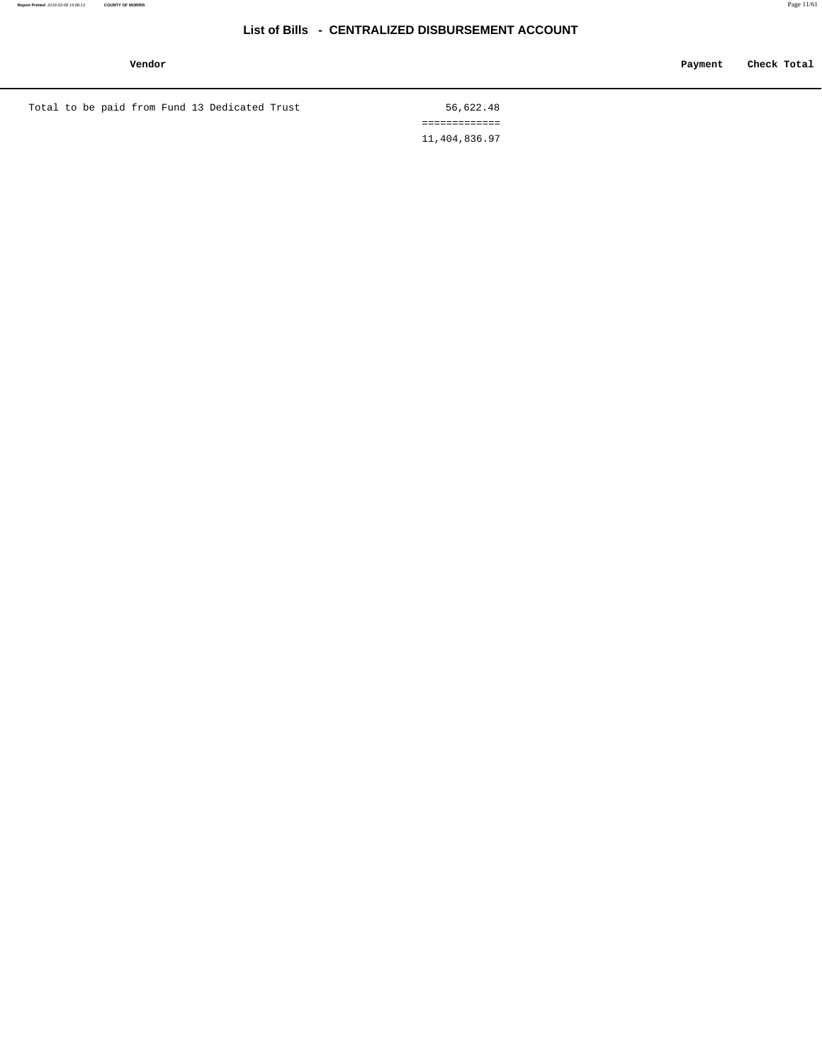## List of Bills - CENTRALIZED DISBURSEMENT ACCOUNT

| Vendor | | Payment | Check Total |
|---|---|---|---|
| Total to be paid from Fund 13 Dedicated Trust | 56,622.48 | | |
| | ============= | | |
| | 11,404,836.97 | | |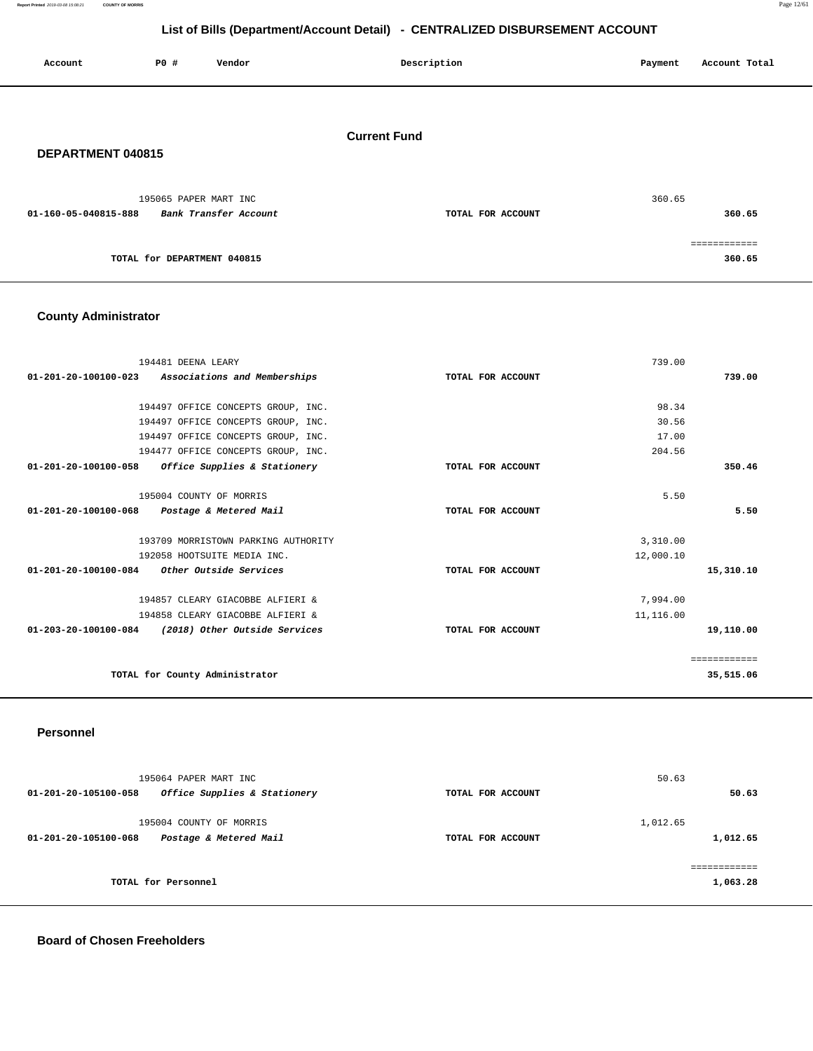## List of Bills (Department/Account Detail) - CENTRALIZED DISBURSEMENT ACCOUNT

| Account | PO # | Vendor | Description | Payment | Account Total |
|---|---|---|---|---|---|

### Current Fund

### DEPARTMENT 040815

| Account | PO # | Vendor | Description | Payment | Account Total |
|---|---|---|---|---|---|
| | 195065 | PAPER MART INC | | 360.65 | |
| 01-160-05-040815-888 | | *Bank Transfer Account* | TOTAL FOR ACCOUNT | | 360.65 |
| | | | | | ============ |
| | | TOTAL for DEPARTMENT 040815 | | | 360.65 |

### County Administrator

| Account | PO # | Vendor | Description | Payment | Account Total |
|---|---|---|---|---|---|
| | 194481 | DEENA LEARY | | 739.00 | |
| 01-201-20-100100-023 | | *Associations and Memberships* | TOTAL FOR ACCOUNT | | 739.00 |
| | 194497 | OFFICE CONCEPTS GROUP, INC. | | 98.34 | |
| | 194497 | OFFICE CONCEPTS GROUP, INC. | | 30.56 | |
| | 194497 | OFFICE CONCEPTS GROUP, INC. | | 17.00 | |
| | 194477 | OFFICE CONCEPTS GROUP, INC. | | 204.56 | |
| 01-201-20-100100-058 | | *Office Supplies & Stationery* | TOTAL FOR ACCOUNT | | 350.46 |
| | 195004 | COUNTY OF MORRIS | | 5.50 | |
| 01-201-20-100100-068 | | *Postage & Metered Mail* | TOTAL FOR ACCOUNT | | 5.50 |
| | 193709 | MORRISTOWN PARKING AUTHORITY | | 3,310.00 | |
| | 192058 | HOOTSUITE MEDIA INC. | | 12,000.10 | |
| 01-201-20-100100-084 | | *Other Outside Services* | TOTAL FOR ACCOUNT | | 15,310.10 |
| | 194857 | CLEARY GIACOBBE ALFIERI & | | 7,994.00 | |
| | 194858 | CLEARY GIACOBBE ALFIERI & | | 11,116.00 | |
| 01-203-20-100100-084 | | *(2018) Other Outside Services* | TOTAL FOR ACCOUNT | | 19,110.00 |
| | | | | | ============ |
| | | TOTAL for County Administrator | | | 35,515.06 |

### Personnel

| Account | PO # | Vendor | Description | Payment | Account Total |
|---|---|---|---|---|---|
| | 195064 | PAPER MART INC | | 50.63 | |
| 01-201-20-105100-058 | | *Office Supplies & Stationery* | TOTAL FOR ACCOUNT | | 50.63 |
| | 195004 | COUNTY OF MORRIS | | 1,012.65 | |
| 01-201-20-105100-068 | | *Postage & Metered Mail* | TOTAL FOR ACCOUNT | | 1,012.65 |
| | | | | | ============ |
| | | TOTAL for Personnel | | | 1,063.28 |

### Board of Chosen Freeholders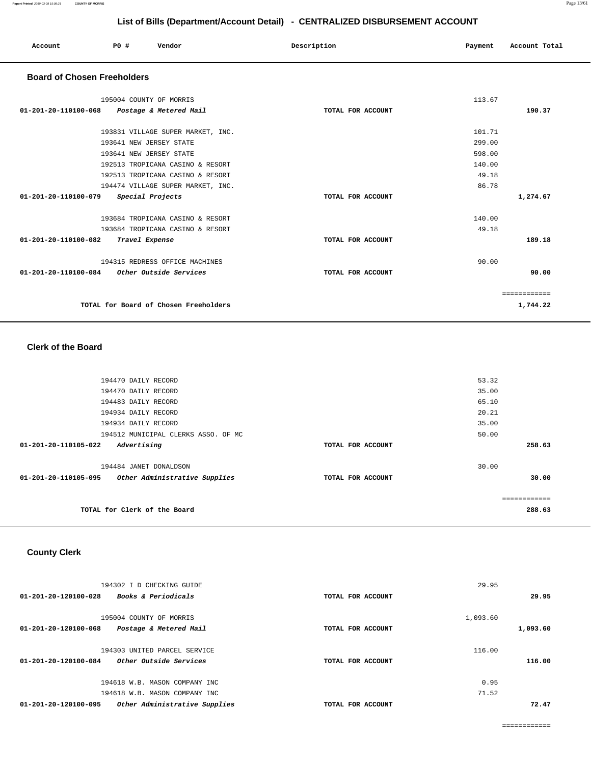## List of Bills (Department/Account Detail) - CENTRALIZED DISBURSEMENT ACCOUNT

| Account | PO # | Vendor | Description | Payment | Account Total |
|---|---|---|---|---|---|

### Board of Chosen Freeholders

| Account | PO # | Vendor | Description | Payment | Account Total |
|---|---|---|---|---|---|
| | 195004 | COUNTY OF MORRIS | | 113.67 | |
| 01-201-20-110100-068 | | *Postage & Metered Mail* | TOTAL FOR ACCOUNT | | 190.37 |
| | 193831 | VILLAGE SUPER MARKET, INC. | | 101.71 | |
| | 193641 | NEW JERSEY STATE | | 299.00 | |
| | 193641 | NEW JERSEY STATE | | 598.00 | |
| | 192513 | TROPICANA CASINO & RESORT | | 140.00 | |
| | 192513 | TROPICANA CASINO & RESORT | | 49.18 | |
| | 194474 | VILLAGE SUPER MARKET, INC. | | 86.78 | |
| 01-201-20-110100-079 | | *Special Projects* | TOTAL FOR ACCOUNT | | 1,274.67 |
| | 193684 | TROPICANA CASINO & RESORT | | 140.00 | |
| | 193684 | TROPICANA CASINO & RESORT | | 49.18 | |
| 01-201-20-110100-082 | | *Travel Expense* | TOTAL FOR ACCOUNT | | 189.18 |
| | 194315 | REDRESS OFFICE MACHINES | | 90.00 | |
| 01-201-20-110100-084 | | *Other Outside Services* | TOTAL FOR ACCOUNT | | 90.00 |
| | | TOTAL for Board of Chosen Freeholders | | | 1,744.22 |

### Clerk of the Board

| Account | PO # | Vendor | Description | Payment | Account Total |
|---|---|---|---|---|---|
| | 194470 | DAILY RECORD | | 53.32 | |
| | 194470 | DAILY RECORD | | 35.00 | |
| | 194483 | DAILY RECORD | | 65.10 | |
| | 194934 | DAILY RECORD | | 20.21 | |
| | 194934 | DAILY RECORD | | 35.00 | |
| | 194512 | MUNICIPAL CLERKS ASSO. OF MC | | 50.00 | |
| 01-201-20-110105-022 | | *Advertising* | TOTAL FOR ACCOUNT | | 258.63 |
| | 194484 | JANET DONALDSON | | 30.00 | |
| 01-201-20-110105-095 | | *Other Administrative Supplies* | TOTAL FOR ACCOUNT | | 30.00 |
| | | TOTAL for Clerk of the Board | | | 288.63 |

### County Clerk

| Account | PO # | Vendor | Description | Payment | Account Total |
|---|---|---|---|---|---|
| | 194302 | I D CHECKING GUIDE | | 29.95 | |
| 01-201-20-120100-028 | | *Books & Periodicals* | TOTAL FOR ACCOUNT | | 29.95 |
| | 195004 | COUNTY OF MORRIS | | 1,093.60 | |
| 01-201-20-120100-068 | | *Postage & Metered Mail* | TOTAL FOR ACCOUNT | | 1,093.60 |
| | 194303 | UNITED PARCEL SERVICE | | 116.00 | |
| 01-201-20-120100-084 | | *Other Outside Services* | TOTAL FOR ACCOUNT | | 116.00 |
| | 194618 | W.B. MASON COMPANY INC | | 0.95 | |
| | 194618 | W.B. MASON COMPANY INC | | 71.52 | |
| 01-201-20-120100-095 | | *Other Administrative Supplies* | TOTAL FOR ACCOUNT | | 72.47 |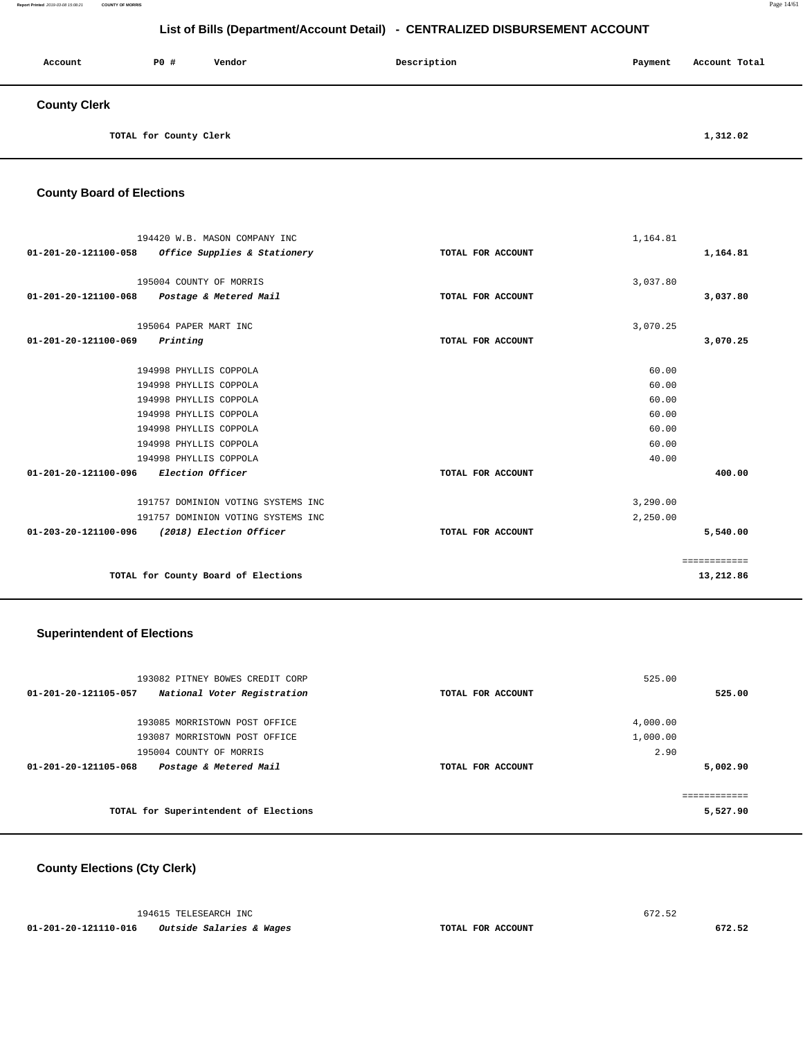# List of Bills (Department/Account Detail) - CENTRALIZED DISBURSEMENT ACCOUNT

| Account | PO # | Vendor | Description | Payment | Account Total |
|---|---|---|---|---|---|

## County Clerk

| | | | |
|---|---|---|---|
| TOTAL for County Clerk | | | 1,312.02 |

## County Board of Elections

| Account | PO # / Vendor | Description | Payment | Account Total |
|---|---|---|---|---|
| | 194420 W.B. MASON COMPANY INC | | 1,164.81 | |
| 01-201-20-121100-058 | *Office Supplies & Stationery* | TOTAL FOR ACCOUNT | | 1,164.81 |
| | 195004 COUNTY OF MORRIS | | 3,037.80 | |
| 01-201-20-121100-068 | *Postage & Metered Mail* | TOTAL FOR ACCOUNT | | 3,037.80 |
| | 195064 PAPER MART INC | | 3,070.25 | |
| 01-201-20-121100-069 | *Printing* | TOTAL FOR ACCOUNT | | 3,070.25 |
| | 194998 PHYLLIS COPPOLA | | 60.00 | |
| | 194998 PHYLLIS COPPOLA | | 60.00 | |
| | 194998 PHYLLIS COPPOLA | | 60.00 | |
| | 194998 PHYLLIS COPPOLA | | 60.00 | |
| | 194998 PHYLLIS COPPOLA | | 60.00 | |
| | 194998 PHYLLIS COPPOLA | | 60.00 | |
| | 194998 PHYLLIS COPPOLA | | 40.00 | |
| 01-201-20-121100-096 | *Election Officer* | TOTAL FOR ACCOUNT | | 400.00 |
| | 191757 DOMINION VOTING SYSTEMS INC | | 3,290.00 | |
| | 191757 DOMINION VOTING SYSTEMS INC | | 2,250.00 | |
| 01-203-20-121100-096 | *(2018) Election Officer* | TOTAL FOR ACCOUNT | | 5,540.00 |
| | TOTAL for County Board of Elections | | | 13,212.86 |

## Superintendent of Elections

| Account | PO # / Vendor | Description | Payment | Account Total |
|---|---|---|---|---|
| | 193082 PITNEY BOWES CREDIT CORP | | 525.00 | |
| 01-201-20-121105-057 | *National Voter Registration* | TOTAL FOR ACCOUNT | | 525.00 |
| | 193085 MORRISTOWN POST OFFICE | | 4,000.00 | |
| | 193087 MORRISTOWN POST OFFICE | | 1,000.00 | |
| | 195004 COUNTY OF MORRIS | | 2.90 | |
| 01-201-20-121105-068 | *Postage & Metered Mail* | TOTAL FOR ACCOUNT | | 5,002.90 |
| | TOTAL for Superintendent of Elections | | | 5,527.90 |

## County Elections (Cty Clerk)

| Account | PO # / Vendor | Description | Payment | Account Total |
|---|---|---|---|---|
| | 194615 TELESEARCH INC | | 672.52 | |
| 01-201-20-121110-016 | *Outside Salaries & Wages* | TOTAL FOR ACCOUNT | | 672.52 |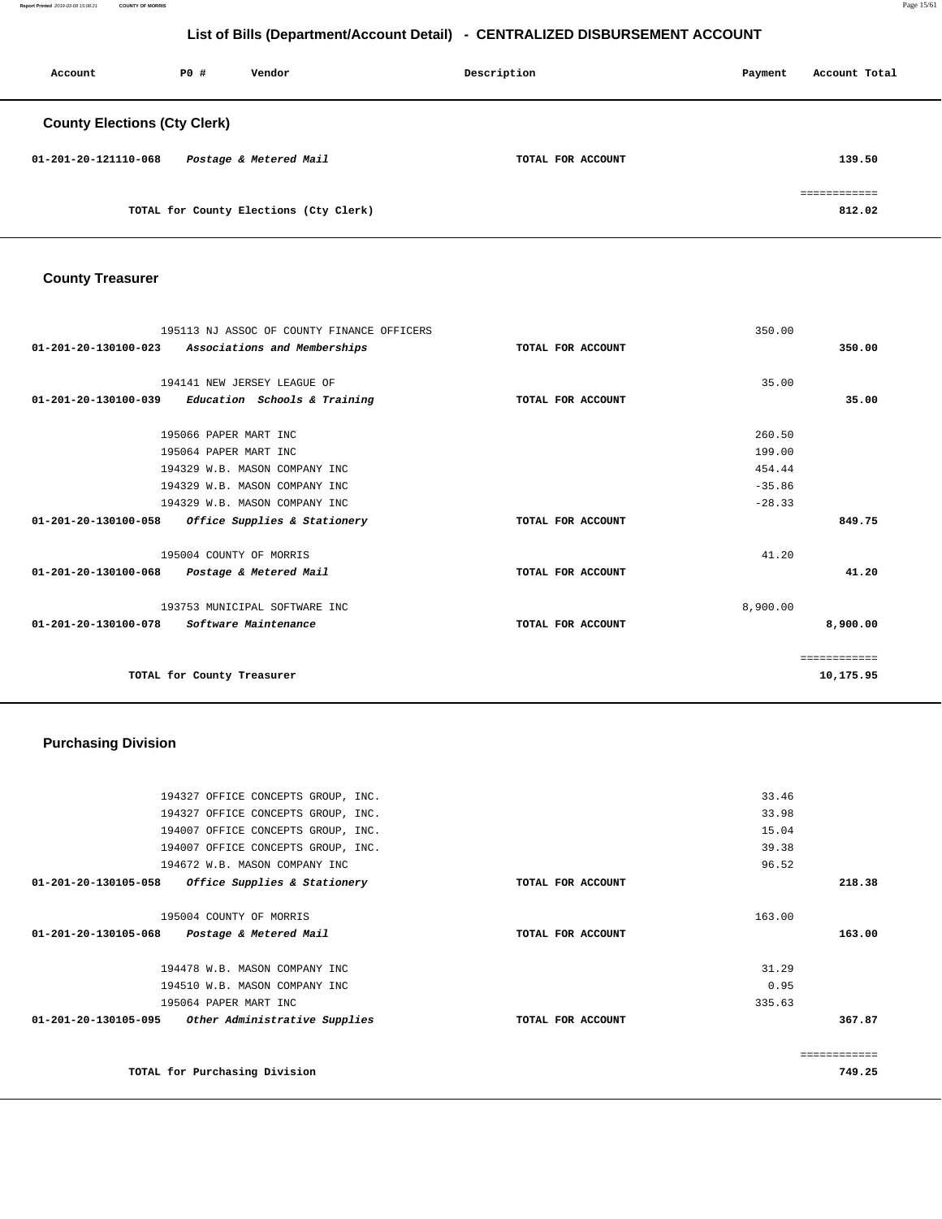# List of Bills (Department/Account Detail) - CENTRALIZED DISBURSEMENT ACCOUNT

| Account | PO # | Vendor | Description | Payment | Account Total |
|---|---|---|---|---|---|

## County Elections (Cty Clerk)

| Account | PO # | Vendor | Description | Payment | Account Total |
|---|---|---|---|---|---|
| 01-201-20-121110-068 | | *Postage & Metered Mail* | TOTAL FOR ACCOUNT | | 139.50 |
| | | | | | ============ |
| | | TOTAL for County Elections (Cty Clerk) | | | 812.02 |

## County Treasurer

| Account | PO # | Vendor | Description | Payment | Account Total |
|---|---|---|---|---|---|
| | 195113 | NJ ASSOC OF COUNTY FINANCE OFFICERS | | 350.00 | |
| 01-201-20-130100-023 | | *Associations and Memberships* | TOTAL FOR ACCOUNT | | 350.00 |
| | 194141 | NEW JERSEY LEAGUE OF | | 35.00 | |
| 01-201-20-130100-039 | | *Education Schools & Training* | TOTAL FOR ACCOUNT | | 35.00 |
| | 195066 | PAPER MART INC | | 260.50 | |
| | 195064 | PAPER MART INC | | 199.00 | |
| | 194329 | W.B. MASON COMPANY INC | | 454.44 | |
| | 194329 | W.B. MASON COMPANY INC | | -35.86 | |
| | 194329 | W.B. MASON COMPANY INC | | -28.33 | |
| 01-201-20-130100-058 | | *Office Supplies & Stationery* | TOTAL FOR ACCOUNT | | 849.75 |
| | 195004 | COUNTY OF MORRIS | | 41.20 | |
| 01-201-20-130100-068 | | *Postage & Metered Mail* | TOTAL FOR ACCOUNT | | 41.20 |
| | 193753 | MUNICIPAL SOFTWARE INC | | 8,900.00 | |
| 01-201-20-130100-078 | | *Software Maintenance* | TOTAL FOR ACCOUNT | | 8,900.00 |
| | | | | | ============ |
| | | TOTAL for County Treasurer | | | 10,175.95 |

## Purchasing Division

| Account | PO # | Vendor | Description | Payment | Account Total |
|---|---|---|---|---|---|
| | 194327 | OFFICE CONCEPTS GROUP, INC. | | 33.46 | |
| | 194327 | OFFICE CONCEPTS GROUP, INC. | | 33.98 | |
| | 194007 | OFFICE CONCEPTS GROUP, INC. | | 15.04 | |
| | 194007 | OFFICE CONCEPTS GROUP, INC. | | 39.38 | |
| | 194672 | W.B. MASON COMPANY INC | | 96.52 | |
| 01-201-20-130105-058 | | *Office Supplies & Stationery* | TOTAL FOR ACCOUNT | | 218.38 |
| | 195004 | COUNTY OF MORRIS | | 163.00 | |
| 01-201-20-130105-068 | | *Postage & Metered Mail* | TOTAL FOR ACCOUNT | | 163.00 |
| | 194478 | W.B. MASON COMPANY INC | | 31.29 | |
| | 194510 | W.B. MASON COMPANY INC | | 0.95 | |
| | 195064 | PAPER MART INC | | 335.63 | |
| 01-201-20-130105-095 | | *Other Administrative Supplies* | TOTAL FOR ACCOUNT | | 367.87 |
| | | | | | ============ |
| | | TOTAL for Purchasing Division | | | 749.25 |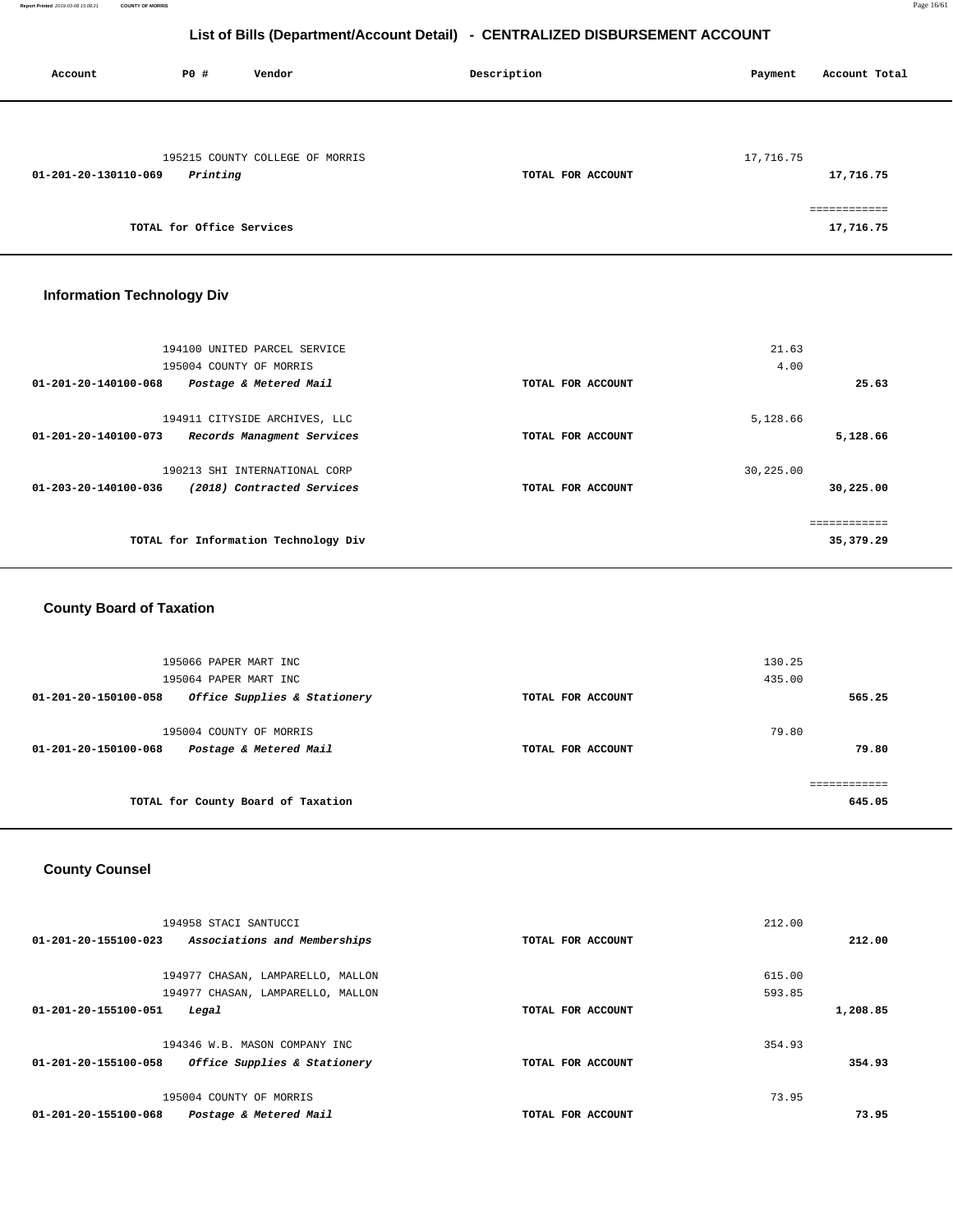# List of Bills (Department/Account Detail) - CENTRALIZED DISBURSEMENT ACCOUNT

| Account | PO # | Vendor | Description | Payment | Account Total |
|---|---|---|---|---|---|
| | 195215 | COUNTY COLLEGE OF MORRIS | | 17,716.75 | |
| 01-201-20-130110-069 | *Printing* | | TOTAL FOR ACCOUNT | | 17,716.75 |
| | | | | | ============ |
| | TOTAL for Office Services | | | | 17,716.75 |

## Information Technology Div

| Account | PO # | Vendor | Description | Payment | Account Total |
|---|---|---|---|---|---|
| | 194100 | UNITED PARCEL SERVICE | | 21.63 | |
| | 195004 | COUNTY OF MORRIS | | 4.00 | |
| 01-201-20-140100-068 | *Postage & Metered Mail* | | TOTAL FOR ACCOUNT | | 25.63 |
| | 194911 | CITYSIDE ARCHIVES, LLC | | 5,128.66 | |
| 01-201-20-140100-073 | *Records Managment Services* | | TOTAL FOR ACCOUNT | | 5,128.66 |
| | 190213 | SHI INTERNATIONAL CORP | | 30,225.00 | |
| 01-203-20-140100-036 | *(2018) Contracted Services* | | TOTAL FOR ACCOUNT | | 30,225.00 |
| | | | | | ============ |
| | TOTAL for Information Technology Div | | | | 35,379.29 |

## County Board of Taxation

| Account | PO # | Vendor | Description | Payment | Account Total |
|---|---|---|---|---|---|
| | 195066 | PAPER MART INC | | 130.25 | |
| | 195064 | PAPER MART INC | | 435.00 | |
| 01-201-20-150100-058 | *Office Supplies & Stationery* | | TOTAL FOR ACCOUNT | | 565.25 |
| | 195004 | COUNTY OF MORRIS | | 79.80 | |
| 01-201-20-150100-068 | *Postage & Metered Mail* | | TOTAL FOR ACCOUNT | | 79.80 |
| | | | | | ============ |
| | TOTAL for County Board of Taxation | | | | 645.05 |

## County Counsel

| Account | PO # | Vendor | Description | Payment | Account Total |
|---|---|---|---|---|---|
| | 194958 | STACI SANTUCCI | | 212.00 | |
| 01-201-20-155100-023 | *Associations and Memberships* | | TOTAL FOR ACCOUNT | | 212.00 |
| | 194977 | CHASAN, LAMPARELLO, MALLON | | 615.00 | |
| | 194977 | CHASAN, LAMPARELLO, MALLON | | 593.85 | |
| 01-201-20-155100-051 | *Legal* | | TOTAL FOR ACCOUNT | | 1,208.85 |
| | 194346 | W.B. MASON COMPANY INC | | 354.93 | |
| 01-201-20-155100-058 | *Office Supplies & Stationery* | | TOTAL FOR ACCOUNT | | 354.93 |
| | 195004 | COUNTY OF MORRIS | | 73.95 | |
| 01-201-20-155100-068 | *Postage & Metered Mail* | | TOTAL FOR ACCOUNT | | 73.95 |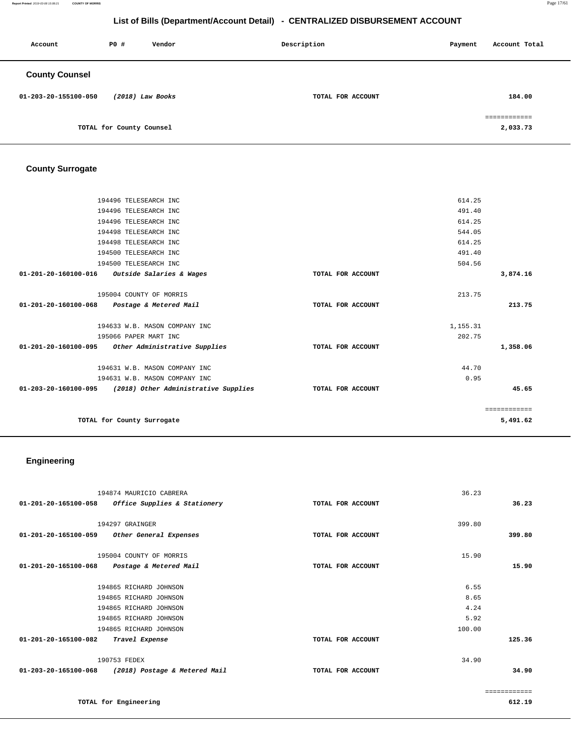## List of Bills (Department/Account Detail) - CENTRALIZED DISBURSEMENT ACCOUNT

| Account | PO # | Vendor | Description | Payment | Account Total |
|---|---|---|---|---|---|

### County Counsel

| Account | PO # Vendor | Description | Payment | Account Total |
|---|---|---|---|---|
| 01-203-20-155100-050 | *(2018) Law Books* | TOTAL FOR ACCOUNT | | 184.00 |
| | | | | ============ |
| | TOTAL for County Counsel | | | 2,033.73 |

### County Surrogate

| Account | PO # Vendor | Description | Payment | Account Total |
|---|---|---|---|---|
| | 194496 TELESEARCH INC | | 614.25 | |
| | 194496 TELESEARCH INC | | 491.40 | |
| | 194496 TELESEARCH INC | | 614.25 | |
| | 194498 TELESEARCH INC | | 544.05 | |
| | 194498 TELESEARCH INC | | 614.25 | |
| | 194500 TELESEARCH INC | | 491.40 | |
| | 194500 TELESEARCH INC | | 504.56 | |
| 01-201-20-160100-016 | *Outside Salaries & Wages* | TOTAL FOR ACCOUNT | | 3,874.16 |
| | 195004 COUNTY OF MORRIS | | 213.75 | |
| 01-201-20-160100-068 | *Postage & Metered Mail* | TOTAL FOR ACCOUNT | | 213.75 |
| | 194633 W.B. MASON COMPANY INC | | 1,155.31 | |
| | 195066 PAPER MART INC | | 202.75 | |
| 01-201-20-160100-095 | *Other Administrative Supplies* | TOTAL FOR ACCOUNT | | 1,358.06 |
| | 194631 W.B. MASON COMPANY INC | | 44.70 | |
| | 194631 W.B. MASON COMPANY INC | | 0.95 | |
| 01-203-20-160100-095 | *(2018) Other Administrative Supplies* | TOTAL FOR ACCOUNT | | 45.65 |
| | | | | ============ |
| | TOTAL for County Surrogate | | | 5,491.62 |

### Engineering

| Account | PO # Vendor | Description | Payment | Account Total |
|---|---|---|---|---|
| | 194874 MAURICIO CABRERA | | 36.23 | |
| 01-201-20-165100-058 | *Office Supplies & Stationery* | TOTAL FOR ACCOUNT | | 36.23 |
| | 194297 GRAINGER | | 399.80 | |
| 01-201-20-165100-059 | *Other General Expenses* | TOTAL FOR ACCOUNT | | 399.80 |
| | 195004 COUNTY OF MORRIS | | 15.90 | |
| 01-201-20-165100-068 | *Postage & Metered Mail* | TOTAL FOR ACCOUNT | | 15.90 |
| | 194865 RICHARD JOHNSON | | 6.55 | |
| | 194865 RICHARD JOHNSON | | 8.65 | |
| | 194865 RICHARD JOHNSON | | 4.24 | |
| | 194865 RICHARD JOHNSON | | 5.92 | |
| | 194865 RICHARD JOHNSON | | 100.00 | |
| 01-201-20-165100-082 | *Travel Expense* | TOTAL FOR ACCOUNT | | 125.36 |
| | 190753 FEDEX | | 34.90 | |
| 01-203-20-165100-068 | *(2018) Postage & Metered Mail* | TOTAL FOR ACCOUNT | | 34.90 |
| | | | | ============ |
| | TOTAL for Engineering | | | 612.19 |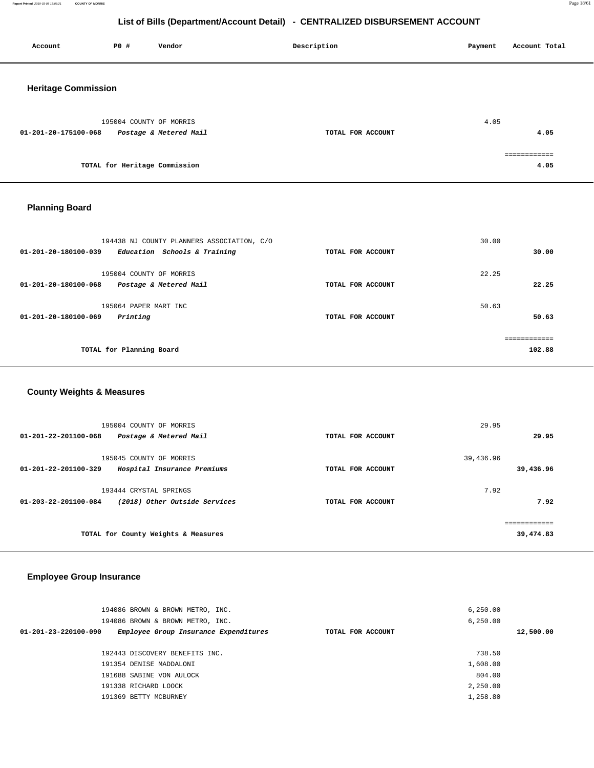## List of Bills (Department/Account Detail) - CENTRALIZED DISBURSEMENT ACCOUNT

| Account | PO # | Vendor | Description | Payment | Account Total |
|---|---|---|---|---|---|

### Heritage Commission

| Account | PO # | Vendor | Description | Payment | Account Total |
|---|---|---|---|---|---|
| | 195004 | COUNTY OF MORRIS | | 4.05 | |
| **01-201-20-175100-068** | | ***Postage & Metered Mail*** | **TOTAL FOR ACCOUNT** | | **4.05** |
| | | | | | ============ |
| | **TOTAL for Heritage Commission** | | | | **4.05** |

### Planning Board

| Account | PO # | Vendor | Description | Payment | Account Total |
|---|---|---|---|---|---|
| | 194438 | NJ COUNTY PLANNERS ASSOCIATION, C/O | | 30.00 | |
| **01-201-20-180100-039** | | ***Education Schools & Training*** | **TOTAL FOR ACCOUNT** | | **30.00** |
| | 195004 | COUNTY OF MORRIS | | 22.25 | |
| **01-201-20-180100-068** | | ***Postage & Metered Mail*** | **TOTAL FOR ACCOUNT** | | **22.25** |
| | 195064 | PAPER MART INC | | 50.63 | |
| **01-201-20-180100-069** | | ***Printing*** | **TOTAL FOR ACCOUNT** | | **50.63** |
| | | | | | ============ |
| | **TOTAL for Planning Board** | | | | **102.88** |

### County Weights & Measures

| Account | PO # | Vendor | Description | Payment | Account Total |
|---|---|---|---|---|---|
| | 195004 | COUNTY OF MORRIS | | 29.95 | |
| **01-201-22-201100-068** | | ***Postage & Metered Mail*** | **TOTAL FOR ACCOUNT** | | **29.95** |
| | 195045 | COUNTY OF MORRIS | | 39,436.96 | |
| **01-201-22-201100-329** | | ***Hospital Insurance Premiums*** | **TOTAL FOR ACCOUNT** | | **39,436.96** |
| | 193444 | CRYSTAL SPRINGS | | 7.92 | |
| **01-203-22-201100-084** | | ***(2018) Other Outside Services*** | **TOTAL FOR ACCOUNT** | | **7.92** |
| | | | | | ============ |
| | **TOTAL for County Weights & Measures** | | | | **39,474.83** |

### Employee Group Insurance

| Account | PO # | Vendor | Description | Payment | Account Total |
|---|---|---|---|---|---|
| | 194086 | BROWN & BROWN METRO, INC. | | 6,250.00 | |
| | 194086 | BROWN & BROWN METRO, INC. | | 6,250.00 | |
| **01-201-23-220100-090** | | ***Employee Group Insurance Expenditures*** | **TOTAL FOR ACCOUNT** | | **12,500.00** |
| | 192443 | DISCOVERY BENEFITS INC. | | 738.50 | |
| | 191354 | DENISE MADDALONI | | 1,608.00 | |
| | 191688 | SABINE VON AULOCK | | 804.00 | |
| | 191338 | RICHARD LOOCK | | 2,250.00 | |
| | 191369 | BETTY MCBURNEY | | 1,258.80 | |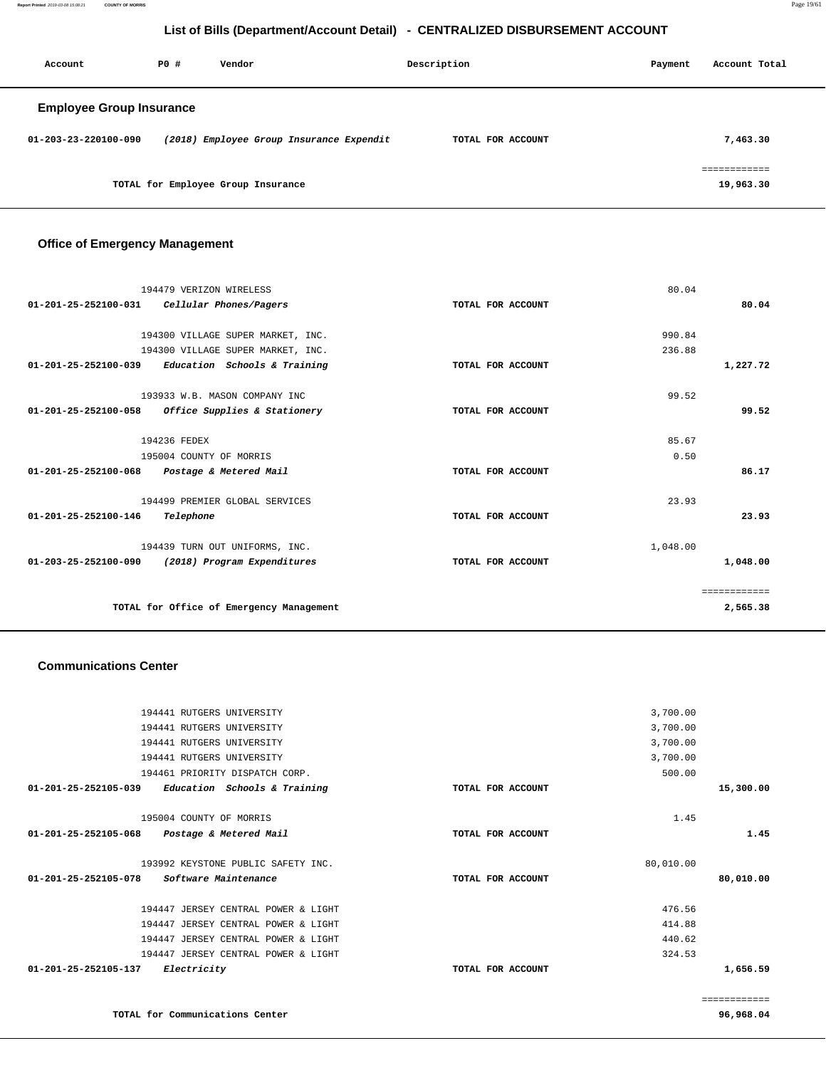## List of Bills (Department/Account Detail) - CENTRALIZED DISBURSEMENT ACCOUNT

| Account | PO # | Vendor | Description | Payment | Account Total |
|---|---|---|---|---|---|

### Employee Group Insurance

| Account | PO # / Vendor | Description | Payment | Account Total |
|---|---|---|---|---|
| 01-203-23-220100-090 | *(2018) Employee Group Insurance Expendit* | TOTAL FOR ACCOUNT | | 7,463.30 |
| | | | | ============ |
| | TOTAL for Employee Group Insurance | | | 19,963.30 |

### Office of Emergency Management

| Account | PO # / Vendor | Description | Payment | Account Total |
|---|---|---|---|---|
| | 194479 VERIZON WIRELESS | | 80.04 | |
| 01-201-25-252100-031 | *Cellular Phones/Pagers* | TOTAL FOR ACCOUNT | | 80.04 |
| | 194300 VILLAGE SUPER MARKET, INC. | | 990.84 | |
| | 194300 VILLAGE SUPER MARKET, INC. | | 236.88 | |
| 01-201-25-252100-039 | *Education Schools & Training* | TOTAL FOR ACCOUNT | | 1,227.72 |
| | 193933 W.B. MASON COMPANY INC | | 99.52 | |
| 01-201-25-252100-058 | *Office Supplies & Stationery* | TOTAL FOR ACCOUNT | | 99.52 |
| | 194236 FEDEX | | 85.67 | |
| | 195004 COUNTY OF MORRIS | | 0.50 | |
| 01-201-25-252100-068 | *Postage & Metered Mail* | TOTAL FOR ACCOUNT | | 86.17 |
| | 194499 PREMIER GLOBAL SERVICES | | 23.93 | |
| 01-201-25-252100-146 | *Telephone* | TOTAL FOR ACCOUNT | | 23.93 |
| | 194439 TURN OUT UNIFORMS, INC. | | 1,048.00 | |
| 01-203-25-252100-090 | *(2018) Program Expenditures* | TOTAL FOR ACCOUNT | | 1,048.00 |
| | | | | ============ |
| | TOTAL for Office of Emergency Management | | | 2,565.38 |

### Communications Center

| Account | PO # / Vendor | Description | Payment | Account Total |
|---|---|---|---|---|
| | 194441 RUTGERS UNIVERSITY | | 3,700.00 | |
| | 194441 RUTGERS UNIVERSITY | | 3,700.00 | |
| | 194441 RUTGERS UNIVERSITY | | 3,700.00 | |
| | 194441 RUTGERS UNIVERSITY | | 3,700.00 | |
| | 194461 PRIORITY DISPATCH CORP. | | 500.00 | |
| 01-201-25-252105-039 | *Education Schools & Training* | TOTAL FOR ACCOUNT | | 15,300.00 |
| | 195004 COUNTY OF MORRIS | | 1.45 | |
| 01-201-25-252105-068 | *Postage & Metered Mail* | TOTAL FOR ACCOUNT | | 1.45 |
| | 193992 KEYSTONE PUBLIC SAFETY INC. | | 80,010.00 | |
| 01-201-25-252105-078 | *Software Maintenance* | TOTAL FOR ACCOUNT | | 80,010.00 |
| | 194447 JERSEY CENTRAL POWER & LIGHT | | 476.56 | |
| | 194447 JERSEY CENTRAL POWER & LIGHT | | 414.88 | |
| | 194447 JERSEY CENTRAL POWER & LIGHT | | 440.62 | |
| | 194447 JERSEY CENTRAL POWER & LIGHT | | 324.53 | |
| 01-201-25-252105-137 | *Electricity* | TOTAL FOR ACCOUNT | | 1,656.59 |
| | | | | ============ |
| | TOTAL for Communications Center | | | 96,968.04 |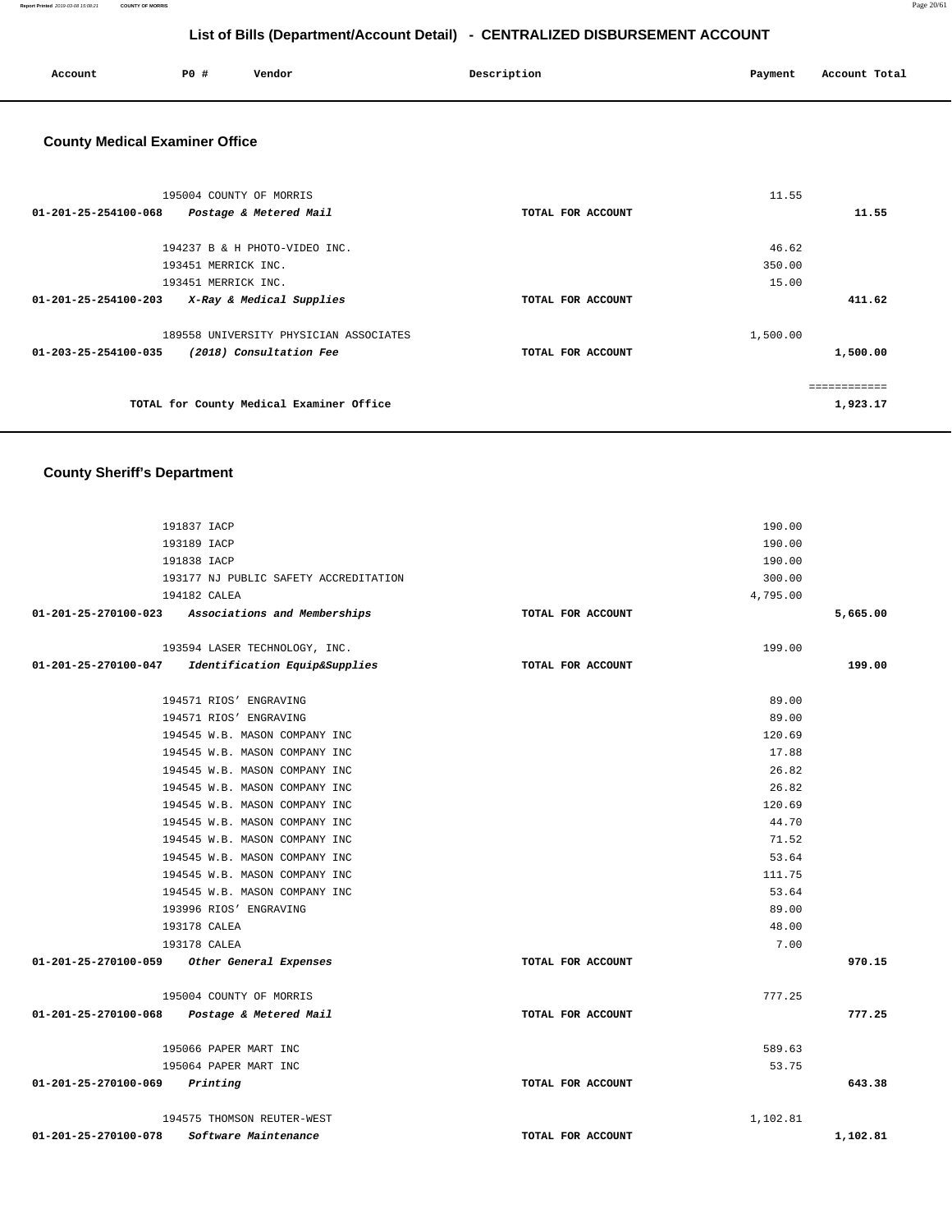# List of Bills (Department/Account Detail) - CENTRALIZED DISBURSEMENT ACCOUNT

| Account | PO # | Vendor | Description | Payment | Account Total |
|---|---|---|---|---|---|

## County Medical Examiner Office

| Account | PO # | Vendor | Description | Payment | Account Total |
|---|---|---|---|---|---|
| | 195004 | COUNTY OF MORRIS | | 11.55 | |
| 01-201-25-254100-068 | | *Postage & Metered Mail* | TOTAL FOR ACCOUNT | | 11.55 |
| | 194237 | B & H PHOTO-VIDEO INC. | | 46.62 | |
| | 193451 | MERRICK INC. | | 350.00 | |
| | 193451 | MERRICK INC. | | 15.00 | |
| 01-201-25-254100-203 | | *X-Ray & Medical Supplies* | TOTAL FOR ACCOUNT | | 411.62 |
| | 189558 | UNIVERSITY PHYSICIAN ASSOCIATES | | 1,500.00 | |
| 01-203-25-254100-035 | | *(2018) Consultation Fee* | TOTAL FOR ACCOUNT | | 1,500.00 |
| | | | | | ============ |
| | | TOTAL for County Medical Examiner Office | | | 1,923.17 |

## County Sheriff's Department

| Account | PO # | Vendor | Description | Payment | Account Total |
|---|---|---|---|---|---|
| | 191837 | IACP | | 190.00 | |
| | 193189 | IACP | | 190.00 | |
| | 191838 | IACP | | 190.00 | |
| | 193177 | NJ PUBLIC SAFETY ACCREDITATION | | 300.00 | |
| | 194182 | CALEA | | 4,795.00 | |
| 01-201-25-270100-023 | | *Associations and Memberships* | TOTAL FOR ACCOUNT | | 5,665.00 |
| | 193594 | LASER TECHNOLOGY, INC. | | 199.00 | |
| 01-201-25-270100-047 | | *Identification Equip&Supplies* | TOTAL FOR ACCOUNT | | 199.00 |
| | 194571 | RIOS' ENGRAVING | | 89.00 | |
| | 194571 | RIOS' ENGRAVING | | 89.00 | |
| | 194545 | W.B. MASON COMPANY INC | | 120.69 | |
| | 194545 | W.B. MASON COMPANY INC | | 17.88 | |
| | 194545 | W.B. MASON COMPANY INC | | 26.82 | |
| | 194545 | W.B. MASON COMPANY INC | | 26.82 | |
| | 194545 | W.B. MASON COMPANY INC | | 120.69 | |
| | 194545 | W.B. MASON COMPANY INC | | 44.70 | |
| | 194545 | W.B. MASON COMPANY INC | | 71.52 | |
| | 194545 | W.B. MASON COMPANY INC | | 53.64 | |
| | 194545 | W.B. MASON COMPANY INC | | 111.75 | |
| | 194545 | W.B. MASON COMPANY INC | | 53.64 | |
| | 193996 | RIOS' ENGRAVING | | 89.00 | |
| | 193178 | CALEA | | 48.00 | |
| | 193178 | CALEA | | 7.00 | |
| 01-201-25-270100-059 | | *Other General Expenses* | TOTAL FOR ACCOUNT | | 970.15 |
| | 195004 | COUNTY OF MORRIS | | 777.25 | |
| 01-201-25-270100-068 | | *Postage & Metered Mail* | TOTAL FOR ACCOUNT | | 777.25 |
| | 195066 | PAPER MART INC | | 589.63 | |
| | 195064 | PAPER MART INC | | 53.75 | |
| 01-201-25-270100-069 | | *Printing* | TOTAL FOR ACCOUNT | | 643.38 |
| | 194575 | THOMSON REUTER-WEST | | 1,102.81 | |
| 01-201-25-270100-078 | | *Software Maintenance* | TOTAL FOR ACCOUNT | | 1,102.81 |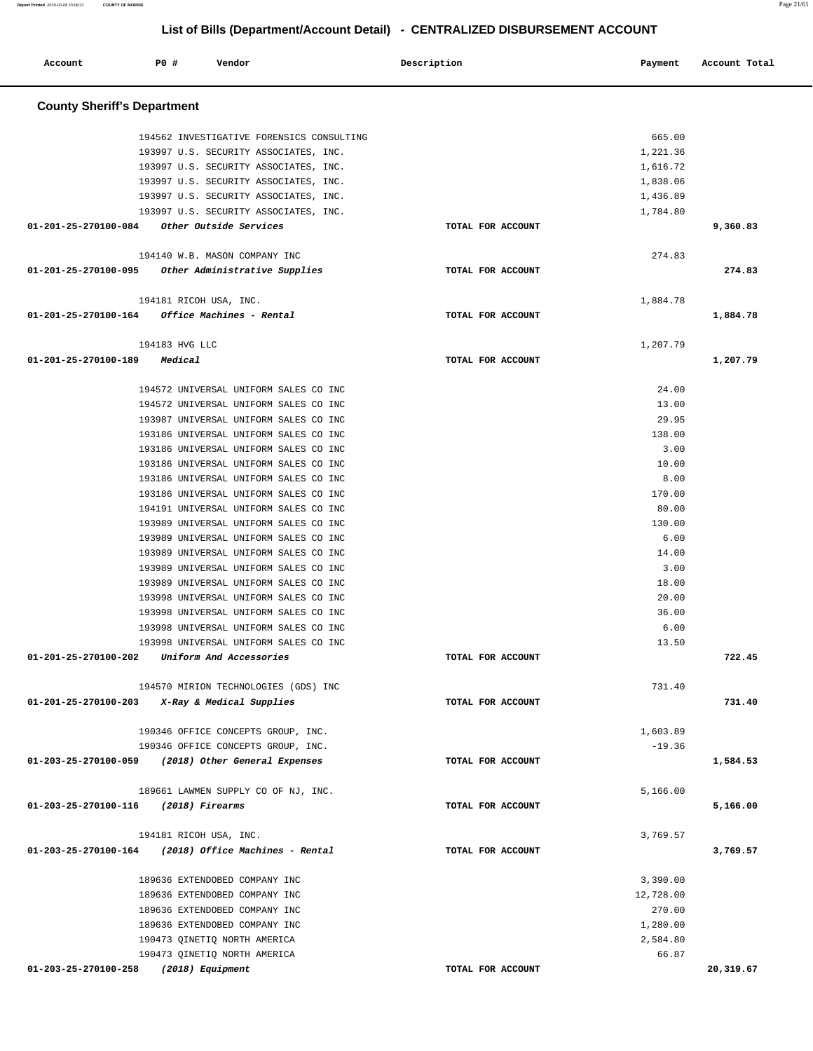## List of Bills (Department/Account Detail) - CENTRALIZED DISBURSEMENT ACCOUNT

| Account | PO # | Vendor | Description | Payment | Account Total |
|---|---|---|---|---|---|

### County Sheriff's Department

| Account | PO # | Vendor | Description | Payment | Account Total |
|---|---|---|---|---|---|
| | 194562 | INVESTIGATIVE FORENSICS CONSULTING | | 665.00 | |
| | 193997 | U.S. SECURITY ASSOCIATES, INC. | | 1,221.36 | |
| | 193997 | U.S. SECURITY ASSOCIATES, INC. | | 1,616.72 | |
| | 193997 | U.S. SECURITY ASSOCIATES, INC. | | 1,838.06 | |
| | 193997 | U.S. SECURITY ASSOCIATES, INC. | | 1,436.89 | |
| | 193997 | U.S. SECURITY ASSOCIATES, INC. | | 1,784.80 | |
| **01-201-25-270100-084** | | *Other Outside Services* | TOTAL FOR ACCOUNT | | **9,360.83** |
| | 194140 | W.B. MASON COMPANY INC | | 274.83 | |
| **01-201-25-270100-095** | | *Other Administrative Supplies* | TOTAL FOR ACCOUNT | | **274.83** |
| | 194181 | RICOH USA, INC. | | 1,884.78 | |
| **01-201-25-270100-164** | | *Office Machines - Rental* | TOTAL FOR ACCOUNT | | **1,884.78** |
| | 194183 | HVG LLC | | 1,207.79 | |
| **01-201-25-270100-189** | | *Medical* | TOTAL FOR ACCOUNT | | **1,207.79** |
| | 194572 | UNIVERSAL UNIFORM SALES CO INC | | 24.00 | |
| | 194572 | UNIVERSAL UNIFORM SALES CO INC | | 13.00 | |
| | 193987 | UNIVERSAL UNIFORM SALES CO INC | | 29.95 | |
| | 193186 | UNIVERSAL UNIFORM SALES CO INC | | 138.00 | |
| | 193186 | UNIVERSAL UNIFORM SALES CO INC | | 3.00 | |
| | 193186 | UNIVERSAL UNIFORM SALES CO INC | | 10.00 | |
| | 193186 | UNIVERSAL UNIFORM SALES CO INC | | 8.00 | |
| | 193186 | UNIVERSAL UNIFORM SALES CO INC | | 170.00 | |
| | 194191 | UNIVERSAL UNIFORM SALES CO INC | | 80.00 | |
| | 193989 | UNIVERSAL UNIFORM SALES CO INC | | 130.00 | |
| | 193989 | UNIVERSAL UNIFORM SALES CO INC | | 6.00 | |
| | 193989 | UNIVERSAL UNIFORM SALES CO INC | | 14.00 | |
| | 193989 | UNIVERSAL UNIFORM SALES CO INC | | 3.00 | |
| | 193989 | UNIVERSAL UNIFORM SALES CO INC | | 18.00 | |
| | 193998 | UNIVERSAL UNIFORM SALES CO INC | | 20.00 | |
| | 193998 | UNIVERSAL UNIFORM SALES CO INC | | 36.00 | |
| | 193998 | UNIVERSAL UNIFORM SALES CO INC | | 6.00 | |
| | 193998 | UNIVERSAL UNIFORM SALES CO INC | | 13.50 | |
| **01-201-25-270100-202** | | *Uniform And Accessories* | TOTAL FOR ACCOUNT | | **722.45** |
| | 194570 | MIRION TECHNOLOGIES (GDS) INC | | 731.40 | |
| **01-201-25-270100-203** | | *X-Ray & Medical Supplies* | TOTAL FOR ACCOUNT | | **731.40** |
| | 190346 | OFFICE CONCEPTS GROUP, INC. | | 1,603.89 | |
| | 190346 | OFFICE CONCEPTS GROUP, INC. | | -19.36 | |
| **01-203-25-270100-059** | | *(2018) Other General Expenses* | TOTAL FOR ACCOUNT | | **1,584.53** |
| | 189661 | LAWMEN SUPPLY CO OF NJ, INC. | | 5,166.00 | |
| **01-203-25-270100-116** | | *(2018) Firearms* | TOTAL FOR ACCOUNT | | **5,166.00** |
| | 194181 | RICOH USA, INC. | | 3,769.57 | |
| **01-203-25-270100-164** | | *(2018) Office Machines - Rental* | TOTAL FOR ACCOUNT | | **3,769.57** |
| | 189636 | EXTENDOBED COMPANY INC | | 3,390.00 | |
| | 189636 | EXTENDOBED COMPANY INC | | 12,728.00 | |
| | 189636 | EXTENDOBED COMPANY INC | | 270.00 | |
| | 189636 | EXTENDOBED COMPANY INC | | 1,280.00 | |
| | 190473 | QINETIQ NORTH AMERICA | | 2,584.80 | |
| | 190473 | QINETIQ NORTH AMERICA | | 66.87 | |
| **01-203-25-270100-258** | | *(2018) Equipment* | TOTAL FOR ACCOUNT | | **20,319.67** |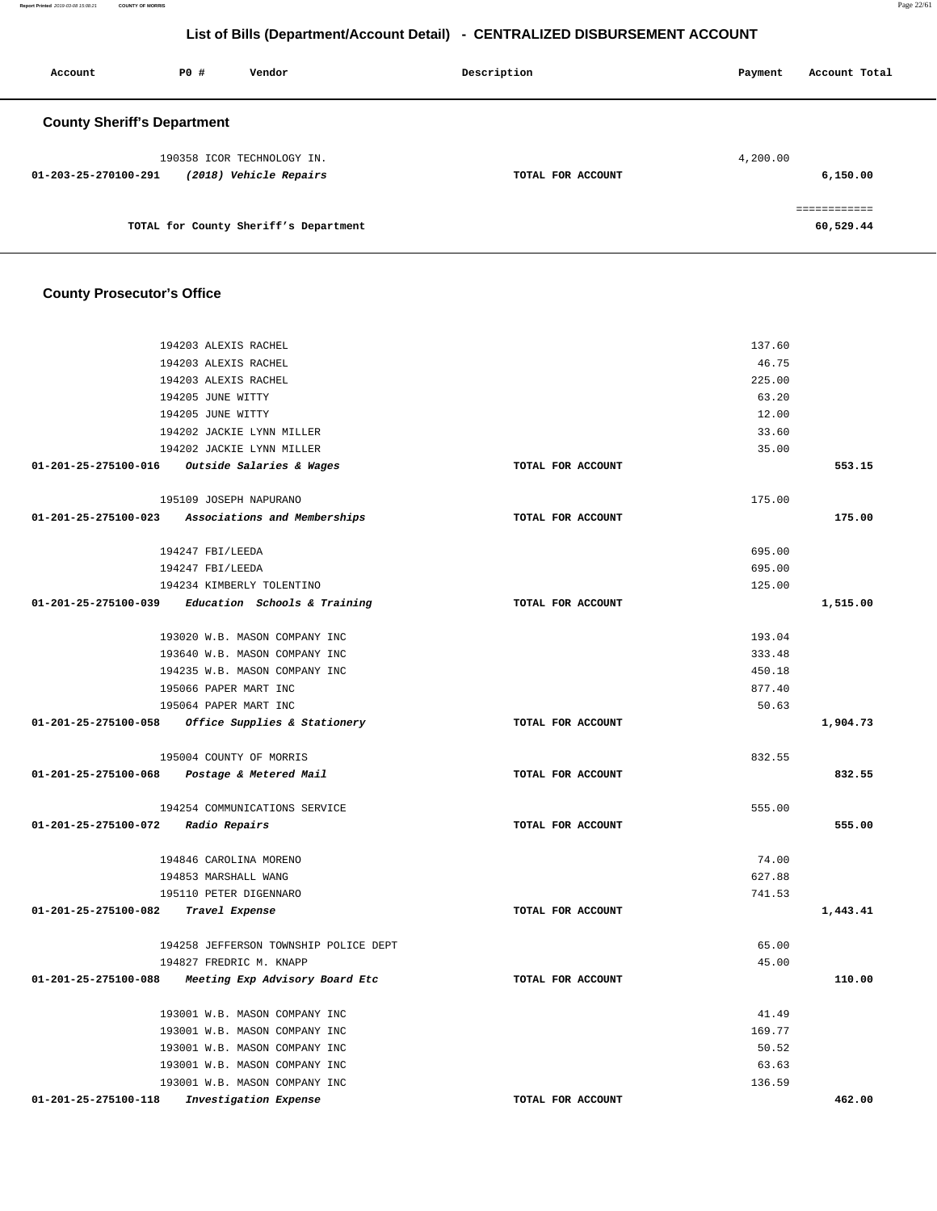# List of Bills (Department/Account Detail) - CENTRALIZED DISBURSEMENT ACCOUNT

| Account | PO # | Vendor | Description | Payment | Account Total |
|---|---|---|---|---|---|

## County Sheriff's Department

| Account | PO # | Vendor | Description | Payment | Account Total |
|---|---|---|---|---|---|
| | 190358 | ICOR TECHNOLOGY IN. | | 4,200.00 | |
| 01-203-25-270100-291 | | *(2018) Vehicle Repairs* | TOTAL FOR ACCOUNT | | 6,150.00 |
| | | | | | ============ |
| | | TOTAL for County Sheriff's Department | | | 60,529.44 |

## County Prosecutor's Office

| Account | PO # | Vendor | Description | Payment | Account Total |
|---|---|---|---|---|---|
| | 194203 | ALEXIS RACHEL | | 137.60 | |
| | 194203 | ALEXIS RACHEL | | 46.75 | |
| | 194203 | ALEXIS RACHEL | | 225.00 | |
| | 194205 | JUNE WITTY | | 63.20 | |
| | 194205 | JUNE WITTY | | 12.00 | |
| | 194202 | JACKIE LYNN MILLER | | 33.60 | |
| | 194202 | JACKIE LYNN MILLER | | 35.00 | |
| 01-201-25-275100-016 | | *Outside Salaries & Wages* | TOTAL FOR ACCOUNT | | 553.15 |
| | 195109 | JOSEPH NAPURANO | | 175.00 | |
| 01-201-25-275100-023 | | *Associations and Memberships* | TOTAL FOR ACCOUNT | | 175.00 |
| | 194247 | FBI/LEEDA | | 695.00 | |
| | 194247 | FBI/LEEDA | | 695.00 | |
| | 194234 | KIMBERLY TOLENTINO | | 125.00 | |
| 01-201-25-275100-039 | | *Education Schools & Training* | TOTAL FOR ACCOUNT | | 1,515.00 |
| | 193020 | W.B. MASON COMPANY INC | | 193.04 | |
| | 193640 | W.B. MASON COMPANY INC | | 333.48 | |
| | 194235 | W.B. MASON COMPANY INC | | 450.18 | |
| | 195066 | PAPER MART INC | | 877.40 | |
| | 195064 | PAPER MART INC | | 50.63 | |
| 01-201-25-275100-058 | | *Office Supplies & Stationery* | TOTAL FOR ACCOUNT | | 1,904.73 |
| | 195004 | COUNTY OF MORRIS | | 832.55 | |
| 01-201-25-275100-068 | | *Postage & Metered Mail* | TOTAL FOR ACCOUNT | | 832.55 |
| | 194254 | COMMUNICATIONS SERVICE | | 555.00 | |
| 01-201-25-275100-072 | | *Radio Repairs* | TOTAL FOR ACCOUNT | | 555.00 |
| | 194846 | CAROLINA MORENO | | 74.00 | |
| | 194853 | MARSHALL WANG | | 627.88 | |
| | 195110 | PETER DIGENNARO | | 741.53 | |
| 01-201-25-275100-082 | | *Travel Expense* | TOTAL FOR ACCOUNT | | 1,443.41 |
| | 194258 | JEFFERSON TOWNSHIP POLICE DEPT | | 65.00 | |
| | 194827 | FREDRIC M. KNAPP | | 45.00 | |
| 01-201-25-275100-088 | | *Meeting Exp Advisory Board Etc* | TOTAL FOR ACCOUNT | | 110.00 |
| | 193001 | W.B. MASON COMPANY INC | | 41.49 | |
| | 193001 | W.B. MASON COMPANY INC | | 169.77 | |
| | 193001 | W.B. MASON COMPANY INC | | 50.52 | |
| | 193001 | W.B. MASON COMPANY INC | | 63.63 | |
| | 193001 | W.B. MASON COMPANY INC | | 136.59 | |
| 01-201-25-275100-118 | | *Investigation Expense* | TOTAL FOR ACCOUNT | | 462.00 |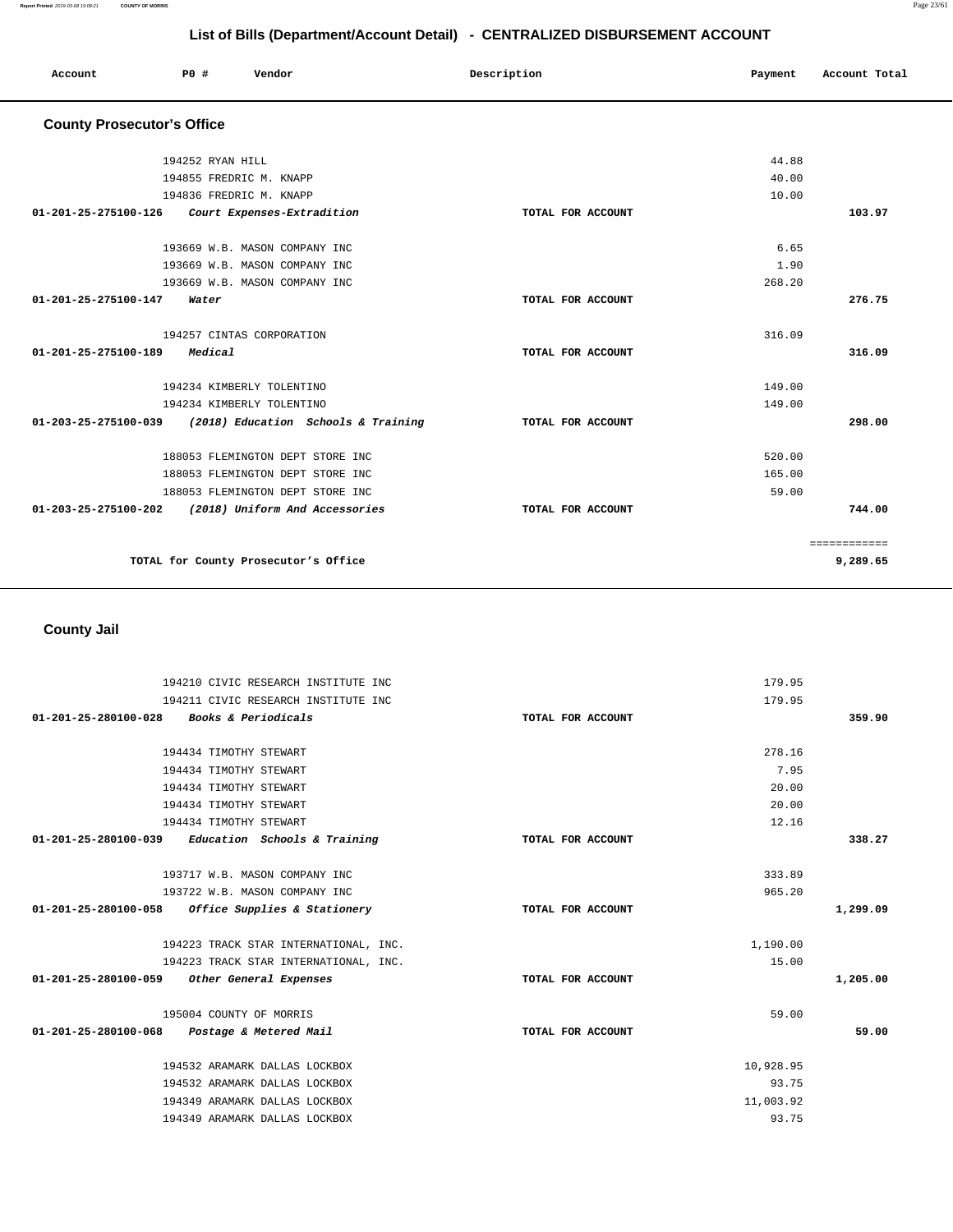# List of Bills (Department/Account Detail) - CENTRALIZED DISBURSEMENT ACCOUNT

| Account | PO # | Vendor | Description | Payment | Account Total |
|---|---|---|---|---|---|

## County Prosecutor's Office

| Account | PO # | Vendor | Description | Payment | Account Total |
|---|---|---|---|---|---|
| | 194252 | RYAN HILL | | 44.88 | |
| | 194855 | FREDRIC M. KNAPP | | 40.00 | |
| | 194836 | FREDRIC M. KNAPP | | 10.00 | |
| 01-201-25-275100-126 | | *Court Expenses-Extradition* | TOTAL FOR ACCOUNT | | 103.97 |
| | 193669 | W.B. MASON COMPANY INC | | 6.65 | |
| | 193669 | W.B. MASON COMPANY INC | | 1.90 | |
| | 193669 | W.B. MASON COMPANY INC | | 268.20 | |
| 01-201-25-275100-147 | | *Water* | TOTAL FOR ACCOUNT | | 276.75 |
| | 194257 | CINTAS CORPORATION | | 316.09 | |
| 01-201-25-275100-189 | | *Medical* | TOTAL FOR ACCOUNT | | 316.09 |
| | 194234 | KIMBERLY TOLENTINO | | 149.00 | |
| | 194234 | KIMBERLY TOLENTINO | | 149.00 | |
| 01-203-25-275100-039 | | *(2018) Education Schools & Training* | TOTAL FOR ACCOUNT | | 298.00 |
| | 188053 | FLEMINGTON DEPT STORE INC | | 520.00 | |
| | 188053 | FLEMINGTON DEPT STORE INC | | 165.00 | |
| | 188053 | FLEMINGTON DEPT STORE INC | | 59.00 | |
| 01-203-25-275100-202 | | *(2018) Uniform And Accessories* | TOTAL FOR ACCOUNT | | 744.00 |
| | | | | | ============ |
| | | TOTAL for County Prosecutor's Office | | | 9,289.65 |

## County Jail

| Account | PO # | Vendor | Description | Payment | Account Total |
|---|---|---|---|---|---|
| | 194210 | CIVIC RESEARCH INSTITUTE INC | | 179.95 | |
| | 194211 | CIVIC RESEARCH INSTITUTE INC | | 179.95 | |
| 01-201-25-280100-028 | | *Books & Periodicals* | TOTAL FOR ACCOUNT | | 359.90 |
| | 194434 | TIMOTHY STEWART | | 278.16 | |
| | 194434 | TIMOTHY STEWART | | 7.95 | |
| | 194434 | TIMOTHY STEWART | | 20.00 | |
| | 194434 | TIMOTHY STEWART | | 20.00 | |
| | 194434 | TIMOTHY STEWART | | 12.16 | |
| 01-201-25-280100-039 | | *Education Schools & Training* | TOTAL FOR ACCOUNT | | 338.27 |
| | 193717 | W.B. MASON COMPANY INC | | 333.89 | |
| | 193722 | W.B. MASON COMPANY INC | | 965.20 | |
| 01-201-25-280100-058 | | *Office Supplies & Stationery* | TOTAL FOR ACCOUNT | | 1,299.09 |
| | 194223 | TRACK STAR INTERNATIONAL, INC. | | 1,190.00 | |
| | 194223 | TRACK STAR INTERNATIONAL, INC. | | 15.00 | |
| 01-201-25-280100-059 | | *Other General Expenses* | TOTAL FOR ACCOUNT | | 1,205.00 |
| | 195004 | COUNTY OF MORRIS | | 59.00 | |
| 01-201-25-280100-068 | | *Postage & Metered Mail* | TOTAL FOR ACCOUNT | | 59.00 |
| | 194532 | ARAMARK DALLAS LOCKBOX | | 10,928.95 | |
| | 194532 | ARAMARK DALLAS LOCKBOX | | 93.75 | |
| | 194349 | ARAMARK DALLAS LOCKBOX | | 11,003.92 | |
| | 194349 | ARAMARK DALLAS LOCKBOX | | 93.75 | |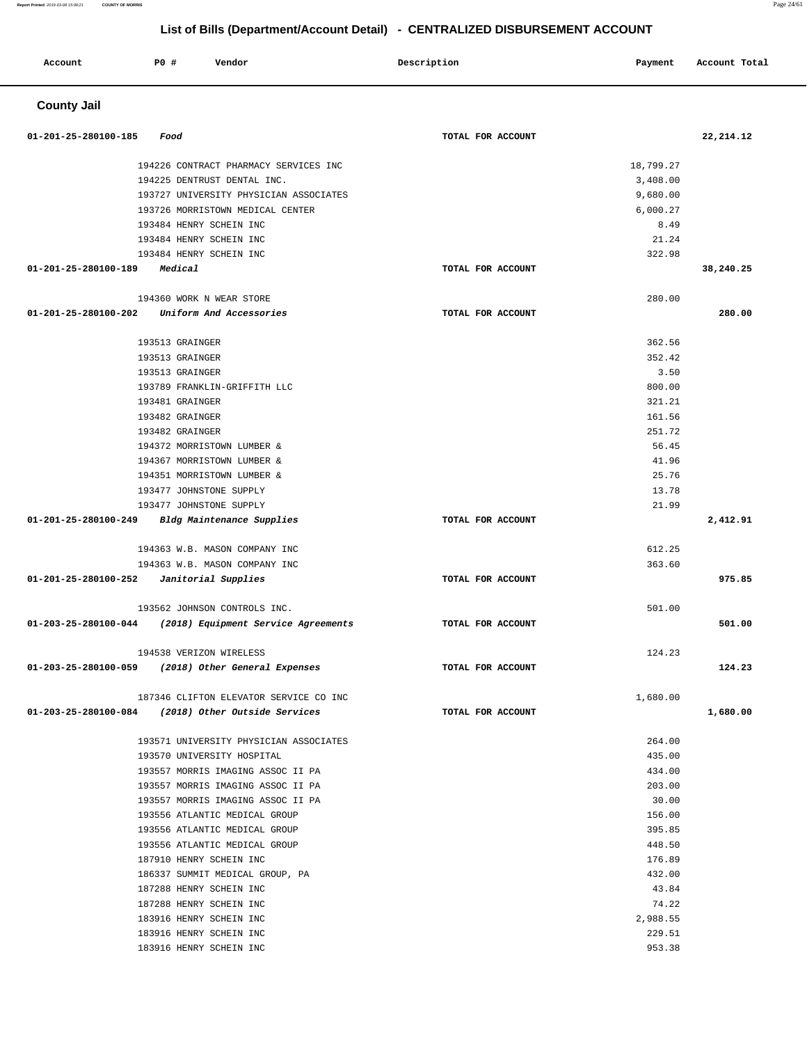## List of Bills (Department/Account Detail) - CENTRALIZED DISBURSEMENT ACCOUNT

| Account | PO # | Vendor | Description | Payment | Account Total |
|---|---|---|---|---|---|

### County Jail

| Account | PO # | Vendor | Description | Payment | Account Total |
|---|---|---|---|---|---|
| 01-201-25-280100-185 | | *Food* | TOTAL FOR ACCOUNT | | 22,214.12 |
| | 194226 | CONTRACT PHARMACY SERVICES INC | | 18,799.27 | |
| | 194225 | DENTRUST DENTAL INC. | | 3,408.00 | |
| | 193727 | UNIVERSITY PHYSICIAN ASSOCIATES | | 9,680.00 | |
| | 193726 | MORRISTOWN MEDICAL CENTER | | 6,000.27 | |
| | 193484 | HENRY SCHEIN INC | | 8.49 | |
| | 193484 | HENRY SCHEIN INC | | 21.24 | |
| | 193484 | HENRY SCHEIN INC | | 322.98 | |
| 01-201-25-280100-189 | | *Medical* | TOTAL FOR ACCOUNT | | 38,240.25 |
| | 194360 | WORK N WEAR STORE | | 280.00 | |
| 01-201-25-280100-202 | | *Uniform And Accessories* | TOTAL FOR ACCOUNT | | 280.00 |
| | 193513 | GRAINGER | | 362.56 | |
| | 193513 | GRAINGER | | 352.42 | |
| | 193513 | GRAINGER | | 3.50 | |
| | 193789 | FRANKLIN-GRIFFITH LLC | | 800.00 | |
| | 193481 | GRAINGER | | 321.21 | |
| | 193482 | GRAINGER | | 161.56 | |
| | 193482 | GRAINGER | | 251.72 | |
| | 194372 | MORRISTOWN LUMBER & | | 56.45 | |
| | 194367 | MORRISTOWN LUMBER & | | 41.96 | |
| | 194351 | MORRISTOWN LUMBER & | | 25.76 | |
| | 193477 | JOHNSTONE SUPPLY | | 13.78 | |
| | 193477 | JOHNSTONE SUPPLY | | 21.99 | |
| 01-201-25-280100-249 | | *Bldg Maintenance Supplies* | TOTAL FOR ACCOUNT | | 2,412.91 |
| | 194363 | W.B. MASON COMPANY INC | | 612.25 | |
| | 194363 | W.B. MASON COMPANY INC | | 363.60 | |
| 01-201-25-280100-252 | | *Janitorial Supplies* | TOTAL FOR ACCOUNT | | 975.85 |
| | 193562 | JOHNSON CONTROLS INC. | | 501.00 | |
| 01-203-25-280100-044 | | *(2018) Equipment Service Agreements* | TOTAL FOR ACCOUNT | | 501.00 |
| | 194538 | VERIZON WIRELESS | | 124.23 | |
| 01-203-25-280100-059 | | *(2018) Other General Expenses* | TOTAL FOR ACCOUNT | | 124.23 |
| | 187346 | CLIFTON ELEVATOR SERVICE CO INC | | 1,680.00 | |
| 01-203-25-280100-084 | | *(2018) Other Outside Services* | TOTAL FOR ACCOUNT | | 1,680.00 |
| | 193571 | UNIVERSITY PHYSICIAN ASSOCIATES | | 264.00 | |
| | 193570 | UNIVERSITY HOSPITAL | | 435.00 | |
| | 193557 | MORRIS IMAGING ASSOC II PA | | 434.00 | |
| | 193557 | MORRIS IMAGING ASSOC II PA | | 203.00 | |
| | 193557 | MORRIS IMAGING ASSOC II PA | | 30.00 | |
| | 193556 | ATLANTIC MEDICAL GROUP | | 156.00 | |
| | 193556 | ATLANTIC MEDICAL GROUP | | 395.85 | |
| | 193556 | ATLANTIC MEDICAL GROUP | | 448.50 | |
| | 187910 | HENRY SCHEIN INC | | 176.89 | |
| | 186337 | SUMMIT MEDICAL GROUP, PA | | 432.00 | |
| | 187288 | HENRY SCHEIN INC | | 43.84 | |
| | 187288 | HENRY SCHEIN INC | | 74.22 | |
| | 183916 | HENRY SCHEIN INC | | 2,988.55 | |
| | 183916 | HENRY SCHEIN INC | | 229.51 | |
| | 183916 | HENRY SCHEIN INC | | 953.38 | |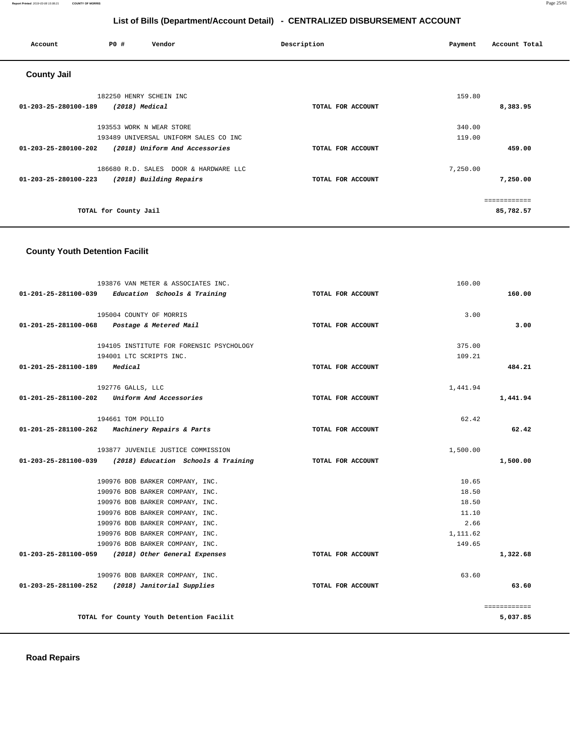## List of Bills (Department/Account Detail) - CENTRALIZED DISBURSEMENT ACCOUNT

| Account | PO # | Vendor | Description | Payment | Account Total |
|---|---|---|---|---|---|

### County Jail

| Account | PO # | Vendor | Description | Payment | Account Total |
|---|---|---|---|---|---|
| | 182250 | HENRY SCHEIN INC | | 159.80 | |
| 01-203-25-280100-189 | | *(2018) Medical* | TOTAL FOR ACCOUNT | | 8,383.95 |
| | 193553 | WORK N WEAR STORE | | 340.00 | |
| | 193489 | UNIVERSAL UNIFORM SALES CO INC | | 119.00 | |
| 01-203-25-280100-202 | | *(2018) Uniform And Accessories* | TOTAL FOR ACCOUNT | | 459.00 |
| | 186680 | R.D. SALES DOOR & HARDWARE LLC | | 7,250.00 | |
| 01-203-25-280100-223 | | *(2018) Building Repairs* | TOTAL FOR ACCOUNT | | 7,250.00 |
| | | TOTAL for County Jail | | | 85,782.57 |

### County Youth Detention Facilit

| Account | PO # | Vendor | Description | Payment | Account Total |
|---|---|---|---|---|---|
| | 193876 | VAN METER & ASSOCIATES INC. | | 160.00 | |
| 01-201-25-281100-039 | | *Education Schools & Training* | TOTAL FOR ACCOUNT | | 160.00 |
| | 195004 | COUNTY OF MORRIS | | 3.00 | |
| 01-201-25-281100-068 | | *Postage & Metered Mail* | TOTAL FOR ACCOUNT | | 3.00 |
| | 194105 | INSTITUTE FOR FORENSIC PSYCHOLOGY | | 375.00 | |
| | 194001 | LTC SCRIPTS INC. | | 109.21 | |
| 01-201-25-281100-189 | | *Medical* | TOTAL FOR ACCOUNT | | 484.21 |
| | 192776 | GALLS, LLC | | 1,441.94 | |
| 01-201-25-281100-202 | | *Uniform And Accessories* | TOTAL FOR ACCOUNT | | 1,441.94 |
| | 194661 | TOM POLLIO | | 62.42 | |
| 01-201-25-281100-262 | | *Machinery Repairs & Parts* | TOTAL FOR ACCOUNT | | 62.42 |
| | 193877 | JUVENILE JUSTICE COMMISSION | | 1,500.00 | |
| 01-203-25-281100-039 | | *(2018) Education Schools & Training* | TOTAL FOR ACCOUNT | | 1,500.00 |
| | 190976 | BOB BARKER COMPANY, INC. | | 10.65 | |
| | 190976 | BOB BARKER COMPANY, INC. | | 18.50 | |
| | 190976 | BOB BARKER COMPANY, INC. | | 18.50 | |
| | 190976 | BOB BARKER COMPANY, INC. | | 11.10 | |
| | 190976 | BOB BARKER COMPANY, INC. | | 2.66 | |
| | 190976 | BOB BARKER COMPANY, INC. | | 1,111.62 | |
| | 190976 | BOB BARKER COMPANY, INC. | | 149.65 | |
| 01-203-25-281100-059 | | *(2018) Other General Expenses* | TOTAL FOR ACCOUNT | | 1,322.68 |
| | 190976 | BOB BARKER COMPANY, INC. | | 63.60 | |
| 01-203-25-281100-252 | | *(2018) Janitorial Supplies* | TOTAL FOR ACCOUNT | | 63.60 |
| | | TOTAL for County Youth Detention Facilit | | | 5,037.85 |

### Road Repairs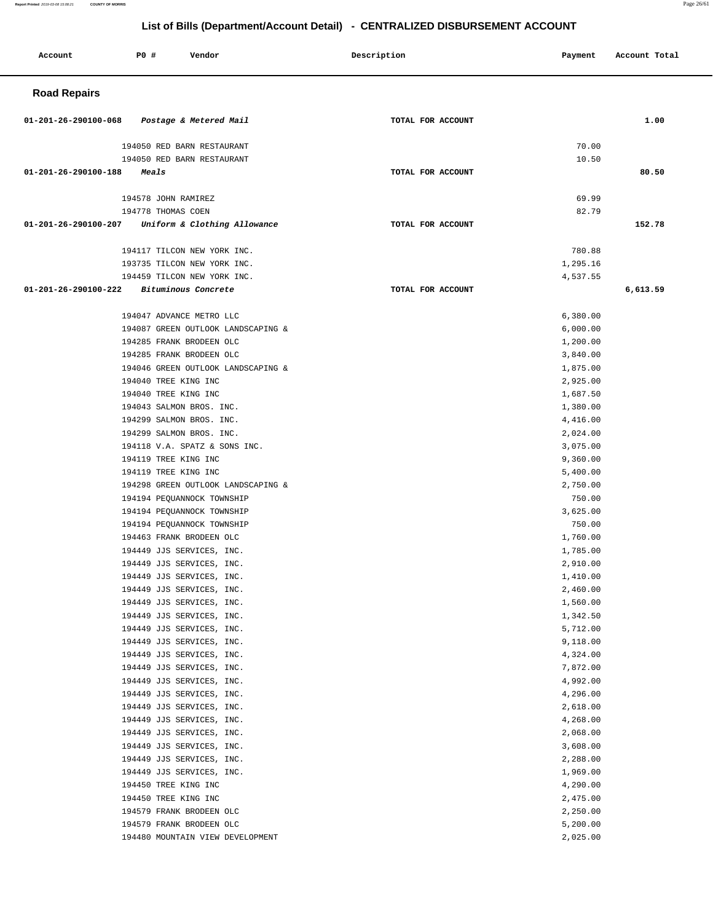## List of Bills (Department/Account Detail) - CENTRALIZED DISBURSEMENT ACCOUNT

| Account | PO # | Vendor | Description | Payment | Account Total |
|---|---|---|---|---|---|

### Road Repairs

| Account | PO # | Vendor | Description | Payment | Account Total |
|---|---|---|---|---|---|
| 01-201-26-290100-068 | | *Postage & Metered Mail* | TOTAL FOR ACCOUNT | | 1.00 |
| | 194050 | RED BARN RESTAURANT | | 70.00 | |
| | 194050 | RED BARN RESTAURANT | | 10.50 | |
| 01-201-26-290100-188 | | *Meals* | TOTAL FOR ACCOUNT | | 80.50 |
| | 194578 | JOHN RAMIREZ | | 69.99 | |
| | 194778 | THOMAS COEN | | 82.79 | |
| 01-201-26-290100-207 | | *Uniform & Clothing Allowance* | TOTAL FOR ACCOUNT | | 152.78 |
| | 194117 | TILCON NEW YORK INC. | | 780.88 | |
| | 193735 | TILCON NEW YORK INC. | | 1,295.16 | |
| | 194459 | TILCON NEW YORK INC. | | 4,537.55 | |
| 01-201-26-290100-222 | | *Bituminous Concrete* | TOTAL FOR ACCOUNT | | 6,613.59 |
| | 194047 | ADVANCE METRO LLC | | 6,380.00 | |
| | 194087 | GREEN OUTLOOK LANDSCAPING & | | 6,000.00 | |
| | 194285 | FRANK BRODEEN OLC | | 1,200.00 | |
| | 194285 | FRANK BRODEEN OLC | | 3,840.00 | |
| | 194046 | GREEN OUTLOOK LANDSCAPING & | | 1,875.00 | |
| | 194040 | TREE KING INC | | 2,925.00 | |
| | 194040 | TREE KING INC | | 1,687.50 | |
| | 194043 | SALMON BROS. INC. | | 1,380.00 | |
| | 194299 | SALMON BROS. INC. | | 4,416.00 | |
| | 194299 | SALMON BROS. INC. | | 2,024.00 | |
| | 194118 | V.A. SPATZ & SONS INC. | | 3,075.00 | |
| | 194119 | TREE KING INC | | 9,360.00 | |
| | 194119 | TREE KING INC | | 5,400.00 | |
| | 194298 | GREEN OUTLOOK LANDSCAPING & | | 2,750.00 | |
| | 194194 | PEQUANNOCK TOWNSHIP | | 750.00 | |
| | 194194 | PEQUANNOCK TOWNSHIP | | 3,625.00 | |
| | 194194 | PEQUANNOCK TOWNSHIP | | 750.00 | |
| | 194463 | FRANK BRODEEN OLC | | 1,760.00 | |
| | 194449 | JJS SERVICES, INC. | | 1,785.00 | |
| | 194449 | JJS SERVICES, INC. | | 2,910.00 | |
| | 194449 | JJS SERVICES, INC. | | 1,410.00 | |
| | 194449 | JJS SERVICES, INC. | | 2,460.00 | |
| | 194449 | JJS SERVICES, INC. | | 1,560.00 | |
| | 194449 | JJS SERVICES, INC. | | 1,342.50 | |
| | 194449 | JJS SERVICES, INC. | | 5,712.00 | |
| | 194449 | JJS SERVICES, INC. | | 9,118.00 | |
| | 194449 | JJS SERVICES, INC. | | 4,324.00 | |
| | 194449 | JJS SERVICES, INC. | | 7,872.00 | |
| | 194449 | JJS SERVICES, INC. | | 4,992.00 | |
| | 194449 | JJS SERVICES, INC. | | 4,296.00 | |
| | 194449 | JJS SERVICES, INC. | | 2,618.00 | |
| | 194449 | JJS SERVICES, INC. | | 4,268.00 | |
| | 194449 | JJS SERVICES, INC. | | 2,068.00 | |
| | 194449 | JJS SERVICES, INC. | | 3,608.00 | |
| | 194449 | JJS SERVICES, INC. | | 2,288.00 | |
| | 194449 | JJS SERVICES, INC. | | 1,969.00 | |
| | 194450 | TREE KING INC | | 4,290.00 | |
| | 194450 | TREE KING INC | | 2,475.00 | |
| | 194579 | FRANK BRODEEN OLC | | 2,250.00 | |
| | 194579 | FRANK BRODEEN OLC | | 5,200.00 | |
| | 194480 | MOUNTAIN VIEW DEVELOPMENT | | 2,025.00 | |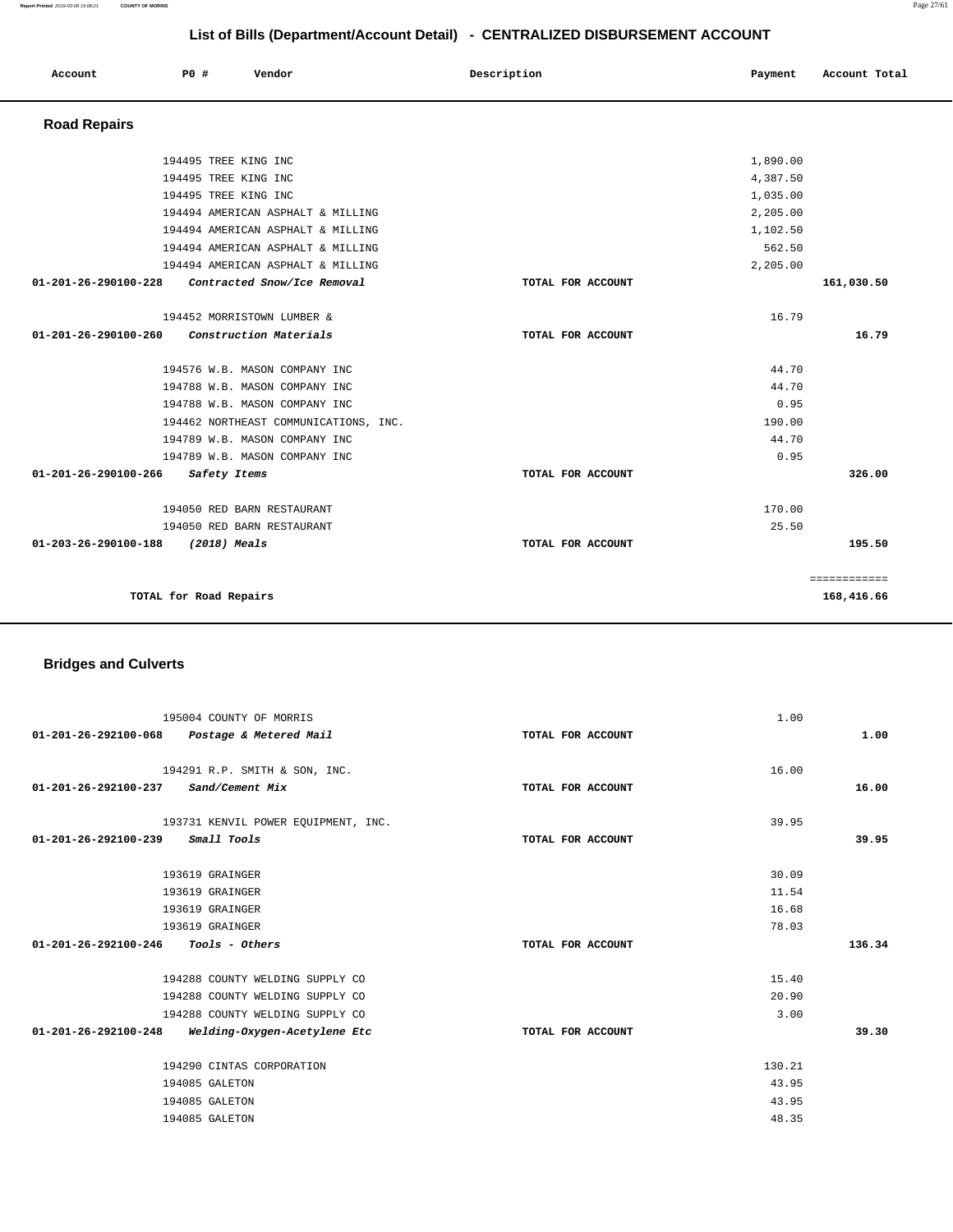## List of Bills (Department/Account Detail) - CENTRALIZED DISBURSEMENT ACCOUNT

| Account | P0 # | Vendor | Description | Payment | Account Total |
|---|---|---|---|---|---|

### Road Repairs

| Account | P0 # | Vendor | Description | Payment | Account Total |
|---|---|---|---|---|---|
| | 194495 | TREE KING INC | | 1,890.00 | |
| | 194495 | TREE KING INC | | 4,387.50 | |
| | 194495 | TREE KING INC | | 1,035.00 | |
| | 194494 | AMERICAN ASPHALT & MILLING | | 2,205.00 | |
| | 194494 | AMERICAN ASPHALT & MILLING | | 1,102.50 | |
| | 194494 | AMERICAN ASPHALT & MILLING | | 562.50 | |
| | 194494 | AMERICAN ASPHALT & MILLING | | 2,205.00 | |
| **01-201-26-290100-228** | | *Contracted Snow/Ice Removal* | TOTAL FOR ACCOUNT | | **161,030.50** |
| | 194452 | MORRISTOWN LUMBER & | | 16.79 | |
| **01-201-26-290100-260** | | *Construction Materials* | TOTAL FOR ACCOUNT | | **16.79** |
| | 194576 | W.B. MASON COMPANY INC | | 44.70 | |
| | 194788 | W.B. MASON COMPANY INC | | 44.70 | |
| | 194788 | W.B. MASON COMPANY INC | | 0.95 | |
| | 194462 | NORTHEAST COMMUNICATIONS, INC. | | 190.00 | |
| | 194789 | W.B. MASON COMPANY INC | | 44.70 | |
| | 194789 | W.B. MASON COMPANY INC | | 0.95 | |
| **01-201-26-290100-266** | | *Safety Items* | TOTAL FOR ACCOUNT | | **326.00** |
| | 194050 | RED BARN RESTAURANT | | 170.00 | |
| | 194050 | RED BARN RESTAURANT | | 25.50 | |
| **01-203-26-290100-188** | | *(2018) Meals* | TOTAL FOR ACCOUNT | | **195.50** |
| | | | | | ============ |
| | | **TOTAL for Road Repairs** | | | **168,416.66** |

### Bridges and Culverts

| Account | P0 # | Vendor | Description | Payment | Account Total |
|---|---|---|---|---|---|
| | 195004 | COUNTY OF MORRIS | | 1.00 | |
| **01-201-26-292100-068** | | *Postage & Metered Mail* | TOTAL FOR ACCOUNT | | **1.00** |
| | 194291 | R.P. SMITH & SON, INC. | | 16.00 | |
| **01-201-26-292100-237** | | *Sand/Cement Mix* | TOTAL FOR ACCOUNT | | **16.00** |
| | 193731 | KENVIL POWER EQUIPMENT, INC. | | 39.95 | |
| **01-201-26-292100-239** | | *Small Tools* | TOTAL FOR ACCOUNT | | **39.95** |
| | 193619 | GRAINGER | | 30.09 | |
| | 193619 | GRAINGER | | 11.54 | |
| | 193619 | GRAINGER | | 16.68 | |
| | 193619 | GRAINGER | | 78.03 | |
| **01-201-26-292100-246** | | *Tools - Others* | TOTAL FOR ACCOUNT | | **136.34** |
| | 194288 | COUNTY WELDING SUPPLY CO | | 15.40 | |
| | 194288 | COUNTY WELDING SUPPLY CO | | 20.90 | |
| | 194288 | COUNTY WELDING SUPPLY CO | | 3.00 | |
| **01-201-26-292100-248** | | *Welding-Oxygen-Acetylene Etc* | TOTAL FOR ACCOUNT | | **39.30** |
| | 194290 | CINTAS CORPORATION | | 130.21 | |
| | 194085 | GALETON | | 43.95 | |
| | 194085 | GALETON | | 43.95 | |
| | 194085 | GALETON | | 48.35 | |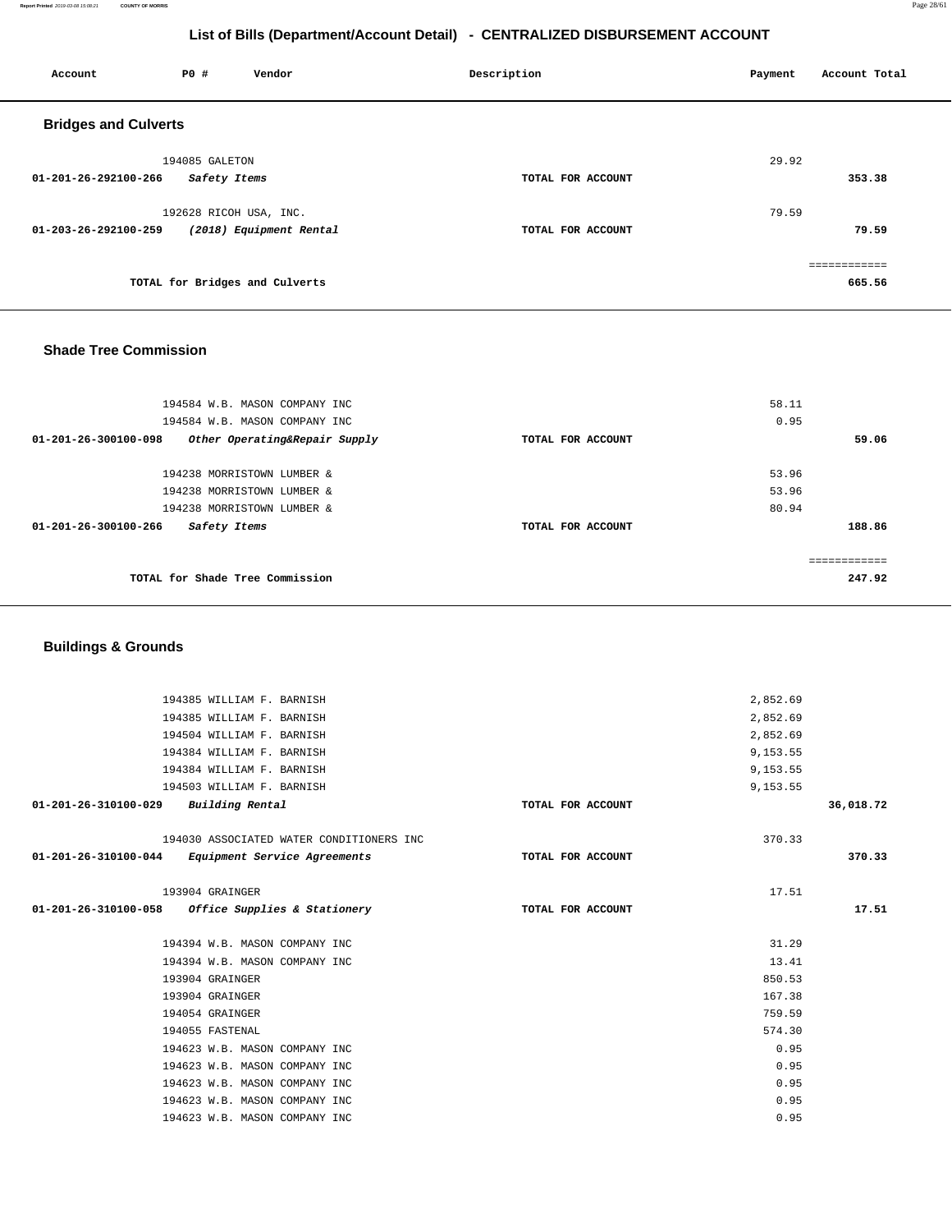## List of Bills (Department/Account Detail) - CENTRALIZED DISBURSEMENT ACCOUNT

| Account | PO # | Vendor | Description | Payment | Account Total |
|---|---|---|---|---|---|

### Bridges and Culverts

| Account | PO # | Vendor | Description | Payment | Account Total |
|---|---|---|---|---|---|
| | 194085 | GALETON | | 29.92 | |
| 01-201-26-292100-266 | | *Safety Items* | TOTAL FOR ACCOUNT | | 353.38 |
| | 192628 | RICOH USA, INC. | | 79.59 | |
| 01-203-26-292100-259 | | *(2018) Equipment Rental* | TOTAL FOR ACCOUNT | | 79.59 |
| | | TOTAL for Bridges and Culverts | | | 665.56 |

### Shade Tree Commission

| Account | PO # | Vendor | Description | Payment | Account Total |
|---|---|---|---|---|---|
| | 194584 | W.B. MASON COMPANY INC | | 58.11 | |
| | 194584 | W.B. MASON COMPANY INC | | 0.95 | |
| 01-201-26-300100-098 | | *Other Operating&Repair Supply* | TOTAL FOR ACCOUNT | | 59.06 |
| | 194238 | MORRISTOWN LUMBER & | | 53.96 | |
| | 194238 | MORRISTOWN LUMBER & | | 53.96 | |
| | 194238 | MORRISTOWN LUMBER & | | 80.94 | |
| 01-201-26-300100-266 | | *Safety Items* | TOTAL FOR ACCOUNT | | 188.86 |
| | | TOTAL for Shade Tree Commission | | | 247.92 |

### Buildings & Grounds

| Account | PO # | Vendor | Description | Payment | Account Total |
|---|---|---|---|---|---|
| | 194385 | WILLIAM F. BARNISH | | 2,852.69 | |
| | 194385 | WILLIAM F. BARNISH | | 2,852.69 | |
| | 194504 | WILLIAM F. BARNISH | | 2,852.69 | |
| | 194384 | WILLIAM F. BARNISH | | 9,153.55 | |
| | 194384 | WILLIAM F. BARNISH | | 9,153.55 | |
| | 194503 | WILLIAM F. BARNISH | | 9,153.55 | |
| 01-201-26-310100-029 | | *Building Rental* | TOTAL FOR ACCOUNT | | 36,018.72 |
| | 194030 | ASSOCIATED WATER CONDITIONERS INC | | 370.33 | |
| 01-201-26-310100-044 | | *Equipment Service Agreements* | TOTAL FOR ACCOUNT | | 370.33 |
| | 193904 | GRAINGER | | 17.51 | |
| 01-201-26-310100-058 | | *Office Supplies & Stationery* | TOTAL FOR ACCOUNT | | 17.51 |
| | 194394 | W.B. MASON COMPANY INC | | 31.29 | |
| | 194394 | W.B. MASON COMPANY INC | | 13.41 | |
| | 193904 | GRAINGER | | 850.53 | |
| | 193904 | GRAINGER | | 167.38 | |
| | 194054 | GRAINGER | | 759.59 | |
| | 194055 | FASTENAL | | 574.30 | |
| | 194623 | W.B. MASON COMPANY INC | | 0.95 | |
| | 194623 | W.B. MASON COMPANY INC | | 0.95 | |
| | 194623 | W.B. MASON COMPANY INC | | 0.95 | |
| | 194623 | W.B. MASON COMPANY INC | | 0.95 | |
| | 194623 | W.B. MASON COMPANY INC | | 0.95 | |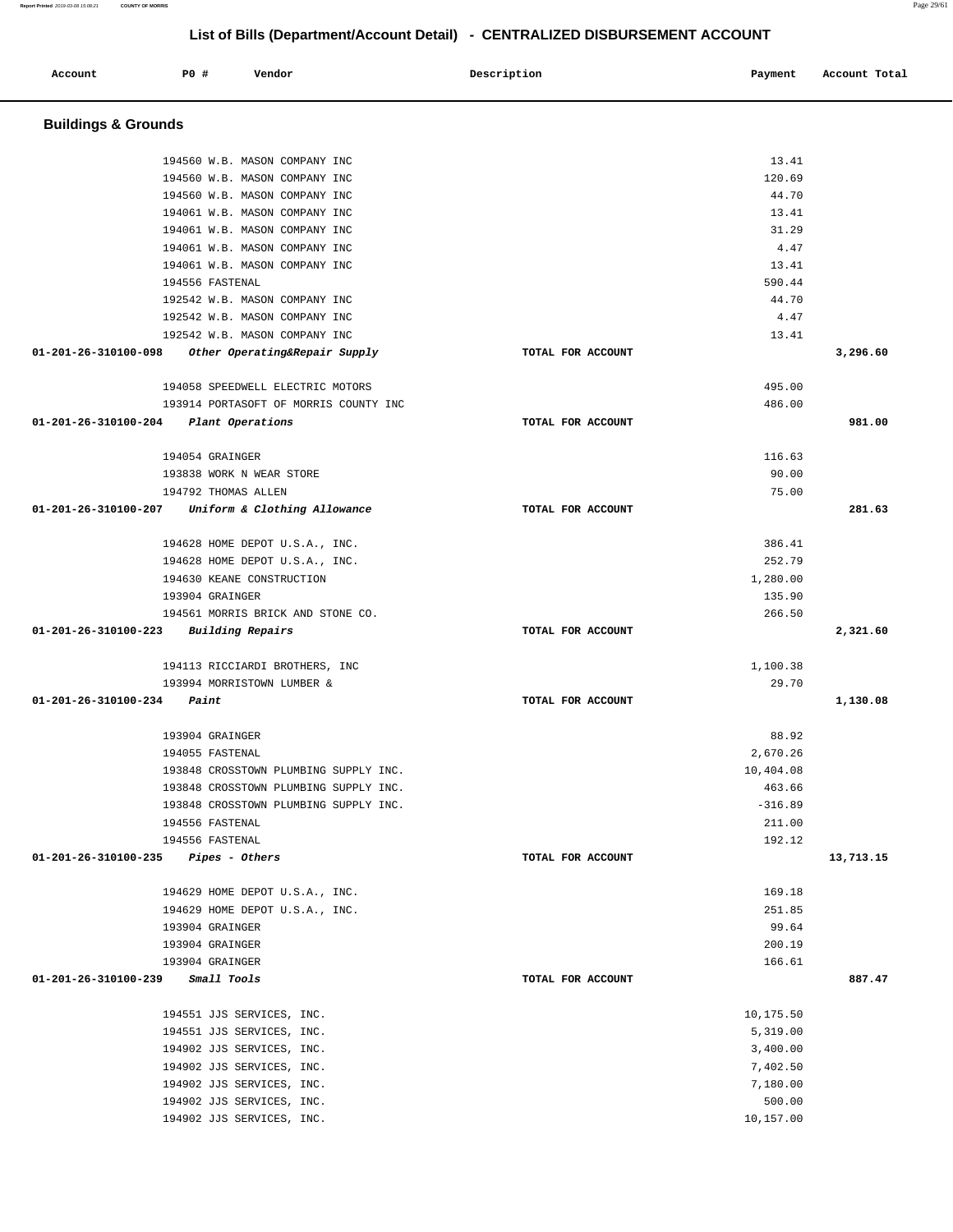## List of Bills (Department/Account Detail) - CENTRALIZED DISBURSEMENT ACCOUNT

| Account | PO # | Vendor | Description | Payment | Account Total |
|---|---|---|---|---|---|

### Buildings & Grounds

| Account | PO # | Vendor | Description | Payment | Account Total |
|---|---|---|---|---|---|
| | 194560 | W.B. MASON COMPANY INC | | 13.41 | |
| | 194560 | W.B. MASON COMPANY INC | | 120.69 | |
| | 194560 | W.B. MASON COMPANY INC | | 44.70 | |
| | 194061 | W.B. MASON COMPANY INC | | 13.41 | |
| | 194061 | W.B. MASON COMPANY INC | | 31.29 | |
| | 194061 | W.B. MASON COMPANY INC | | 4.47 | |
| | 194061 | W.B. MASON COMPANY INC | | 13.41 | |
| | 194556 | FASTENAL | | 590.44 | |
| | 192542 | W.B. MASON COMPANY INC | | 44.70 | |
| | 192542 | W.B. MASON COMPANY INC | | 4.47 | |
| | 192542 | W.B. MASON COMPANY INC | | 13.41 | |
| **01-201-26-310100-098** | | *Other Operating&Repair Supply* | TOTAL FOR ACCOUNT | | **3,296.60** |
| | 194058 | SPEEDWELL ELECTRIC MOTORS | | 495.00 | |
| | 193914 | PORTASOFT OF MORRIS COUNTY INC | | 486.00 | |
| **01-201-26-310100-204** | | *Plant Operations* | TOTAL FOR ACCOUNT | | **981.00** |
| | 194054 | GRAINGER | | 116.63 | |
| | 193838 | WORK N WEAR STORE | | 90.00 | |
| | 194792 | THOMAS ALLEN | | 75.00 | |
| **01-201-26-310100-207** | | *Uniform & Clothing Allowance* | TOTAL FOR ACCOUNT | | **281.63** |
| | 194628 | HOME DEPOT U.S.A., INC. | | 386.41 | |
| | 194628 | HOME DEPOT U.S.A., INC. | | 252.79 | |
| | 194630 | KEANE CONSTRUCTION | | 1,280.00 | |
| | 193904 | GRAINGER | | 135.90 | |
| | 194561 | MORRIS BRICK AND STONE CO. | | 266.50 | |
| **01-201-26-310100-223** | | *Building Repairs* | TOTAL FOR ACCOUNT | | **2,321.60** |
| | 194113 | RICCIARDI BROTHERS, INC | | 1,100.38 | |
| | 193994 | MORRISTOWN LUMBER & | | 29.70 | |
| **01-201-26-310100-234** | | *Paint* | TOTAL FOR ACCOUNT | | **1,130.08** |
| | 193904 | GRAINGER | | 88.92 | |
| | 194055 | FASTENAL | | 2,670.26 | |
| | 193848 | CROSSTOWN PLUMBING SUPPLY INC. | | 10,404.08 | |
| | 193848 | CROSSTOWN PLUMBING SUPPLY INC. | | 463.66 | |
| | 193848 | CROSSTOWN PLUMBING SUPPLY INC. | | -316.89 | |
| | 194556 | FASTENAL | | 211.00 | |
| | 194556 | FASTENAL | | 192.12 | |
| **01-201-26-310100-235** | | *Pipes - Others* | TOTAL FOR ACCOUNT | | **13,713.15** |
| | 194629 | HOME DEPOT U.S.A., INC. | | 169.18 | |
| | 194629 | HOME DEPOT U.S.A., INC. | | 251.85 | |
| | 193904 | GRAINGER | | 99.64 | |
| | 193904 | GRAINGER | | 200.19 | |
| | 193904 | GRAINGER | | 166.61 | |
| **01-201-26-310100-239** | | *Small Tools* | TOTAL FOR ACCOUNT | | **887.47** |
| | 194551 | JJS SERVICES, INC. | | 10,175.50 | |
| | 194551 | JJS SERVICES, INC. | | 5,319.00 | |
| | 194902 | JJS SERVICES, INC. | | 3,400.00 | |
| | 194902 | JJS SERVICES, INC. | | 7,402.50 | |
| | 194902 | JJS SERVICES, INC. | | 7,180.00 | |
| | 194902 | JJS SERVICES, INC. | | 500.00 | |
| | 194902 | JJS SERVICES, INC. | | 10,157.00 | |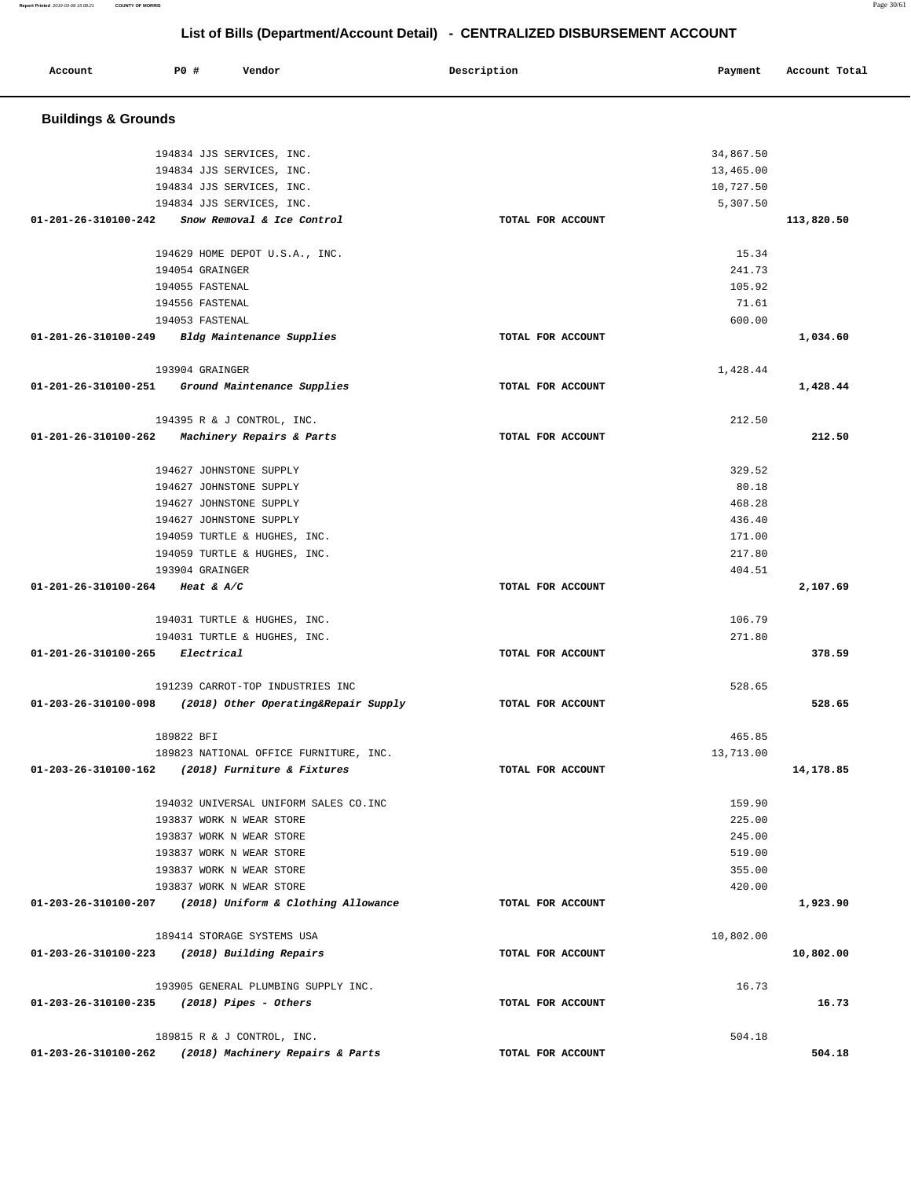# List of Bills (Department/Account Detail) - CENTRALIZED DISBURSEMENT ACCOUNT

| Account | PO # | Vendor | Description | Payment | Account Total |
|---|---|---|---|---|---|

## Buildings & Grounds

| Account | PO # | Vendor | Description | Payment | Account Total |
|---|---|---|---|---|---|
| | 194834 | JJS SERVICES, INC. | | 34,867.50 | |
| | 194834 | JJS SERVICES, INC. | | 13,465.00 | |
| | 194834 | JJS SERVICES, INC. | | 10,727.50 | |
| | 194834 | JJS SERVICES, INC. | | 5,307.50 | |
| **01-201-26-310100-242** | | ***Snow Removal & Ice Control*** | **TOTAL FOR ACCOUNT** | | **113,820.50** |
| | 194629 | HOME DEPOT U.S.A., INC. | | 15.34 | |
| | 194054 | GRAINGER | | 241.73 | |
| | 194055 | FASTENAL | | 105.92 | |
| | 194556 | FASTENAL | | 71.61 | |
| | 194053 | FASTENAL | | 600.00 | |
| **01-201-26-310100-249** | | ***Bldg Maintenance Supplies*** | **TOTAL FOR ACCOUNT** | | **1,034.60** |
| | 193904 | GRAINGER | | 1,428.44 | |
| **01-201-26-310100-251** | | ***Ground Maintenance Supplies*** | **TOTAL FOR ACCOUNT** | | **1,428.44** |
| | 194395 | R & J CONTROL, INC. | | 212.50 | |
| **01-201-26-310100-262** | | ***Machinery Repairs & Parts*** | **TOTAL FOR ACCOUNT** | | **212.50** |
| | 194627 | JOHNSTONE SUPPLY | | 329.52 | |
| | 194627 | JOHNSTONE SUPPLY | | 80.18 | |
| | 194627 | JOHNSTONE SUPPLY | | 468.28 | |
| | 194627 | JOHNSTONE SUPPLY | | 436.40 | |
| | 194059 | TURTLE & HUGHES, INC. | | 171.00 | |
| | 194059 | TURTLE & HUGHES, INC. | | 217.80 | |
| | 193904 | GRAINGER | | 404.51 | |
| **01-201-26-310100-264** | | ***Heat & A/C*** | **TOTAL FOR ACCOUNT** | | **2,107.69** |
| | 194031 | TURTLE & HUGHES, INC. | | 106.79 | |
| | 194031 | TURTLE & HUGHES, INC. | | 271.80 | |
| **01-201-26-310100-265** | | ***Electrical*** | **TOTAL FOR ACCOUNT** | | **378.59** |
| | 191239 | CARROT-TOP INDUSTRIES INC | | 528.65 | |
| **01-203-26-310100-098** | | ***(2018) Other Operating&Repair Supply*** | **TOTAL FOR ACCOUNT** | | **528.65** |
| | 189822 | BFI | | 465.85 | |
| | 189823 | NATIONAL OFFICE FURNITURE, INC. | | 13,713.00 | |
| **01-203-26-310100-162** | | ***(2018) Furniture & Fixtures*** | **TOTAL FOR ACCOUNT** | | **14,178.85** |
| | 194032 | UNIVERSAL UNIFORM SALES CO.INC | | 159.90 | |
| | 193837 | WORK N WEAR STORE | | 225.00 | |
| | 193837 | WORK N WEAR STORE | | 245.00 | |
| | 193837 | WORK N WEAR STORE | | 519.00 | |
| | 193837 | WORK N WEAR STORE | | 355.00 | |
| | 193837 | WORK N WEAR STORE | | 420.00 | |
| **01-203-26-310100-207** | | ***(2018) Uniform & Clothing Allowance*** | **TOTAL FOR ACCOUNT** | | **1,923.90** |
| | 189414 | STORAGE SYSTEMS USA | | 10,802.00 | |
| **01-203-26-310100-223** | | ***(2018) Building Repairs*** | **TOTAL FOR ACCOUNT** | | **10,802.00** |
| | 193905 | GENERAL PLUMBING SUPPLY INC. | | 16.73 | |
| **01-203-26-310100-235** | | ***(2018) Pipes - Others*** | **TOTAL FOR ACCOUNT** | | **16.73** |
| | 189815 | R & J CONTROL, INC. | | 504.18 | |
| **01-203-26-310100-262** | | ***(2018) Machinery Repairs & Parts*** | **TOTAL FOR ACCOUNT** | | **504.18** |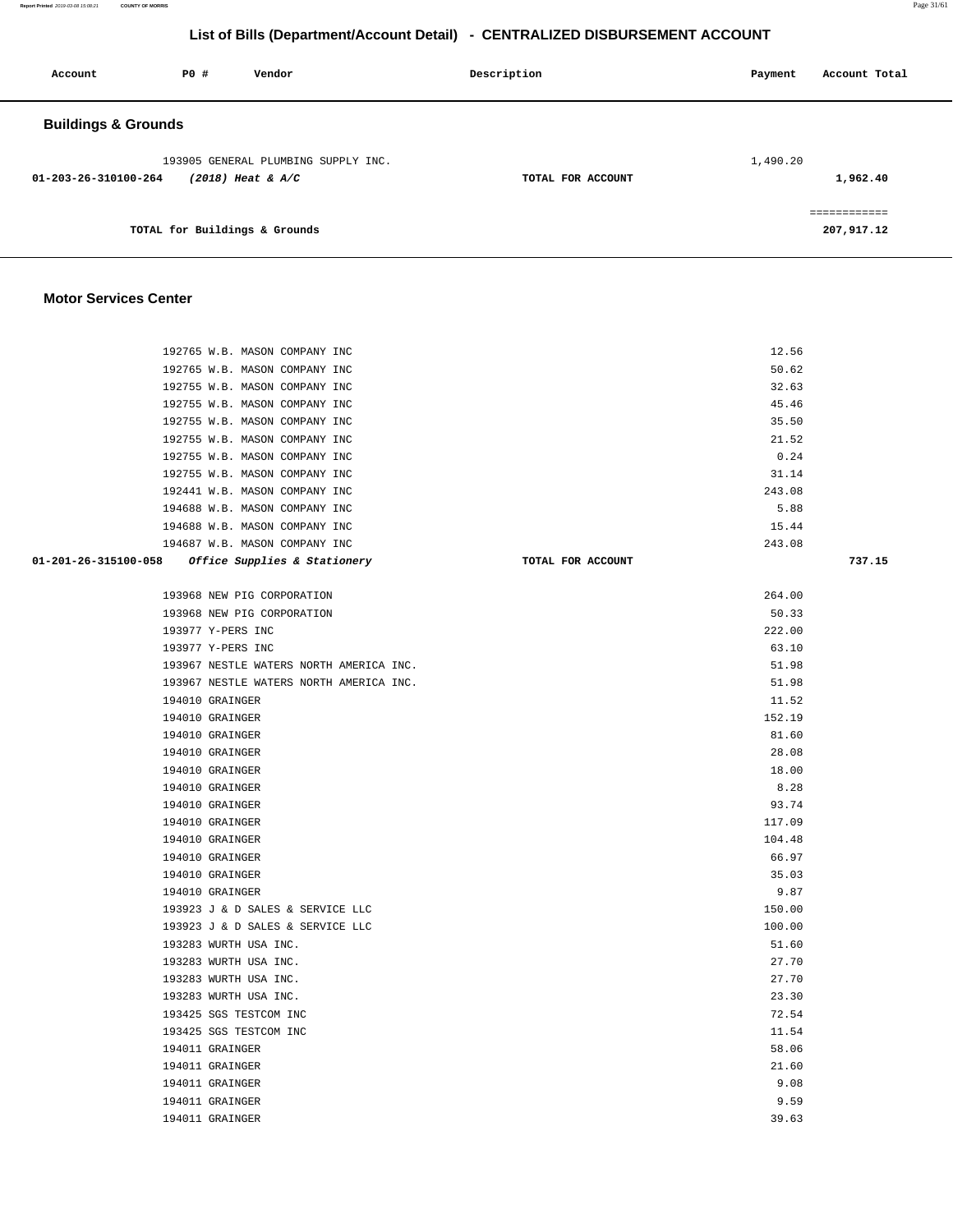# List of Bills (Department/Account Detail) - CENTRALIZED DISBURSEMENT ACCOUNT

| Account | PO # | Vendor | Description | Payment | Account Total |
|---|---|---|---|---|---|

## Buildings & Grounds

| Account | PO # | Vendor | Description | Payment | Account Total |
|---|---|---|---|---|---|
| | 193905 | GENERAL PLUMBING SUPPLY INC. | | 1,490.20 | |
| 01-203-26-310100-264 | | *(2018) Heat & A/C* | TOTAL FOR ACCOUNT | | 1,962.40 |
| | | | | | ============ |
| | | TOTAL for Buildings & Grounds | | | 207,917.12 |

## Motor Services Center

| Account | PO # | Vendor | Description | Payment | Account Total |
|---|---|---|---|---|---|
| | 192765 | W.B. MASON COMPANY INC | | 12.56 | |
| | 192765 | W.B. MASON COMPANY INC | | 50.62 | |
| | 192755 | W.B. MASON COMPANY INC | | 32.63 | |
| | 192755 | W.B. MASON COMPANY INC | | 45.46 | |
| | 192755 | W.B. MASON COMPANY INC | | 35.50 | |
| | 192755 | W.B. MASON COMPANY INC | | 21.52 | |
| | 192755 | W.B. MASON COMPANY INC | | 0.24 | |
| | 192755 | W.B. MASON COMPANY INC | | 31.14 | |
| | 192441 | W.B. MASON COMPANY INC | | 243.08 | |
| | 194688 | W.B. MASON COMPANY INC | | 5.88 | |
| | 194688 | W.B. MASON COMPANY INC | | 15.44 | |
| | 194687 | W.B. MASON COMPANY INC | | 243.08 | |
| 01-201-26-315100-058 | | *Office Supplies & Stationery* | TOTAL FOR ACCOUNT | | 737.15 |
| | 193968 | NEW PIG CORPORATION | | 264.00 | |
| | 193968 | NEW PIG CORPORATION | | 50.33 | |
| | 193977 | Y-PERS INC | | 222.00 | |
| | 193977 | Y-PERS INC | | 63.10 | |
| | 193967 | NESTLE WATERS NORTH AMERICA INC. | | 51.98 | |
| | 193967 | NESTLE WATERS NORTH AMERICA INC. | | 51.98 | |
| | 194010 | GRAINGER | | 11.52 | |
| | 194010 | GRAINGER | | 152.19 | |
| | 194010 | GRAINGER | | 81.60 | |
| | 194010 | GRAINGER | | 28.08 | |
| | 194010 | GRAINGER | | 18.00 | |
| | 194010 | GRAINGER | | 8.28 | |
| | 194010 | GRAINGER | | 93.74 | |
| | 194010 | GRAINGER | | 117.09 | |
| | 194010 | GRAINGER | | 104.48 | |
| | 194010 | GRAINGER | | 66.97 | |
| | 194010 | GRAINGER | | 35.03 | |
| | 194010 | GRAINGER | | 9.87 | |
| | 193923 | J & D SALES & SERVICE LLC | | 150.00 | |
| | 193923 | J & D SALES & SERVICE LLC | | 100.00 | |
| | 193283 | WURTH USA INC. | | 51.60 | |
| | 193283 | WURTH USA INC. | | 27.70 | |
| | 193283 | WURTH USA INC. | | 27.70 | |
| | 193283 | WURTH USA INC. | | 23.30 | |
| | 193425 | SGS TESTCOM INC | | 72.54 | |
| | 193425 | SGS TESTCOM INC | | 11.54 | |
| | 194011 | GRAINGER | | 58.06 | |
| | 194011 | GRAINGER | | 21.60 | |
| | 194011 | GRAINGER | | 9.08 | |
| | 194011 | GRAINGER | | 9.59 | |
| | 194011 | GRAINGER | | 39.63 | |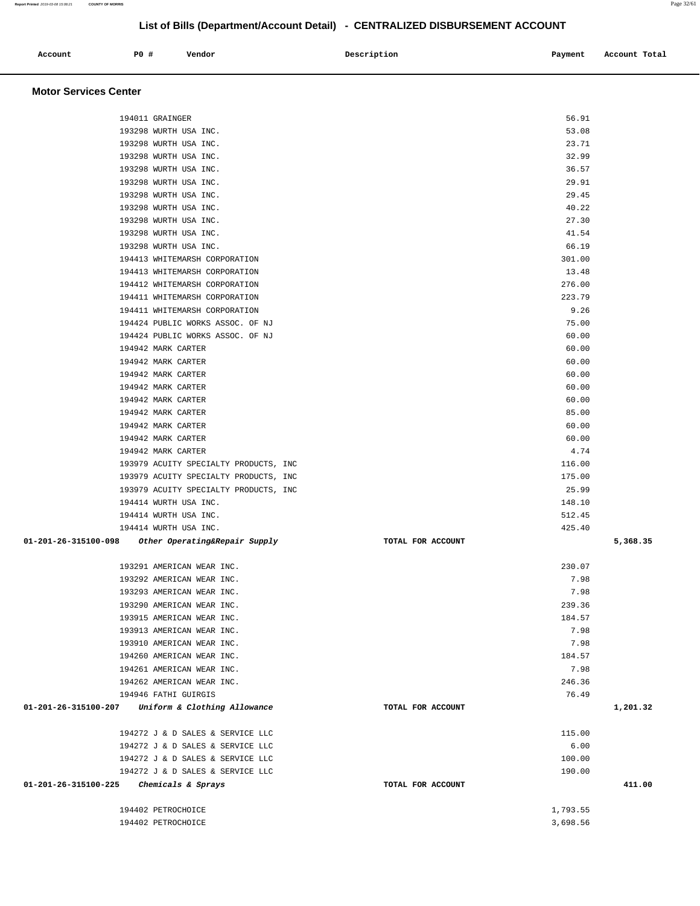## List of Bills (Department/Account Detail) - CENTRALIZED DISBURSEMENT ACCOUNT

| Account | PO # | Vendor | Description | Payment | Account Total |
|---|---|---|---|---|---|

### Motor Services Center

| Account | PO # | Vendor | Description | Payment | Account Total |
|---|---|---|---|---|---|
| | 194011 | GRAINGER | | 56.91 | |
| | 193298 | WURTH USA INC. | | 53.08 | |
| | 193298 | WURTH USA INC. | | 23.71 | |
| | 193298 | WURTH USA INC. | | 32.99 | |
| | 193298 | WURTH USA INC. | | 36.57 | |
| | 193298 | WURTH USA INC. | | 29.91 | |
| | 193298 | WURTH USA INC. | | 29.45 | |
| | 193298 | WURTH USA INC. | | 40.22 | |
| | 193298 | WURTH USA INC. | | 27.30 | |
| | 193298 | WURTH USA INC. | | 41.54 | |
| | 193298 | WURTH USA INC. | | 66.19 | |
| | 194413 | WHITEMARSH CORPORATION | | 301.00 | |
| | 194413 | WHITEMARSH CORPORATION | | 13.48 | |
| | 194412 | WHITEMARSH CORPORATION | | 276.00 | |
| | 194411 | WHITEMARSH CORPORATION | | 223.79 | |
| | 194411 | WHITEMARSH CORPORATION | | 9.26 | |
| | 194424 | PUBLIC WORKS ASSOC. OF NJ | | 75.00 | |
| | 194424 | PUBLIC WORKS ASSOC. OF NJ | | 60.00 | |
| | 194942 | MARK CARTER | | 60.00 | |
| | 194942 | MARK CARTER | | 60.00 | |
| | 194942 | MARK CARTER | | 60.00 | |
| | 194942 | MARK CARTER | | 60.00 | |
| | 194942 | MARK CARTER | | 60.00 | |
| | 194942 | MARK CARTER | | 85.00 | |
| | 194942 | MARK CARTER | | 60.00 | |
| | 194942 | MARK CARTER | | 60.00 | |
| | 194942 | MARK CARTER | | 4.74 | |
| | 193979 | ACUITY SPECIALTY PRODUCTS, INC | | 116.00 | |
| | 193979 | ACUITY SPECIALTY PRODUCTS, INC | | 175.00 | |
| | 193979 | ACUITY SPECIALTY PRODUCTS, INC | | 25.99 | |
| | 194414 | WURTH USA INC. | | 148.10 | |
| | 194414 | WURTH USA INC. | | 512.45 | |
| | 194414 | WURTH USA INC. | | 425.40 | |
| **01-201-26-315100-098** | | ***Other Operating&Repair Supply*** | **TOTAL FOR ACCOUNT** | | **5,368.35** |
| | 193291 | AMERICAN WEAR INC. | | 230.07 | |
| | 193292 | AMERICAN WEAR INC. | | 7.98 | |
| | 193293 | AMERICAN WEAR INC. | | 7.98 | |
| | 193290 | AMERICAN WEAR INC. | | 239.36 | |
| | 193915 | AMERICAN WEAR INC. | | 184.57 | |
| | 193913 | AMERICAN WEAR INC. | | 7.98 | |
| | 193910 | AMERICAN WEAR INC. | | 7.98 | |
| | 194260 | AMERICAN WEAR INC. | | 184.57 | |
| | 194261 | AMERICAN WEAR INC. | | 7.98 | |
| | 194262 | AMERICAN WEAR INC. | | 246.36 | |
| | 194946 | FATHI GUIRGIS | | 76.49 | |
| **01-201-26-315100-207** | | ***Uniform & Clothing Allowance*** | **TOTAL FOR ACCOUNT** | | **1,201.32** |
| | 194272 | J & D SALES & SERVICE LLC | | 115.00 | |
| | 194272 | J & D SALES & SERVICE LLC | | 6.00 | |
| | 194272 | J & D SALES & SERVICE LLC | | 100.00 | |
| | 194272 | J & D SALES & SERVICE LLC | | 190.00 | |
| **01-201-26-315100-225** | | ***Chemicals & Sprays*** | **TOTAL FOR ACCOUNT** | | **411.00** |
| | 194402 | PETROCHOICE | | 1,793.55 | |
| | 194402 | PETROCHOICE | | 3,698.56 | |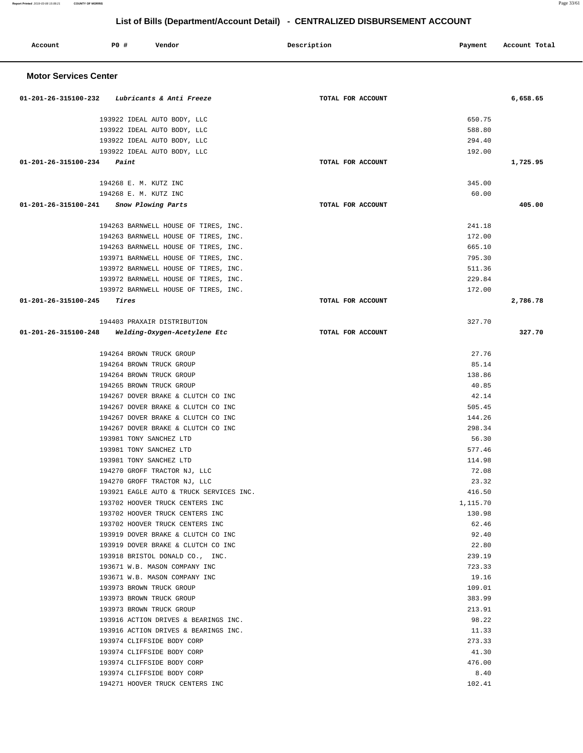## List of Bills (Department/Account Detail) - CENTRALIZED DISBURSEMENT ACCOUNT

| Account | PO # | Vendor | Description | Payment | Account Total |
|---|---|---|---|---|---|

### Motor Services Center

| Account | PO # | Vendor | Description | Payment | Account Total |
|---|---|---|---|---|---|
| 01-201-26-315100-232 *Lubricants & Anti Freeze* | | | TOTAL FOR ACCOUNT | | 6,658.65 |
| | 193922 | IDEAL AUTO BODY, LLC | | 650.75 | |
| | 193922 | IDEAL AUTO BODY, LLC | | 588.80 | |
| | 193922 | IDEAL AUTO BODY, LLC | | 294.40 | |
| | 193922 | IDEAL AUTO BODY, LLC | | 192.00 | |
| 01-201-26-315100-234 *Paint* | | | TOTAL FOR ACCOUNT | | 1,725.95 |
| | 194268 | E. M. KUTZ INC | | 345.00 | |
| | 194268 | E. M. KUTZ INC | | 60.00 | |
| 01-201-26-315100-241 *Snow Plowing Parts* | | | TOTAL FOR ACCOUNT | | 405.00 |
| | 194263 | BARNWELL HOUSE OF TIRES, INC. | | 241.18 | |
| | 194263 | BARNWELL HOUSE OF TIRES, INC. | | 172.00 | |
| | 194263 | BARNWELL HOUSE OF TIRES, INC. | | 665.10 | |
| | 193971 | BARNWELL HOUSE OF TIRES, INC. | | 795.30 | |
| | 193972 | BARNWELL HOUSE OF TIRES, INC. | | 511.36 | |
| | 193972 | BARNWELL HOUSE OF TIRES, INC. | | 229.84 | |
| | 193972 | BARNWELL HOUSE OF TIRES, INC. | | 172.00 | |
| 01-201-26-315100-245 *Tires* | | | TOTAL FOR ACCOUNT | | 2,786.78 |
| | 194403 | PRAXAIR DISTRIBUTION | | 327.70 | |
| 01-201-26-315100-248 *Welding-Oxygen-Acetylene Etc* | | | TOTAL FOR ACCOUNT | | 327.70 |
| | 194264 | BROWN TRUCK GROUP | | 27.76 | |
| | 194264 | BROWN TRUCK GROUP | | 85.14 | |
| | 194264 | BROWN TRUCK GROUP | | 138.86 | |
| | 194265 | BROWN TRUCK GROUP | | 40.85 | |
| | 194267 | DOVER BRAKE & CLUTCH CO INC | | 42.14 | |
| | 194267 | DOVER BRAKE & CLUTCH CO INC | | 505.45 | |
| | 194267 | DOVER BRAKE & CLUTCH CO INC | | 144.26 | |
| | 194267 | DOVER BRAKE & CLUTCH CO INC | | 298.34 | |
| | 193981 | TONY SANCHEZ LTD | | 56.30 | |
| | 193981 | TONY SANCHEZ LTD | | 577.46 | |
| | 193981 | TONY SANCHEZ LTD | | 114.98 | |
| | 194270 | GROFF TRACTOR NJ, LLC | | 72.08 | |
| | 194270 | GROFF TRACTOR NJ, LLC | | 23.32 | |
| | 193921 | EAGLE AUTO & TRUCK SERVICES INC. | | 416.50 | |
| | 193702 | HOOVER TRUCK CENTERS INC | | 1,115.70 | |
| | 193702 | HOOVER TRUCK CENTERS INC | | 130.98 | |
| | 193702 | HOOVER TRUCK CENTERS INC | | 62.46 | |
| | 193919 | DOVER BRAKE & CLUTCH CO INC | | 92.40 | |
| | 193919 | DOVER BRAKE & CLUTCH CO INC | | 22.80 | |
| | 193918 | BRISTOL DONALD CO., INC. | | 239.19 | |
| | 193671 | W.B. MASON COMPANY INC | | 723.33 | |
| | 193671 | W.B. MASON COMPANY INC | | 19.16 | |
| | 193973 | BROWN TRUCK GROUP | | 109.01 | |
| | 193973 | BROWN TRUCK GROUP | | 383.99 | |
| | 193973 | BROWN TRUCK GROUP | | 213.91 | |
| | 193916 | ACTION DRIVES & BEARINGS INC. | | 98.22 | |
| | 193916 | ACTION DRIVES & BEARINGS INC. | | 11.33 | |
| | 193974 | CLIFFSIDE BODY CORP | | 273.33 | |
| | 193974 | CLIFFSIDE BODY CORP | | 41.30 | |
| | 193974 | CLIFFSIDE BODY CORP | | 476.00 | |
| | 193974 | CLIFFSIDE BODY CORP | | 8.40 | |
| | 194271 | HOOVER TRUCK CENTERS INC | | 102.41 | |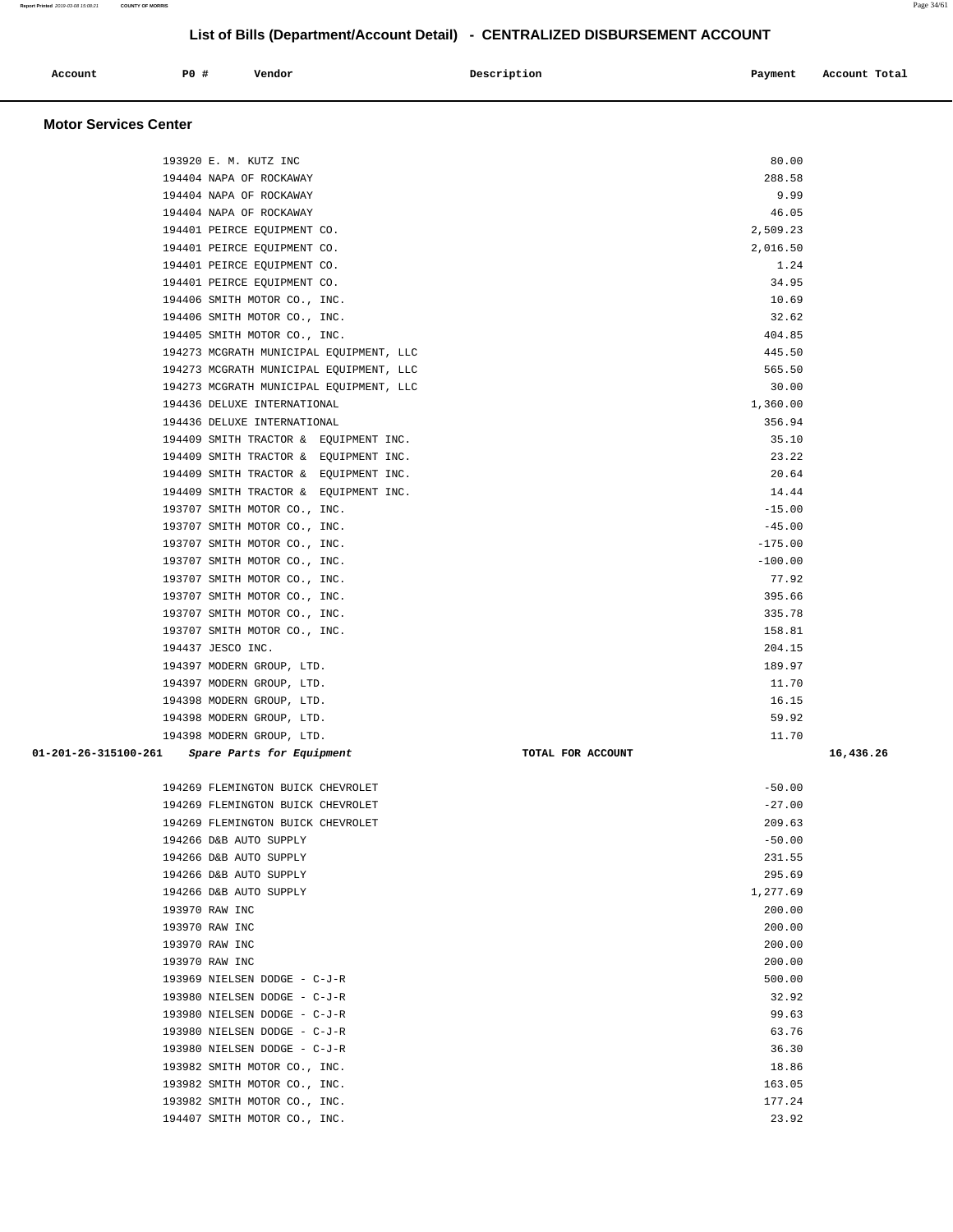## List of Bills (Department/Account Detail) - CENTRALIZED DISBURSEMENT ACCOUNT

| Account | PO # | Vendor | Description | Payment | Account Total |
|---|---|---|---|---|---|

### Motor Services Center

| Account | PO # | Vendor | Description | Payment | Account Total |
|---|---|---|---|---|---|
| | 193920 | E. M. KUTZ INC | | 80.00 | |
| | 194404 | NAPA OF ROCKAWAY | | 288.58 | |
| | 194404 | NAPA OF ROCKAWAY | | 9.99 | |
| | 194404 | NAPA OF ROCKAWAY | | 46.05 | |
| | 194401 | PEIRCE EQUIPMENT CO. | | 2,509.23 | |
| | 194401 | PEIRCE EQUIPMENT CO. | | 2,016.50 | |
| | 194401 | PEIRCE EQUIPMENT CO. | | 1.24 | |
| | 194401 | PEIRCE EQUIPMENT CO. | | 34.95 | |
| | 194406 | SMITH MOTOR CO., INC. | | 10.69 | |
| | 194406 | SMITH MOTOR CO., INC. | | 32.62 | |
| | 194405 | SMITH MOTOR CO., INC. | | 404.85 | |
| | 194273 | MCGRATH MUNICIPAL EQUIPMENT, LLC | | 445.50 | |
| | 194273 | MCGRATH MUNICIPAL EQUIPMENT, LLC | | 565.50 | |
| | 194273 | MCGRATH MUNICIPAL EQUIPMENT, LLC | | 30.00 | |
| | 194436 | DELUXE INTERNATIONAL | | 1,360.00 | |
| | 194436 | DELUXE INTERNATIONAL | | 356.94 | |
| | 194409 | SMITH TRACTOR & EQUIPMENT INC. | | 35.10 | |
| | 194409 | SMITH TRACTOR & EQUIPMENT INC. | | 23.22 | |
| | 194409 | SMITH TRACTOR & EQUIPMENT INC. | | 20.64 | |
| | 194409 | SMITH TRACTOR & EQUIPMENT INC. | | 14.44 | |
| | 193707 | SMITH MOTOR CO., INC. | | -15.00 | |
| | 193707 | SMITH MOTOR CO., INC. | | -45.00 | |
| | 193707 | SMITH MOTOR CO., INC. | | -175.00 | |
| | 193707 | SMITH MOTOR CO., INC. | | -100.00 | |
| | 193707 | SMITH MOTOR CO., INC. | | 77.92 | |
| | 193707 | SMITH MOTOR CO., INC. | | 395.66 | |
| | 193707 | SMITH MOTOR CO., INC. | | 335.78 | |
| | 193707 | SMITH MOTOR CO., INC. | | 158.81 | |
| | 194437 | JESCO INC. | | 204.15 | |
| | 194397 | MODERN GROUP, LTD. | | 189.97 | |
| | 194397 | MODERN GROUP, LTD. | | 11.70 | |
| | 194398 | MODERN GROUP, LTD. | | 16.15 | |
| | 194398 | MODERN GROUP, LTD. | | 59.92 | |
| | 194398 | MODERN GROUP, LTD. | | 11.70 | |
| **01-201-26-315100-261** | | ***Spare Parts for Equipment*** | **TOTAL FOR ACCOUNT** | | **16,436.26** |
| | 194269 | FLEMINGTON BUICK CHEVROLET | | -50.00 | |
| | 194269 | FLEMINGTON BUICK CHEVROLET | | -27.00 | |
| | 194269 | FLEMINGTON BUICK CHEVROLET | | 209.63 | |
| | 194266 | D&B AUTO SUPPLY | | -50.00 | |
| | 194266 | D&B AUTO SUPPLY | | 231.55 | |
| | 194266 | D&B AUTO SUPPLY | | 295.69 | |
| | 194266 | D&B AUTO SUPPLY | | 1,277.69 | |
| | 193970 | RAW INC | | 200.00 | |
| | 193970 | RAW INC | | 200.00 | |
| | 193970 | RAW INC | | 200.00 | |
| | 193970 | RAW INC | | 200.00 | |
| | 193969 | NIELSEN DODGE - C-J-R | | 500.00 | |
| | 193980 | NIELSEN DODGE - C-J-R | | 32.92 | |
| | 193980 | NIELSEN DODGE - C-J-R | | 99.63 | |
| | 193980 | NIELSEN DODGE - C-J-R | | 63.76 | |
| | 193980 | NIELSEN DODGE - C-J-R | | 36.30 | |
| | 193982 | SMITH MOTOR CO., INC. | | 18.86 | |
| | 193982 | SMITH MOTOR CO., INC. | | 163.05 | |
| | 193982 | SMITH MOTOR CO., INC. | | 177.24 | |
| | 194407 | SMITH MOTOR CO., INC. | | 23.92 | |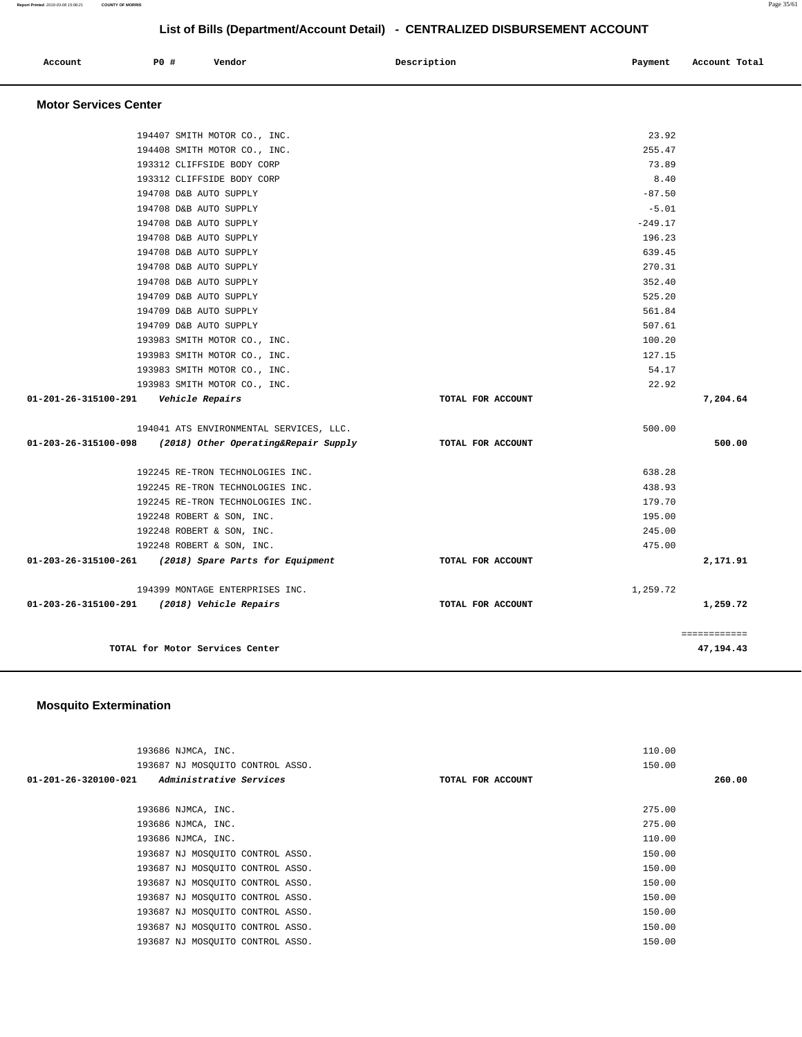# List of Bills (Department/Account Detail) - CENTRALIZED DISBURSEMENT ACCOUNT

| Account | PO # | Vendor | Description | Payment | Account Total |
|---|---|---|---|---|---|

## Motor Services Center

| Account | PO # | Vendor | Description | Payment | Account Total |
|---|---|---|---|---|---|
| | 194407 | SMITH MOTOR CO., INC. | | 23.92 | |
| | 194408 | SMITH MOTOR CO., INC. | | 255.47 | |
| | 193312 | CLIFFSIDE BODY CORP | | 73.89 | |
| | 193312 | CLIFFSIDE BODY CORP | | 8.40 | |
| | 194708 | D&B AUTO SUPPLY | | -87.50 | |
| | 194708 | D&B AUTO SUPPLY | | -5.01 | |
| | 194708 | D&B AUTO SUPPLY | | -249.17 | |
| | 194708 | D&B AUTO SUPPLY | | 196.23 | |
| | 194708 | D&B AUTO SUPPLY | | 639.45 | |
| | 194708 | D&B AUTO SUPPLY | | 270.31 | |
| | 194708 | D&B AUTO SUPPLY | | 352.40 | |
| | 194709 | D&B AUTO SUPPLY | | 525.20 | |
| | 194709 | D&B AUTO SUPPLY | | 561.84 | |
| | 194709 | D&B AUTO SUPPLY | | 507.61 | |
| | 193983 | SMITH MOTOR CO., INC. | | 100.20 | |
| | 193983 | SMITH MOTOR CO., INC. | | 127.15 | |
| | 193983 | SMITH MOTOR CO., INC. | | 54.17 | |
| | 193983 | SMITH MOTOR CO., INC. | | 22.92 | |
| **01-201-26-315100-291** | | ***Vehicle Repairs*** | TOTAL FOR ACCOUNT | | **7,204.64** |
| | 194041 | ATS ENVIRONMENTAL SERVICES, LLC. | | 500.00 | |
| **01-203-26-315100-098** | | ***(2018) Other Operating&Repair Supply*** | TOTAL FOR ACCOUNT | | **500.00** |
| | 192245 | RE-TRON TECHNOLOGIES INC. | | 638.28 | |
| | 192245 | RE-TRON TECHNOLOGIES INC. | | 438.93 | |
| | 192245 | RE-TRON TECHNOLOGIES INC. | | 179.70 | |
| | 192248 | ROBERT & SON, INC. | | 195.00 | |
| | 192248 | ROBERT & SON, INC. | | 245.00 | |
| | 192248 | ROBERT & SON, INC. | | 475.00 | |
| **01-203-26-315100-261** | | ***(2018) Spare Parts for Equipment*** | TOTAL FOR ACCOUNT | | **2,171.91** |
| | 194399 | MONTAGE ENTERPRISES INC. | | 1,259.72 | |
| **01-203-26-315100-291** | | ***(2018) Vehicle Repairs*** | TOTAL FOR ACCOUNT | | **1,259.72** |
| | | | | | ============ |
| | | **TOTAL for Motor Services Center** | | | **47,194.43** |

## Mosquito Extermination

| Account | PO # | Vendor | Description | Payment | Account Total |
|---|---|---|---|---|---|
| | 193686 | NJMCA, INC. | | 110.00 | |
| | 193687 | NJ MOSQUITO CONTROL ASSO. | | 150.00 | |
| **01-201-26-320100-021** | | ***Administrative Services*** | TOTAL FOR ACCOUNT | | **260.00** |
| | 193686 | NJMCA, INC. | | 275.00 | |
| | 193686 | NJMCA, INC. | | 275.00 | |
| | 193686 | NJMCA, INC. | | 110.00 | |
| | 193687 | NJ MOSQUITO CONTROL ASSO. | | 150.00 | |
| | 193687 | NJ MOSQUITO CONTROL ASSO. | | 150.00 | |
| | 193687 | NJ MOSQUITO CONTROL ASSO. | | 150.00 | |
| | 193687 | NJ MOSQUITO CONTROL ASSO. | | 150.00 | |
| | 193687 | NJ MOSQUITO CONTROL ASSO. | | 150.00 | |
| | 193687 | NJ MOSQUITO CONTROL ASSO. | | 150.00 | |
| | 193687 | NJ MOSQUITO CONTROL ASSO. | | 150.00 | |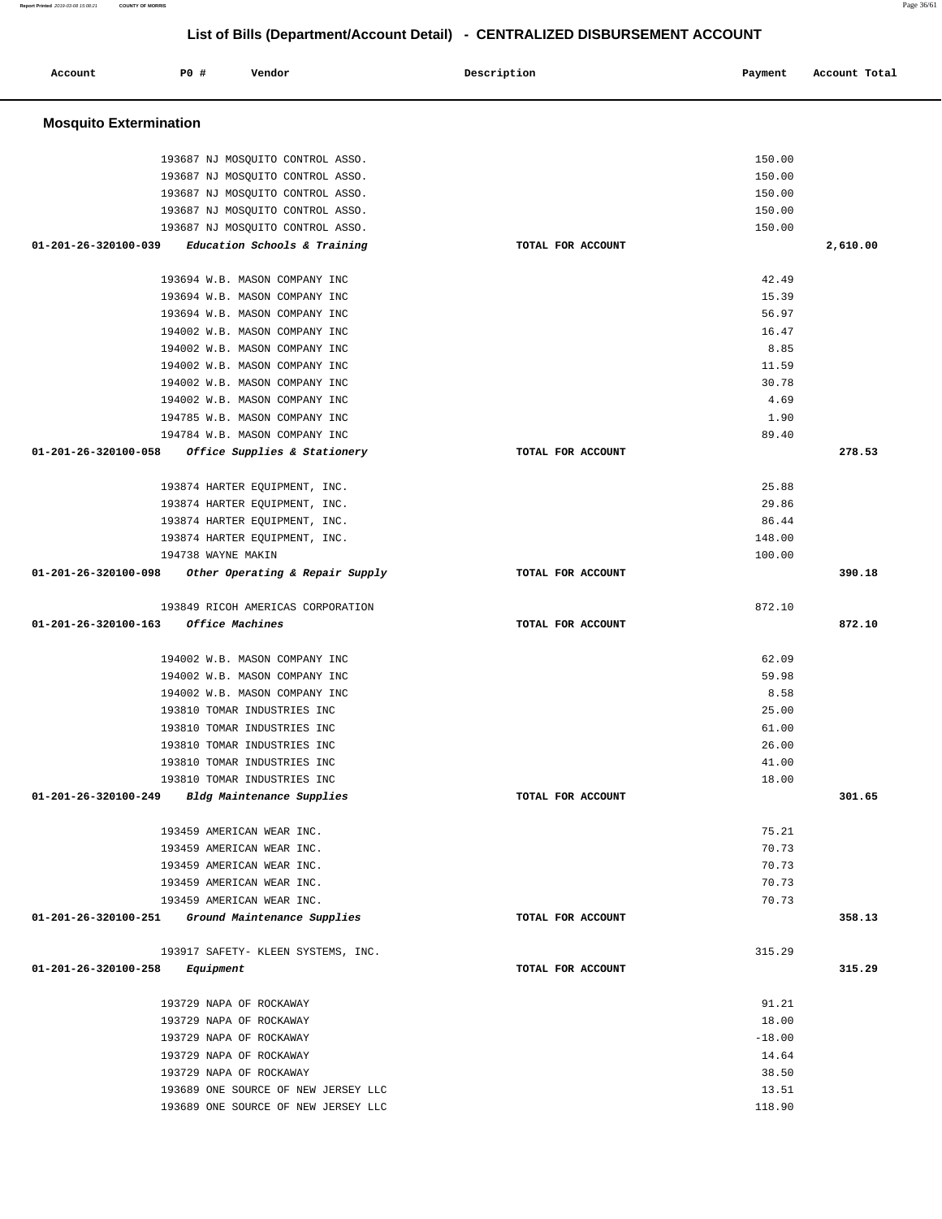## List of Bills (Department/Account Detail) - CENTRALIZED DISBURSEMENT ACCOUNT

| Account | PO # | Vendor | Description | Payment | Account Total |
|---|---|---|---|---|---|

### Mosquito Extermination

| Account | PO # | Vendor | Description | Payment | Account Total |
|---|---|---|---|---|---|
| | 193687 | NJ MOSQUITO CONTROL ASSO. | | 150.00 | |
| | 193687 | NJ MOSQUITO CONTROL ASSO. | | 150.00 | |
| | 193687 | NJ MOSQUITO CONTROL ASSO. | | 150.00 | |
| | 193687 | NJ MOSQUITO CONTROL ASSO. | | 150.00 | |
| | 193687 | NJ MOSQUITO CONTROL ASSO. | | 150.00 | |
| **01-201-26-320100-039** | | ***Education Schools & Training*** | **TOTAL FOR ACCOUNT** | | **2,610.00** |
| | 193694 | W.B. MASON COMPANY INC | | 42.49 | |
| | 193694 | W.B. MASON COMPANY INC | | 15.39 | |
| | 193694 | W.B. MASON COMPANY INC | | 56.97 | |
| | 194002 | W.B. MASON COMPANY INC | | 16.47 | |
| | 194002 | W.B. MASON COMPANY INC | | 8.85 | |
| | 194002 | W.B. MASON COMPANY INC | | 11.59 | |
| | 194002 | W.B. MASON COMPANY INC | | 30.78 | |
| | 194002 | W.B. MASON COMPANY INC | | 4.69 | |
| | 194785 | W.B. MASON COMPANY INC | | 1.90 | |
| | 194784 | W.B. MASON COMPANY INC | | 89.40 | |
| **01-201-26-320100-058** | | ***Office Supplies & Stationery*** | **TOTAL FOR ACCOUNT** | | **278.53** |
| | 193874 | HARTER EQUIPMENT, INC. | | 25.88 | |
| | 193874 | HARTER EQUIPMENT, INC. | | 29.86 | |
| | 193874 | HARTER EQUIPMENT, INC. | | 86.44 | |
| | 193874 | HARTER EQUIPMENT, INC. | | 148.00 | |
| | 194738 | WAYNE MAKIN | | 100.00 | |
| **01-201-26-320100-098** | | ***Other Operating & Repair Supply*** | **TOTAL FOR ACCOUNT** | | **390.18** |
| | 193849 | RICOH AMERICAS CORPORATION | | 872.10 | |
| **01-201-26-320100-163** | | ***Office Machines*** | **TOTAL FOR ACCOUNT** | | **872.10** |
| | 194002 | W.B. MASON COMPANY INC | | 62.09 | |
| | 194002 | W.B. MASON COMPANY INC | | 59.98 | |
| | 194002 | W.B. MASON COMPANY INC | | 8.58 | |
| | 193810 | TOMAR INDUSTRIES INC | | 25.00 | |
| | 193810 | TOMAR INDUSTRIES INC | | 61.00 | |
| | 193810 | TOMAR INDUSTRIES INC | | 26.00 | |
| | 193810 | TOMAR INDUSTRIES INC | | 41.00 | |
| | 193810 | TOMAR INDUSTRIES INC | | 18.00 | |
| **01-201-26-320100-249** | | ***Bldg Maintenance Supplies*** | **TOTAL FOR ACCOUNT** | | **301.65** |
| | 193459 | AMERICAN WEAR INC. | | 75.21 | |
| | 193459 | AMERICAN WEAR INC. | | 70.73 | |
| | 193459 | AMERICAN WEAR INC. | | 70.73 | |
| | 193459 | AMERICAN WEAR INC. | | 70.73 | |
| | 193459 | AMERICAN WEAR INC. | | 70.73 | |
| **01-201-26-320100-251** | | ***Ground Maintenance Supplies*** | **TOTAL FOR ACCOUNT** | | **358.13** |
| | 193917 | SAFETY- KLEEN SYSTEMS, INC. | | 315.29 | |
| **01-201-26-320100-258** | | ***Equipment*** | **TOTAL FOR ACCOUNT** | | **315.29** |
| | 193729 | NAPA OF ROCKAWAY | | 91.21 | |
| | 193729 | NAPA OF ROCKAWAY | | 18.00 | |
| | 193729 | NAPA OF ROCKAWAY | | -18.00 | |
| | 193729 | NAPA OF ROCKAWAY | | 14.64 | |
| | 193729 | NAPA OF ROCKAWAY | | 38.50 | |
| | 193689 | ONE SOURCE OF NEW JERSEY LLC | | 13.51 | |
| | 193689 | ONE SOURCE OF NEW JERSEY LLC | | 118.90 | |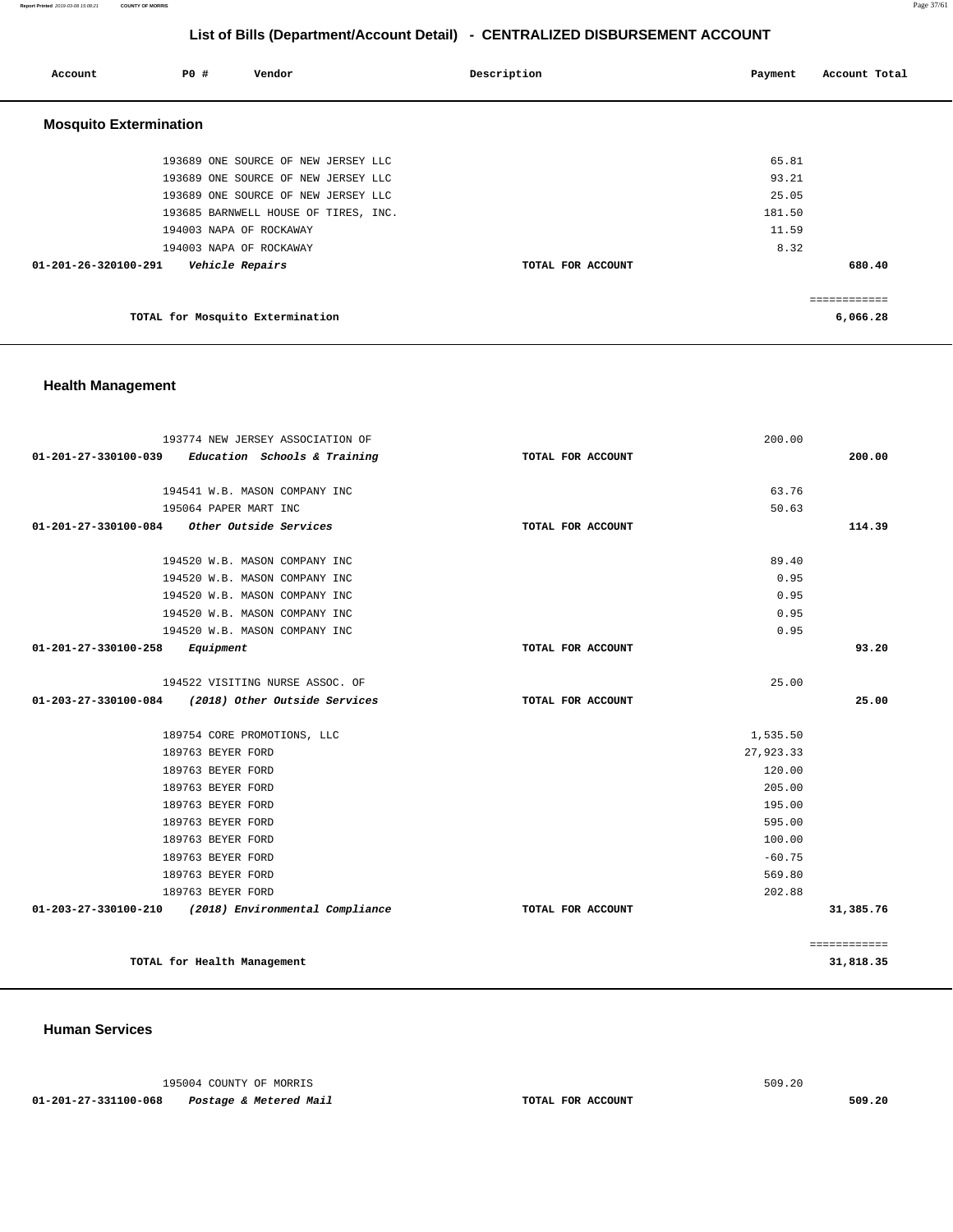# List of Bills (Department/Account Detail) - CENTRALIZED DISBURSEMENT ACCOUNT

| Account | PO # | Vendor | Description | Payment | Account Total |
|---|---|---|---|---|---|

## Mosquito Extermination

| Account | PO # | Vendor | Description | Payment | Account Total |
|---|---|---|---|---|---|
| | 193689 | ONE SOURCE OF NEW JERSEY LLC | | 65.81 | |
| | 193689 | ONE SOURCE OF NEW JERSEY LLC | | 93.21 | |
| | 193689 | ONE SOURCE OF NEW JERSEY LLC | | 25.05 | |
| | 193685 | BARNWELL HOUSE OF TIRES, INC. | | 181.50 | |
| | 194003 | NAPA OF ROCKAWAY | | 11.59 | |
| | 194003 | NAPA OF ROCKAWAY | | 8.32 | |
| **01-201-26-320100-291** | | ***Vehicle Repairs*** | **TOTAL FOR ACCOUNT** | | **680.40** |
| | | **TOTAL for Mosquito Extermination** | | | **6,066.28** |

## Health Management

| Account | PO # | Vendor | Description | Payment | Account Total |
|---|---|---|---|---|---|
| | 193774 | NEW JERSEY ASSOCIATION OF | | 200.00 | |
| **01-201-27-330100-039** | | ***Education Schools & Training*** | **TOTAL FOR ACCOUNT** | | **200.00** |
| | 194541 | W.B. MASON COMPANY INC | | 63.76 | |
| | 195064 | PAPER MART INC | | 50.63 | |
| **01-201-27-330100-084** | | ***Other Outside Services*** | **TOTAL FOR ACCOUNT** | | **114.39** |
| | 194520 | W.B. MASON COMPANY INC | | 89.40 | |
| | 194520 | W.B. MASON COMPANY INC | | 0.95 | |
| | 194520 | W.B. MASON COMPANY INC | | 0.95 | |
| | 194520 | W.B. MASON COMPANY INC | | 0.95 | |
| | 194520 | W.B. MASON COMPANY INC | | 0.95 | |
| **01-201-27-330100-258** | | ***Equipment*** | **TOTAL FOR ACCOUNT** | | **93.20** |
| | 194522 | VISITING NURSE ASSOC. OF | | 25.00 | |
| **01-203-27-330100-084** | | ***(2018) Other Outside Services*** | **TOTAL FOR ACCOUNT** | | **25.00** |
| | 189754 | CORE PROMOTIONS, LLC | | 1,535.50 | |
| | 189763 | BEYER FORD | | 27,923.33 | |
| | 189763 | BEYER FORD | | 120.00 | |
| | 189763 | BEYER FORD | | 205.00 | |
| | 189763 | BEYER FORD | | 195.00 | |
| | 189763 | BEYER FORD | | 595.00 | |
| | 189763 | BEYER FORD | | 100.00 | |
| | 189763 | BEYER FORD | | -60.75 | |
| | 189763 | BEYER FORD | | 569.80 | |
| | 189763 | BEYER FORD | | 202.88 | |
| **01-203-27-330100-210** | | ***(2018) Environmental Compliance*** | **TOTAL FOR ACCOUNT** | | **31,385.76** |
| | | **TOTAL for Health Management** | | | **31,818.35** |

## Human Services

| Account | PO # | Vendor | Description | Payment | Account Total |
|---|---|---|---|---|---|
| | 195004 | COUNTY OF MORRIS | | 509.20 | |
| **01-201-27-331100-068** | | ***Postage & Metered Mail*** | **TOTAL FOR ACCOUNT** | | **509.20** |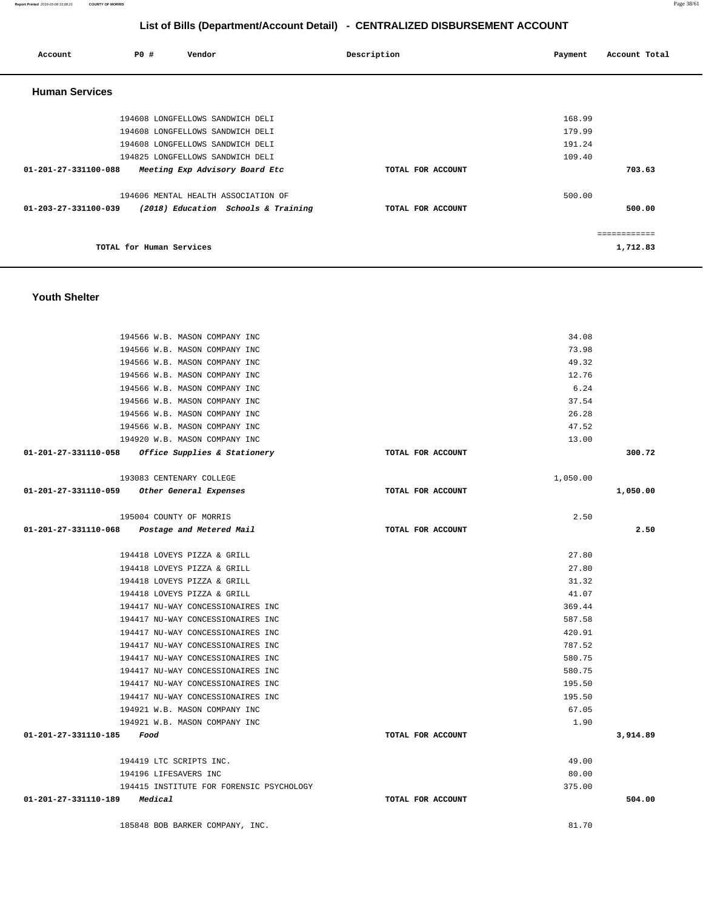# List of Bills (Department/Account Detail) - CENTRALIZED DISBURSEMENT ACCOUNT

| Account | PO # | Vendor | Description | Payment | Account Total |
|---|---|---|---|---|---|

## Human Services

| Account | PO # | Vendor | Description | Payment | Account Total |
|---|---|---|---|---|---|
| | 194608 | LONGFELLOWS SANDWICH DELI | | 168.99 | |
| | 194608 | LONGFELLOWS SANDWICH DELI | | 179.99 | |
| | 194608 | LONGFELLOWS SANDWICH DELI | | 191.24 | |
| | 194825 | LONGFELLOWS SANDWICH DELI | | 109.40 | |
| **01-201-27-331100-088** | | *Meeting Exp Advisory Board Etc* | **TOTAL FOR ACCOUNT** | | **703.63** |
| | 194606 | MENTAL HEALTH ASSOCIATION OF | | 500.00 | |
| **01-203-27-331100-039** | | *(2018) Education Schools & Training* | **TOTAL FOR ACCOUNT** | | **500.00** |
| | | | | | ============ |
| | | **TOTAL for Human Services** | | | **1,712.83** |

## Youth Shelter

| Account | PO # | Vendor | Description | Payment | Account Total |
|---|---|---|---|---|---|
| | 194566 | W.B. MASON COMPANY INC | | 34.08 | |
| | 194566 | W.B. MASON COMPANY INC | | 73.98 | |
| | 194566 | W.B. MASON COMPANY INC | | 49.32 | |
| | 194566 | W.B. MASON COMPANY INC | | 12.76 | |
| | 194566 | W.B. MASON COMPANY INC | | 6.24 | |
| | 194566 | W.B. MASON COMPANY INC | | 37.54 | |
| | 194566 | W.B. MASON COMPANY INC | | 26.28 | |
| | 194566 | W.B. MASON COMPANY INC | | 47.52 | |
| | 194920 | W.B. MASON COMPANY INC | | 13.00 | |
| **01-201-27-331110-058** | | *Office Supplies & Stationery* | **TOTAL FOR ACCOUNT** | | **300.72** |
| | 193083 | CENTENARY COLLEGE | | 1,050.00 | |
| **01-201-27-331110-059** | | *Other General Expenses* | **TOTAL FOR ACCOUNT** | | **1,050.00** |
| | 195004 | COUNTY OF MORRIS | | 2.50 | |
| **01-201-27-331110-068** | | *Postage and Metered Mail* | **TOTAL FOR ACCOUNT** | | **2.50** |
| | 194418 | LOVEYS PIZZA & GRILL | | 27.80 | |
| | 194418 | LOVEYS PIZZA & GRILL | | 27.80 | |
| | 194418 | LOVEYS PIZZA & GRILL | | 31.32 | |
| | 194418 | LOVEYS PIZZA & GRILL | | 41.07 | |
| | 194417 | NU-WAY CONCESSIONAIRES INC | | 369.44 | |
| | 194417 | NU-WAY CONCESSIONAIRES INC | | 587.58 | |
| | 194417 | NU-WAY CONCESSIONAIRES INC | | 420.91 | |
| | 194417 | NU-WAY CONCESSIONAIRES INC | | 787.52 | |
| | 194417 | NU-WAY CONCESSIONAIRES INC | | 580.75 | |
| | 194417 | NU-WAY CONCESSIONAIRES INC | | 580.75 | |
| | 194417 | NU-WAY CONCESSIONAIRES INC | | 195.50 | |
| | 194417 | NU-WAY CONCESSIONAIRES INC | | 195.50 | |
| | 194921 | W.B. MASON COMPANY INC | | 67.05 | |
| | 194921 | W.B. MASON COMPANY INC | | 1.90 | |
| **01-201-27-331110-185** | | *Food* | **TOTAL FOR ACCOUNT** | | **3,914.89** |
| | 194419 | LTC SCRIPTS INC. | | 49.00 | |
| | 194196 | LIFESAVERS INC | | 80.00 | |
| | 194415 | INSTITUTE FOR FORENSIC PSYCHOLOGY | | 375.00 | |
| **01-201-27-331110-189** | | *Medical* | **TOTAL FOR ACCOUNT** | | **504.00** |
| | 185848 | BOB BARKER COMPANY, INC. | | 81.70 | |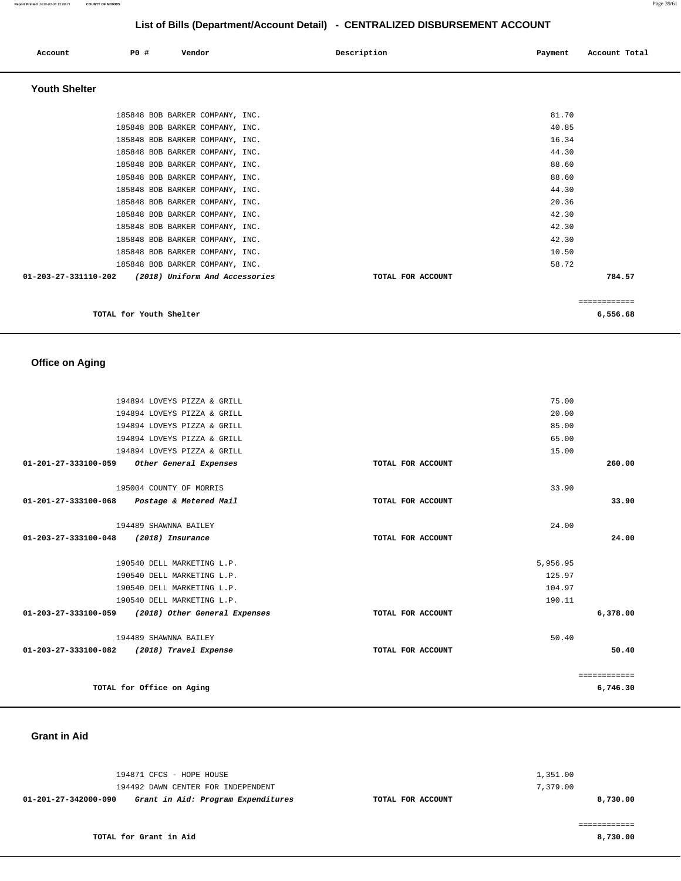## List of Bills (Department/Account Detail) - CENTRALIZED DISBURSEMENT ACCOUNT

| Account | PO # | Vendor | Description | Payment | Account Total |
|---|---|---|---|---|---|

### Youth Shelter

| Account | PO # | Vendor | Description | Payment | Account Total |
|---|---|---|---|---|---|
| | 185848 | BOB BARKER COMPANY, INC. | | 81.70 | |
| | 185848 | BOB BARKER COMPANY, INC. | | 40.85 | |
| | 185848 | BOB BARKER COMPANY, INC. | | 16.34 | |
| | 185848 | BOB BARKER COMPANY, INC. | | 44.30 | |
| | 185848 | BOB BARKER COMPANY, INC. | | 88.60 | |
| | 185848 | BOB BARKER COMPANY, INC. | | 88.60 | |
| | 185848 | BOB BARKER COMPANY, INC. | | 44.30 | |
| | 185848 | BOB BARKER COMPANY, INC. | | 20.36 | |
| | 185848 | BOB BARKER COMPANY, INC. | | 42.30 | |
| | 185848 | BOB BARKER COMPANY, INC. | | 42.30 | |
| | 185848 | BOB BARKER COMPANY, INC. | | 42.30 | |
| | 185848 | BOB BARKER COMPANY, INC. | | 10.50 | |
| | 185848 | BOB BARKER COMPANY, INC. | | 58.72 | |
| **01-203-27-331110-202** | | ***(2018) Uniform And Accessories*** | **TOTAL FOR ACCOUNT** | | **784.57** |
| | | | | | ============ |
| | **TOTAL for Youth Shelter** | | | | **6,556.68** |

### Office on Aging

| Account | PO # | Vendor | Description | Payment | Account Total |
|---|---|---|---|---|---|
| | 194894 | LOVEYS PIZZA & GRILL | | 75.00 | |
| | 194894 | LOVEYS PIZZA & GRILL | | 20.00 | |
| | 194894 | LOVEYS PIZZA & GRILL | | 85.00 | |
| | 194894 | LOVEYS PIZZA & GRILL | | 65.00 | |
| | 194894 | LOVEYS PIZZA & GRILL | | 15.00 | |
| **01-201-27-333100-059** | | ***Other General Expenses*** | **TOTAL FOR ACCOUNT** | | **260.00** |
| | 195004 | COUNTY OF MORRIS | | 33.90 | |
| **01-201-27-333100-068** | | ***Postage & Metered Mail*** | **TOTAL FOR ACCOUNT** | | **33.90** |
| | 194489 | SHAWNNA BAILEY | | 24.00 | |
| **01-203-27-333100-048** | | ***(2018) Insurance*** | **TOTAL FOR ACCOUNT** | | **24.00** |
| | 190540 | DELL MARKETING L.P. | | 5,956.95 | |
| | 190540 | DELL MARKETING L.P. | | 125.97 | |
| | 190540 | DELL MARKETING L.P. | | 104.97 | |
| | 190540 | DELL MARKETING L.P. | | 190.11 | |
| **01-203-27-333100-059** | | ***(2018) Other General Expenses*** | **TOTAL FOR ACCOUNT** | | **6,378.00** |
| | 194489 | SHAWNNA BAILEY | | 50.40 | |
| **01-203-27-333100-082** | | ***(2018) Travel Expense*** | **TOTAL FOR ACCOUNT** | | **50.40** |
| | | | | | ============ |
| | **TOTAL for Office on Aging** | | | | **6,746.30** |

### Grant in Aid

| Account | PO # | Vendor | Description | Payment | Account Total |
|---|---|---|---|---|---|
| | 194871 | CFCS - HOPE HOUSE | | 1,351.00 | |
| | 194492 | DAWN CENTER FOR INDEPENDENT | | 7,379.00 | |
| **01-201-27-342000-090** | | ***Grant in Aid: Program Expenditures*** | **TOTAL FOR ACCOUNT** | | **8,730.00** |
| | | | | | ============ |
| | **TOTAL for Grant in Aid** | | | | **8,730.00** |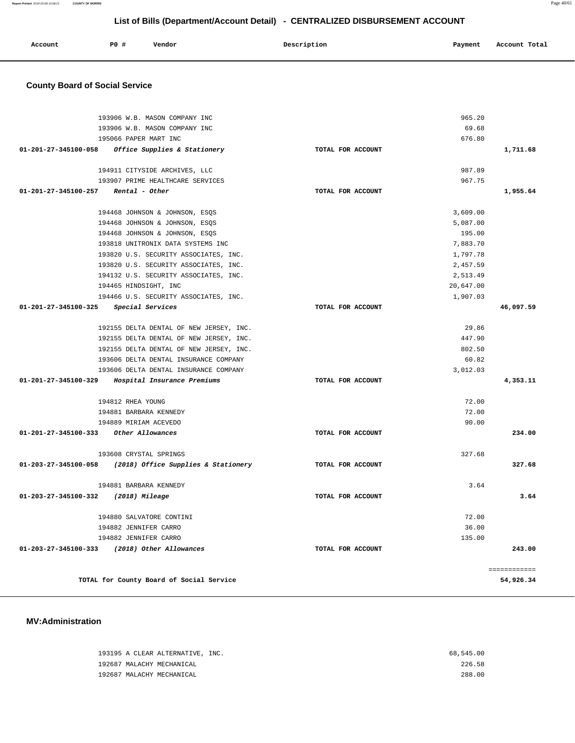## List of Bills (Department/Account Detail) - CENTRALIZED DISBURSEMENT ACCOUNT

| Account | PO # | Vendor | Description | Payment | Account Total |
|---|---|---|---|---|---|

### County Board of Social Service

| Account | PO # | Vendor | Description | Payment | Account Total |
|---|---|---|---|---|---|
| | 193906 | W.B. MASON COMPANY INC | | 965.20 | |
| | 193906 | W.B. MASON COMPANY INC | | 69.68 | |
| | 195066 | PAPER MART INC | | 676.80 | |
| **01-201-27-345100-058** | | ***Office Supplies & Stationery*** | **TOTAL FOR ACCOUNT** | | **1,711.68** |
| | 194911 | CITYSIDE ARCHIVES, LLC | | 987.89 | |
| | 193907 | PRIME HEALTHCARE SERVICES | | 967.75 | |
| **01-201-27-345100-257** | | ***Rental - Other*** | **TOTAL FOR ACCOUNT** | | **1,955.64** |
| | 194468 | JOHNSON & JOHNSON, ESQS | | 3,609.00 | |
| | 194468 | JOHNSON & JOHNSON, ESQS | | 5,087.00 | |
| | 194468 | JOHNSON & JOHNSON, ESQS | | 195.00 | |
| | 193818 | UNITRONIX DATA SYSTEMS INC | | 7,883.70 | |
| | 193820 | U.S. SECURITY ASSOCIATES, INC. | | 1,797.78 | |
| | 193820 | U.S. SECURITY ASSOCIATES, INC. | | 2,457.59 | |
| | 194132 | U.S. SECURITY ASSOCIATES, INC. | | 2,513.49 | |
| | 194465 | HINDSIGHT, INC | | 20,647.00 | |
| | 194466 | U.S. SECURITY ASSOCIATES, INC. | | 1,907.03 | |
| **01-201-27-345100-325** | | ***Special Services*** | **TOTAL FOR ACCOUNT** | | **46,097.59** |
| | 192155 | DELTA DENTAL OF NEW JERSEY, INC. | | 29.86 | |
| | 192155 | DELTA DENTAL OF NEW JERSEY, INC. | | 447.90 | |
| | 192155 | DELTA DENTAL OF NEW JERSEY, INC. | | 802.50 | |
| | 193606 | DELTA DENTAL INSURANCE COMPANY | | 60.82 | |
| | 193606 | DELTA DENTAL INSURANCE COMPANY | | 3,012.03 | |
| **01-201-27-345100-329** | | ***Hospital Insurance Premiums*** | **TOTAL FOR ACCOUNT** | | **4,353.11** |
| | 194812 | RHEA YOUNG | | 72.00 | |
| | 194881 | BARBARA KENNEDY | | 72.00 | |
| | 194889 | MIRIAM ACEVEDO | | 90.00 | |
| **01-201-27-345100-333** | | ***Other Allowances*** | **TOTAL FOR ACCOUNT** | | **234.00** |
| | 193608 | CRYSTAL SPRINGS | | 327.68 | |
| **01-203-27-345100-058** | | ***(2018) Office Supplies & Stationery*** | **TOTAL FOR ACCOUNT** | | **327.68** |
| | 194881 | BARBARA KENNEDY | | 3.64 | |
| **01-203-27-345100-332** | | ***(2018) Mileage*** | **TOTAL FOR ACCOUNT** | | **3.64** |
| | 194880 | SALVATORE CONTINI | | 72.00 | |
| | 194882 | JENNIFER CARRO | | 36.00 | |
| | 194882 | JENNIFER CARRO | | 135.00 | |
| **01-203-27-345100-333** | | ***(2018) Other Allowances*** | **TOTAL FOR ACCOUNT** | | **243.00** |
| | | | | | ============ |
| | | **TOTAL for County Board of Social Service** | | | **54,926.34** |

### MV:Administration

| Account | PO # | Vendor | Description | Payment | Account Total |
|---|---|---|---|---|---|
| | 193195 | A CLEAR ALTERNATIVE, INC. | | 68,545.00 | |
| | 192687 | MALACHY MECHANICAL | | 226.58 | |
| | 192687 | MALACHY MECHANICAL | | 288.00 | |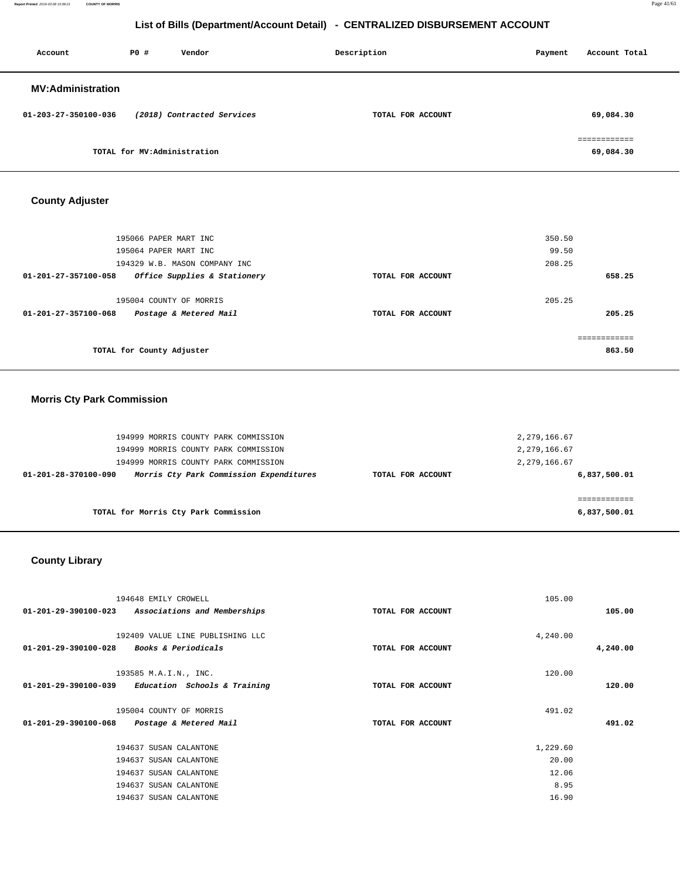## List of Bills (Department/Account Detail) - CENTRALIZED DISBURSEMENT ACCOUNT

| Account | PO # | Vendor | Description | Payment | Account Total |
|---|---|---|---|---|---|

### MV:Administration

| Account | PO # | Vendor | Description | Payment | Account Total |
|---|---|---|---|---|---|
| 01-203-27-350100-036 | | *(2018) Contracted Services* | TOTAL FOR ACCOUNT | | 69,084.30 |
| | | | | | ============ |
| | | TOTAL for MV:Administration | | | 69,084.30 |

### County Adjuster

| Account | PO # | Vendor | Description | Payment | Account Total |
|---|---|---|---|---|---|
| | 195066 | PAPER MART INC | | 350.50 | |
| | 195064 | PAPER MART INC | | 99.50 | |
| | 194329 | W.B. MASON COMPANY INC | | 208.25 | |
| 01-201-27-357100-058 | | *Office Supplies & Stationery* | TOTAL FOR ACCOUNT | | 658.25 |
| | 195004 | COUNTY OF MORRIS | | 205.25 | |
| 01-201-27-357100-068 | | *Postage & Metered Mail* | TOTAL FOR ACCOUNT | | 205.25 |
| | | | | | ============ |
| | | TOTAL for County Adjuster | | | 863.50 |

### Morris Cty Park Commission

| Account | PO # | Vendor | Description | Payment | Account Total |
|---|---|---|---|---|---|
| | 194999 | MORRIS COUNTY PARK COMMISSION | | 2,279,166.67 | |
| | 194999 | MORRIS COUNTY PARK COMMISSION | | 2,279,166.67 | |
| | 194999 | MORRIS COUNTY PARK COMMISSION | | 2,279,166.67 | |
| 01-201-28-370100-090 | | *Morris Cty Park Commission Expenditures* | TOTAL FOR ACCOUNT | | 6,837,500.01 |
| | | | | | ============ |
| | | TOTAL for Morris Cty Park Commission | | | 6,837,500.01 |

### County Library

| Account | PO # | Vendor | Description | Payment | Account Total |
|---|---|---|---|---|---|
| | 194648 | EMILY CROWELL | | 105.00 | |
| 01-201-29-390100-023 | | *Associations and Memberships* | TOTAL FOR ACCOUNT | | 105.00 |
| | 192409 | VALUE LINE PUBLISHING LLC | | 4,240.00 | |
| 01-201-29-390100-028 | | *Books & Periodicals* | TOTAL FOR ACCOUNT | | 4,240.00 |
| | 193585 | M.A.I.N., INC. | | 120.00 | |
| 01-201-29-390100-039 | | *Education Schools & Training* | TOTAL FOR ACCOUNT | | 120.00 |
| | 195004 | COUNTY OF MORRIS | | 491.02 | |
| 01-201-29-390100-068 | | *Postage & Metered Mail* | TOTAL FOR ACCOUNT | | 491.02 |
| | 194637 | SUSAN CALANTONE | | 1,229.60 | |
| | 194637 | SUSAN CALANTONE | | 20.00 | |
| | 194637 | SUSAN CALANTONE | | 12.06 | |
| | 194637 | SUSAN CALANTONE | | 8.95 | |
| | 194637 | SUSAN CALANTONE | | 16.90 | |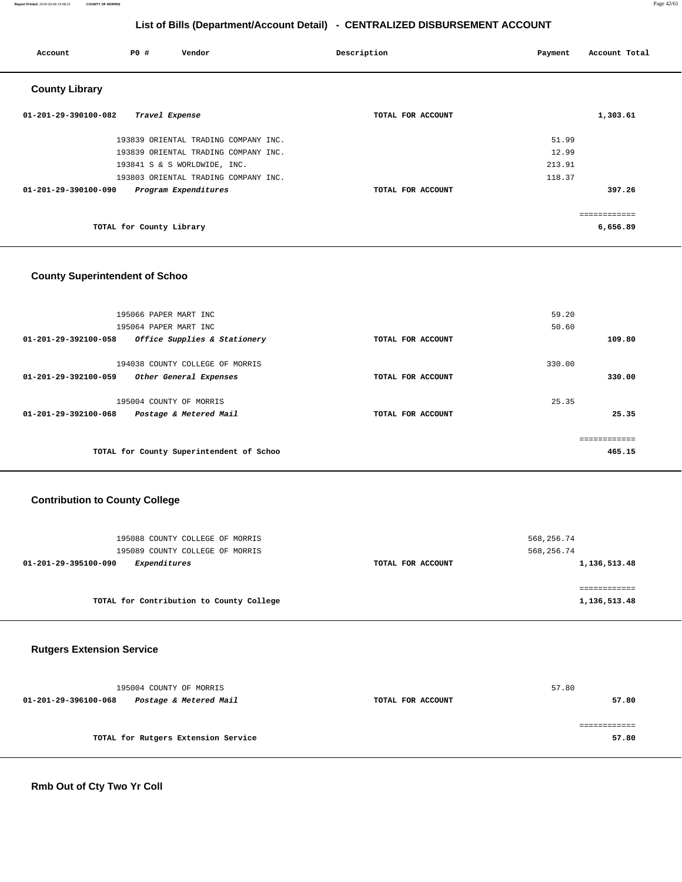## List of Bills (Department/Account Detail) - CENTRALIZED DISBURSEMENT ACCOUNT

| Account | PO # | Vendor | Description | Payment | Account Total |
|---|---|---|---|---|---|

### County Library

| Account | PO # | Vendor | Description | Payment | Account Total |
|---|---|---|---|---|---|
| 01-201-29-390100-082 | | *Travel Expense* | TOTAL FOR ACCOUNT | | 1,303.61 |
| | 193839 | ORIENTAL TRADING COMPANY INC. | | 51.99 | |
| | 193839 | ORIENTAL TRADING COMPANY INC. | | 12.99 | |
| | 193841 | S & S WORLDWIDE, INC. | | 213.91 | |
| | 193803 | ORIENTAL TRADING COMPANY INC. | | 118.37 | |
| 01-201-29-390100-090 | | *Program Expenditures* | TOTAL FOR ACCOUNT | | 397.26 |
| | | | | | ============ |
| | | TOTAL for County Library | | | 6,656.89 |

### County Superintendent of Schoo

| Account | PO # | Vendor | Description | Payment | Account Total |
|---|---|---|---|---|---|
| | 195066 | PAPER MART INC | | 59.20 | |
| | 195064 | PAPER MART INC | | 50.60 | |
| 01-201-29-392100-058 | | *Office Supplies & Stationery* | TOTAL FOR ACCOUNT | | 109.80 |
| | 194038 | COUNTY COLLEGE OF MORRIS | | 330.00 | |
| 01-201-29-392100-059 | | *Other General Expenses* | TOTAL FOR ACCOUNT | | 330.00 |
| | 195004 | COUNTY OF MORRIS | | 25.35 | |
| 01-201-29-392100-068 | | *Postage & Metered Mail* | TOTAL FOR ACCOUNT | | 25.35 |
| | | | | | ============ |
| | | TOTAL for County Superintendent of Schoo | | | 465.15 |

### Contribution to County College

| Account | PO # | Vendor | Description | Payment | Account Total |
|---|---|---|---|---|---|
| | 195088 | COUNTY COLLEGE OF MORRIS | | 568,256.74 | |
| | 195089 | COUNTY COLLEGE OF MORRIS | | 568,256.74 | |
| 01-201-29-395100-090 | | *Expenditures* | TOTAL FOR ACCOUNT | | 1,136,513.48 |
| | | | | | ============ |
| | | TOTAL for Contribution to County College | | | 1,136,513.48 |

### Rutgers Extension Service

| Account | PO # | Vendor | Description | Payment | Account Total |
|---|---|---|---|---|---|
| | 195004 | COUNTY OF MORRIS | | 57.80 | |
| 01-201-29-396100-068 | | *Postage & Metered Mail* | TOTAL FOR ACCOUNT | | 57.80 |
| | | | | | ============ |
| | | TOTAL for Rutgers Extension Service | | | 57.80 |

### Rmb Out of Cty Two Yr Coll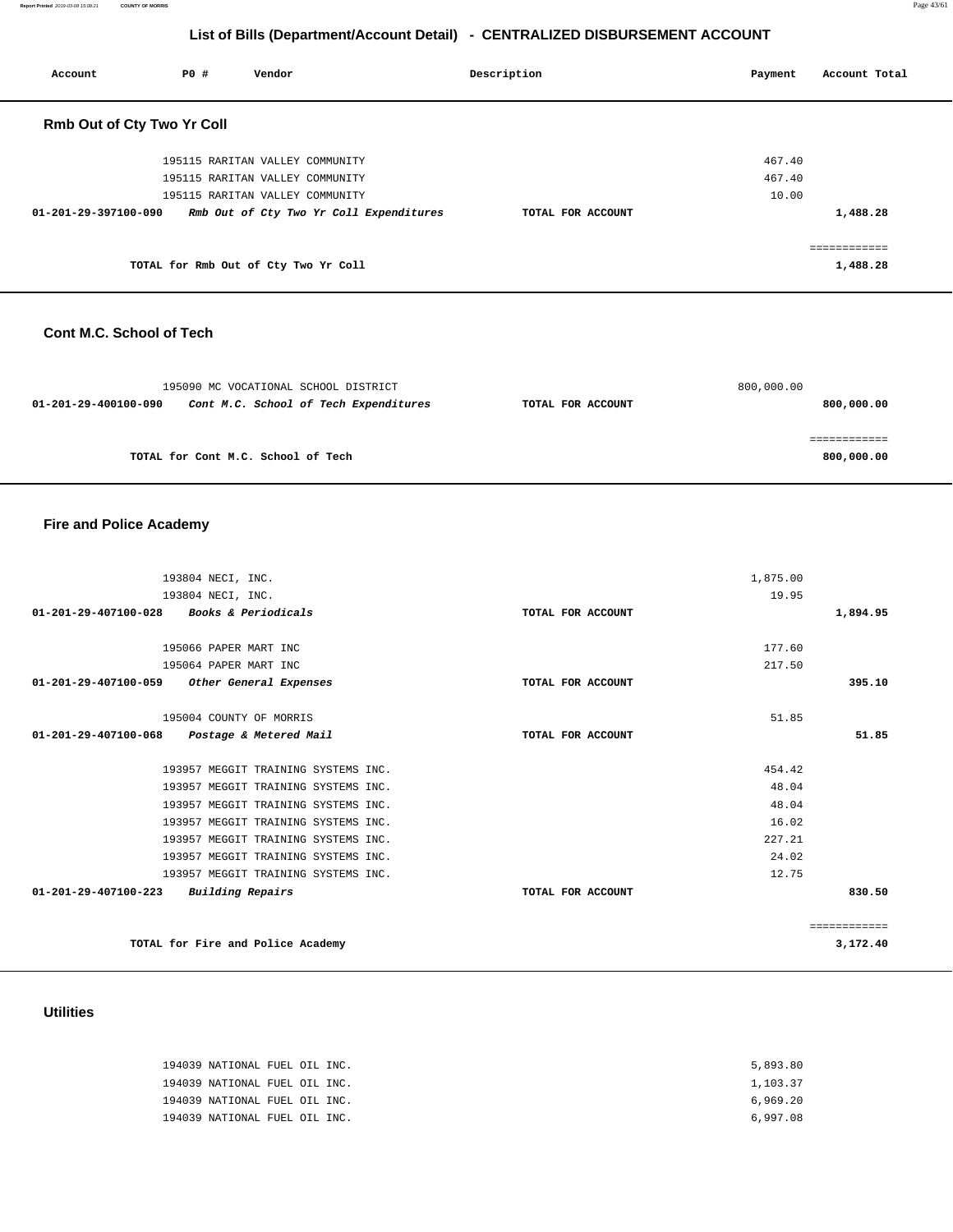# List of Bills (Department/Account Detail) - CENTRALIZED DISBURSEMENT ACCOUNT

| Account | PO # | Vendor | Description | Payment | Account Total |
|---|---|---|---|---|---|

## Rmb Out of Cty Two Yr Coll

| Account | PO # Vendor | Description | Payment | Account Total |
|---|---|---|---|---|
| | 195115 RARITAN VALLEY COMMUNITY | | 467.40 | |
| | 195115 RARITAN VALLEY COMMUNITY | | 467.40 | |
| | 195115 RARITAN VALLEY COMMUNITY | | 10.00 | |
| **01-201-29-397100-090** | ***Rmb Out of Cty Two Yr Coll Expenditures*** | **TOTAL FOR ACCOUNT** | | **1,488.28** |
| | **TOTAL for Rmb Out of Cty Two Yr Coll** | | | **1,488.28** |

## Cont M.C. School of Tech

| Account | PO # Vendor | Description | Payment | Account Total |
|---|---|---|---|---|
| | 195090 MC VOCATIONAL SCHOOL DISTRICT | | 800,000.00 | |
| **01-201-29-400100-090** | ***Cont M.C. School of Tech Expenditures*** | **TOTAL FOR ACCOUNT** | | **800,000.00** |
| | **TOTAL for Cont M.C. School of Tech** | | | **800,000.00** |

## Fire and Police Academy

| Account | PO # Vendor | Description | Payment | Account Total |
|---|---|---|---|---|
| | 193804 NECI, INC. | | 1,875.00 | |
| | 193804 NECI, INC. | | 19.95 | |
| **01-201-29-407100-028** | ***Books & Periodicals*** | **TOTAL FOR ACCOUNT** | | **1,894.95** |
| | 195066 PAPER MART INC | | 177.60 | |
| | 195064 PAPER MART INC | | 217.50 | |
| **01-201-29-407100-059** | ***Other General Expenses*** | **TOTAL FOR ACCOUNT** | | **395.10** |
| | 195004 COUNTY OF MORRIS | | 51.85 | |
| **01-201-29-407100-068** | ***Postage & Metered Mail*** | **TOTAL FOR ACCOUNT** | | **51.85** |
| | 193957 MEGGIT TRAINING SYSTEMS INC. | | 454.42 | |
| | 193957 MEGGIT TRAINING SYSTEMS INC. | | 48.04 | |
| | 193957 MEGGIT TRAINING SYSTEMS INC. | | 48.04 | |
| | 193957 MEGGIT TRAINING SYSTEMS INC. | | 16.02 | |
| | 193957 MEGGIT TRAINING SYSTEMS INC. | | 227.21 | |
| | 193957 MEGGIT TRAINING SYSTEMS INC. | | 24.02 | |
| | 193957 MEGGIT TRAINING SYSTEMS INC. | | 12.75 | |
| **01-201-29-407100-223** | ***Building Repairs*** | **TOTAL FOR ACCOUNT** | | **830.50** |
| | **TOTAL for Fire and Police Academy** | | | **3,172.40** |

## Utilities

| Account | PO # Vendor | Description | Payment | Account Total |
|---|---|---|---|---|
| | 194039 NATIONAL FUEL OIL INC. | | 5,893.80 | |
| | 194039 NATIONAL FUEL OIL INC. | | 1,103.37 | |
| | 194039 NATIONAL FUEL OIL INC. | | 6,969.20 | |
| | 194039 NATIONAL FUEL OIL INC. | | 6,997.08 | |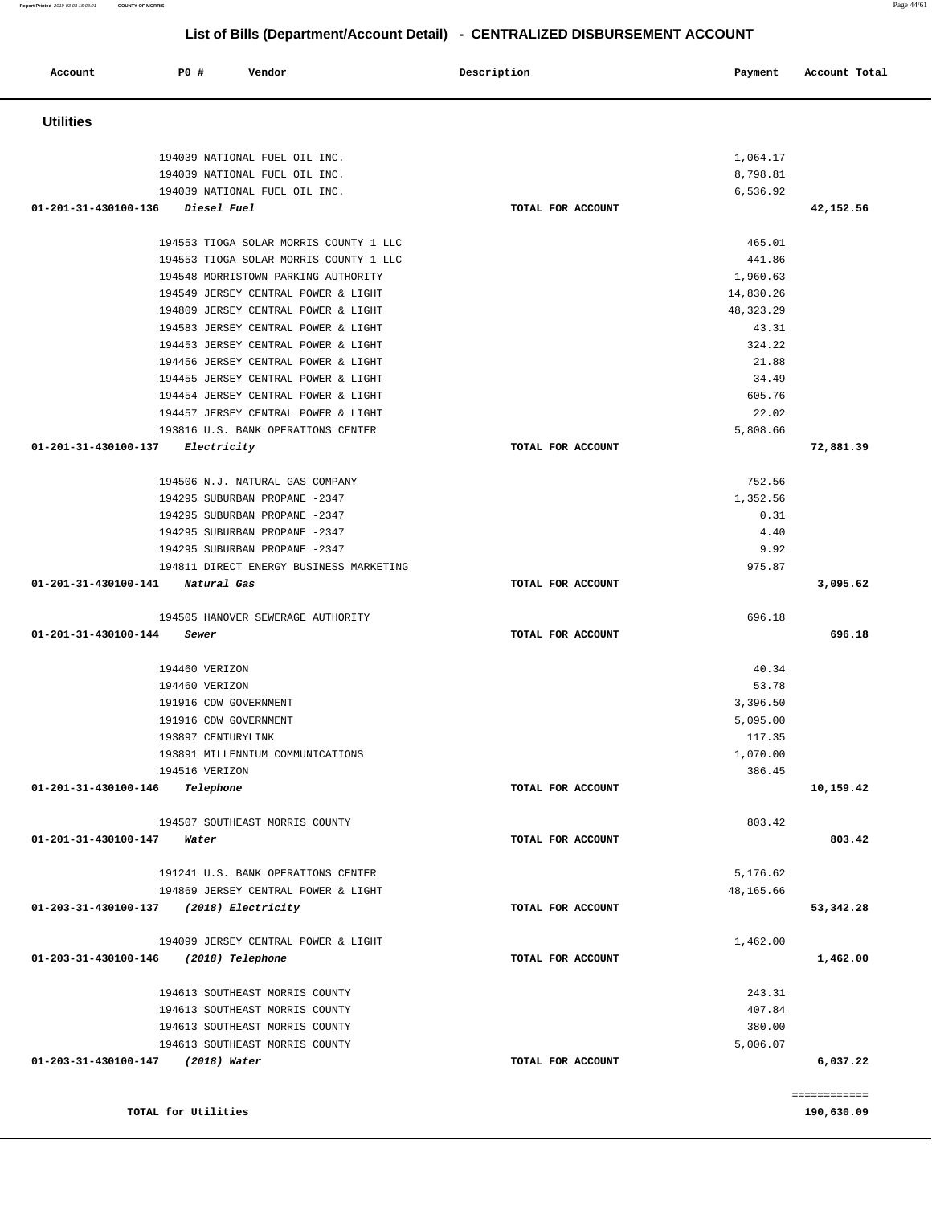# List of Bills (Department/Account Detail) - CENTRALIZED DISBURSEMENT ACCOUNT

| Account | PO # | Vendor | Description | Payment | Account Total |
|---|---|---|---|---|---|

## Utilities

| Account | PO # | Vendor | Description | Payment | Account Total |
|---|---|---|---|---|---|
| | 194039 | NATIONAL FUEL OIL INC. | | 1,064.17 | |
| | 194039 | NATIONAL FUEL OIL INC. | | 8,798.81 | |
| | 194039 | NATIONAL FUEL OIL INC. | | 6,536.92 | |
| 01-201-31-430100-136 | | *Diesel Fuel* | TOTAL FOR ACCOUNT | | 42,152.56 |
| | 194553 | TIOGA SOLAR MORRIS COUNTY 1 LLC | | 465.01 | |
| | 194553 | TIOGA SOLAR MORRIS COUNTY 1 LLC | | 441.86 | |
| | 194548 | MORRISTOWN PARKING AUTHORITY | | 1,960.63 | |
| | 194549 | JERSEY CENTRAL POWER & LIGHT | | 14,830.26 | |
| | 194809 | JERSEY CENTRAL POWER & LIGHT | | 48,323.29 | |
| | 194583 | JERSEY CENTRAL POWER & LIGHT | | 43.31 | |
| | 194453 | JERSEY CENTRAL POWER & LIGHT | | 324.22 | |
| | 194456 | JERSEY CENTRAL POWER & LIGHT | | 21.88 | |
| | 194455 | JERSEY CENTRAL POWER & LIGHT | | 34.49 | |
| | 194454 | JERSEY CENTRAL POWER & LIGHT | | 605.76 | |
| | 194457 | JERSEY CENTRAL POWER & LIGHT | | 22.02 | |
| | 193816 | U.S. BANK OPERATIONS CENTER | | 5,808.66 | |
| 01-201-31-430100-137 | | *Electricity* | TOTAL FOR ACCOUNT | | 72,881.39 |
| | 194506 | N.J. NATURAL GAS COMPANY | | 752.56 | |
| | 194295 | SUBURBAN PROPANE -2347 | | 1,352.56 | |
| | 194295 | SUBURBAN PROPANE -2347 | | 0.31 | |
| | 194295 | SUBURBAN PROPANE -2347 | | 4.40 | |
| | 194295 | SUBURBAN PROPANE -2347 | | 9.92 | |
| | 194811 | DIRECT ENERGY BUSINESS MARKETING | | 975.87 | |
| 01-201-31-430100-141 | | *Natural Gas* | TOTAL FOR ACCOUNT | | 3,095.62 |
| | 194505 | HANOVER SEWERAGE AUTHORITY | | 696.18 | |
| 01-201-31-430100-144 | | *Sewer* | TOTAL FOR ACCOUNT | | 696.18 |
| | 194460 | VERIZON | | 40.34 | |
| | 194460 | VERIZON | | 53.78 | |
| | 191916 | CDW GOVERNMENT | | 3,396.50 | |
| | 191916 | CDW GOVERNMENT | | 5,095.00 | |
| | 193897 | CENTURYLINK | | 117.35 | |
| | 193891 | MILLENNIUM COMMUNICATIONS | | 1,070.00 | |
| | 194516 | VERIZON | | 386.45 | |
| 01-201-31-430100-146 | | *Telephone* | TOTAL FOR ACCOUNT | | 10,159.42 |
| | 194507 | SOUTHEAST MORRIS COUNTY | | 803.42 | |
| 01-201-31-430100-147 | | *Water* | TOTAL FOR ACCOUNT | | 803.42 |
| | 191241 | U.S. BANK OPERATIONS CENTER | | 5,176.62 | |
| | 194869 | JERSEY CENTRAL POWER & LIGHT | | 48,165.66 | |
| 01-203-31-430100-137 | | *(2018) Electricity* | TOTAL FOR ACCOUNT | | 53,342.28 |
| | 194099 | JERSEY CENTRAL POWER & LIGHT | | 1,462.00 | |
| 01-203-31-430100-146 | | *(2018) Telephone* | TOTAL FOR ACCOUNT | | 1,462.00 |
| | 194613 | SOUTHEAST MORRIS COUNTY | | 243.31 | |
| | 194613 | SOUTHEAST MORRIS COUNTY | | 407.84 | |
| | 194613 | SOUTHEAST MORRIS COUNTY | | 380.00 | |
| | 194613 | SOUTHEAST MORRIS COUNTY | | 5,006.07 | |
| 01-203-31-430100-147 | | *(2018) Water* | TOTAL FOR ACCOUNT | | 6,037.22 |
| | | | | | ============ |
| | | **TOTAL for Utilities** | | | **190,630.09** |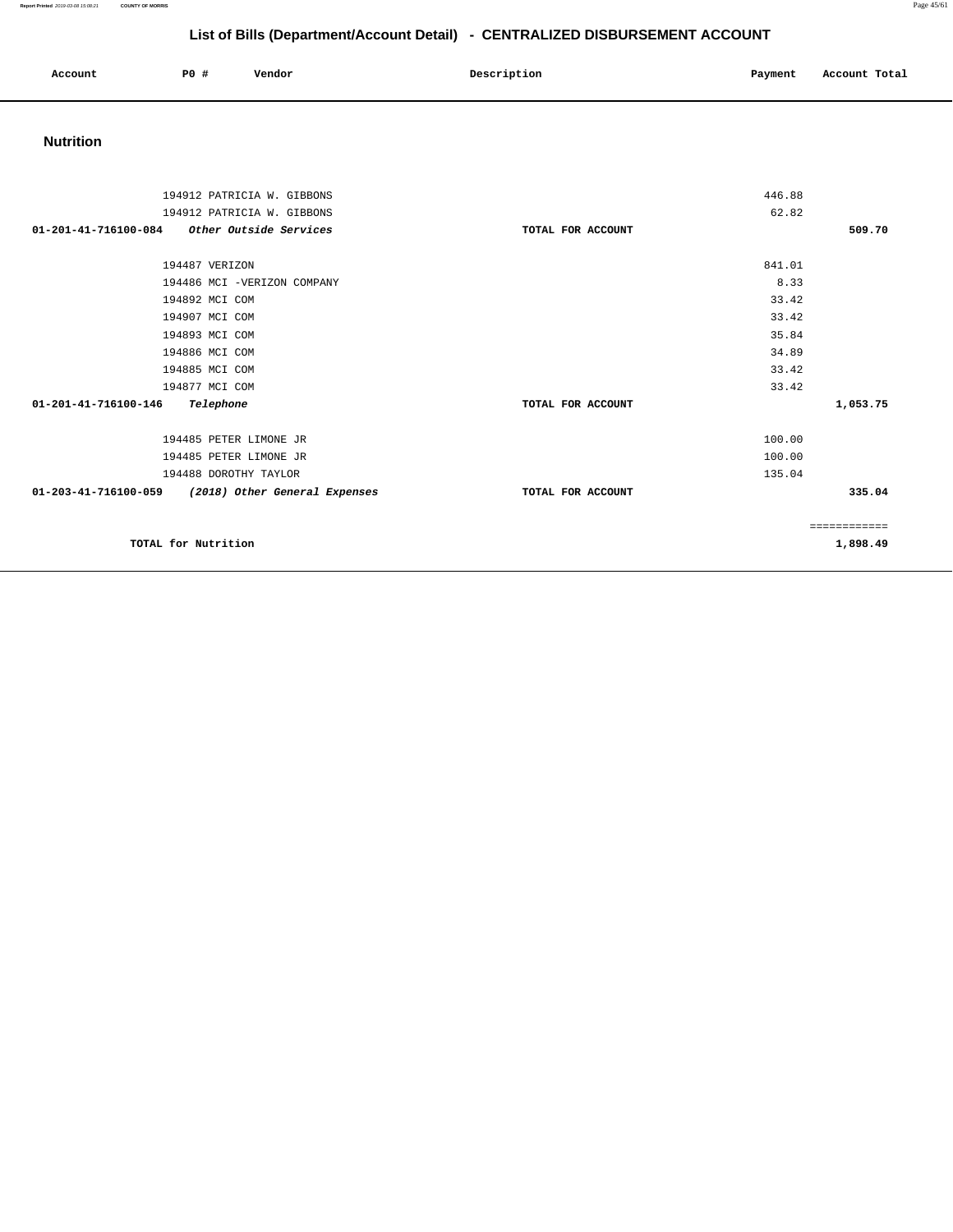# List of Bills (Department/Account Detail) - CENTRALIZED DISBURSEMENT ACCOUNT

| Account | PO # | Vendor | Description | Payment | Account Total |
|---|---|---|---|---|---|

## Nutrition

| Account | PO # | Vendor | Description | Payment | Account Total |
|---|---|---|---|---|---|
| | 194912 | PATRICIA W. GIBBONS | | 446.88 | |
| | 194912 | PATRICIA W. GIBBONS | | 62.82 | |
| **01-201-41-716100-084** | | ***Other Outside Services*** | **TOTAL FOR ACCOUNT** | | **509.70** |
| | 194487 | VERIZON | | 841.01 | |
| | 194486 | MCI -VERIZON COMPANY | | 8.33 | |
| | 194892 | MCI COM | | 33.42 | |
| | 194907 | MCI COM | | 33.42 | |
| | 194893 | MCI COM | | 35.84 | |
| | 194886 | MCI COM | | 34.89 | |
| | 194885 | MCI COM | | 33.42 | |
| | 194877 | MCI COM | | 33.42 | |
| **01-201-41-716100-146** | | ***Telephone*** | **TOTAL FOR ACCOUNT** | | **1,053.75** |
| | 194485 | PETER LIMONE JR | | 100.00 | |
| | 194485 | PETER LIMONE JR | | 100.00 | |
| | 194488 | DOROTHY TAYLOR | | 135.04 | |
| **01-203-41-716100-059** | | ***(2018) Other General Expenses*** | **TOTAL FOR ACCOUNT** | | **335.04** |
| | | | | | ============ |
| **TOTAL for Nutrition** | | | | | **1,898.49** |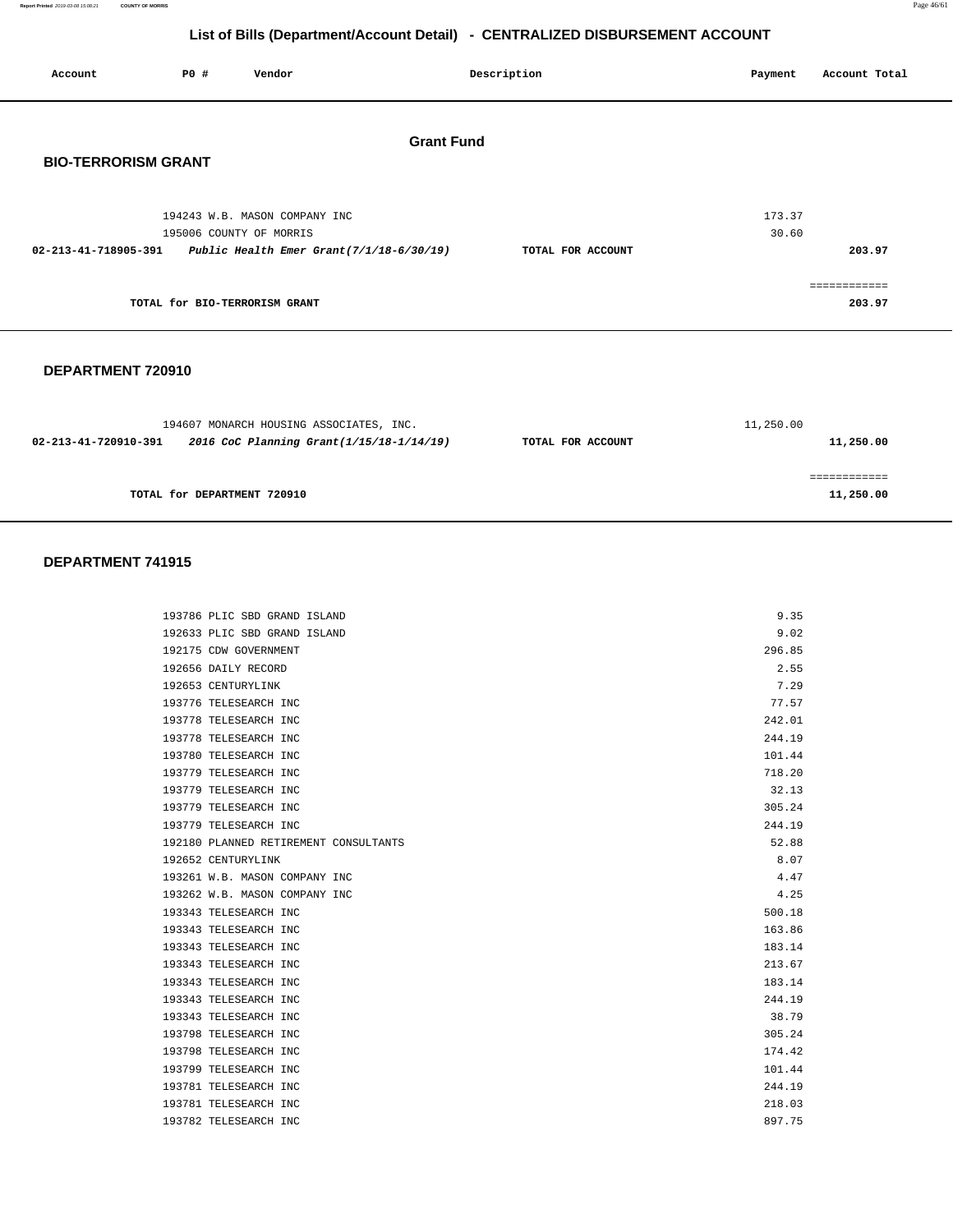# List of Bills (Department/Account Detail) - CENTRALIZED DISBURSEMENT ACCOUNT

| Account | PO # | Vendor | Description | Payment | Account Total |
|---|---|---|---|---|---|

## Grant Fund

### BIO-TERRORISM GRANT

| Account | PO # | Vendor | Description | Payment | Account Total |
|---|---|---|---|---|---|
| | 194243 | W.B. MASON COMPANY INC | | 173.37 | |
| | 195006 | COUNTY OF MORRIS | | 30.60 | |
| **02-213-41-718905-391** | | ***Public Health Emer Grant(7/1/18-6/30/19)*** | **TOTAL FOR ACCOUNT** | | **203.97** |

**TOTAL for BIO-TERRORISM GRANT** — **203.97**

### DEPARTMENT 720910

| Account | PO # | Vendor | Description | Payment | Account Total |
|---|---|---|---|---|---|
| | 194607 | MONARCH HOUSING ASSOCIATES, INC. | | 11,250.00 | |
| **02-213-41-720910-391** | | ***2016 CoC Planning Grant(1/15/18-1/14/19)*** | **TOTAL FOR ACCOUNT** | | **11,250.00** |

**TOTAL for DEPARTMENT 720910** — **11,250.00**

### DEPARTMENT 741915

| Account | PO # | Vendor | Description | Payment | Account Total |
|---|---|---|---|---|---|
| | 193786 | PLIC SBD GRAND ISLAND | | 9.35 | |
| | 192633 | PLIC SBD GRAND ISLAND | | 9.02 | |
| | 192175 | CDW GOVERNMENT | | 296.85 | |
| | 192656 | DAILY RECORD | | 2.55 | |
| | 192653 | CENTURYLINK | | 7.29 | |
| | 193776 | TELESEARCH INC | | 77.57 | |
| | 193778 | TELESEARCH INC | | 242.01 | |
| | 193778 | TELESEARCH INC | | 244.19 | |
| | 193780 | TELESEARCH INC | | 101.44 | |
| | 193779 | TELESEARCH INC | | 718.20 | |
| | 193779 | TELESEARCH INC | | 32.13 | |
| | 193779 | TELESEARCH INC | | 305.24 | |
| | 193779 | TELESEARCH INC | | 244.19 | |
| | 192180 | PLANNED RETIREMENT CONSULTANTS | | 52.88 | |
| | 192652 | CENTURYLINK | | 8.07 | |
| | 193261 | W.B. MASON COMPANY INC | | 4.47 | |
| | 193262 | W.B. MASON COMPANY INC | | 4.25 | |
| | 193343 | TELESEARCH INC | | 500.18 | |
| | 193343 | TELESEARCH INC | | 163.86 | |
| | 193343 | TELESEARCH INC | | 183.14 | |
| | 193343 | TELESEARCH INC | | 213.67 | |
| | 193343 | TELESEARCH INC | | 183.14 | |
| | 193343 | TELESEARCH INC | | 244.19 | |
| | 193343 | TELESEARCH INC | | 38.79 | |
| | 193798 | TELESEARCH INC | | 305.24 | |
| | 193798 | TELESEARCH INC | | 174.42 | |
| | 193799 | TELESEARCH INC | | 101.44 | |
| | 193781 | TELESEARCH INC | | 244.19 | |
| | 193781 | TELESEARCH INC | | 218.03 | |
| | 193782 | TELESEARCH INC | | 897.75 | |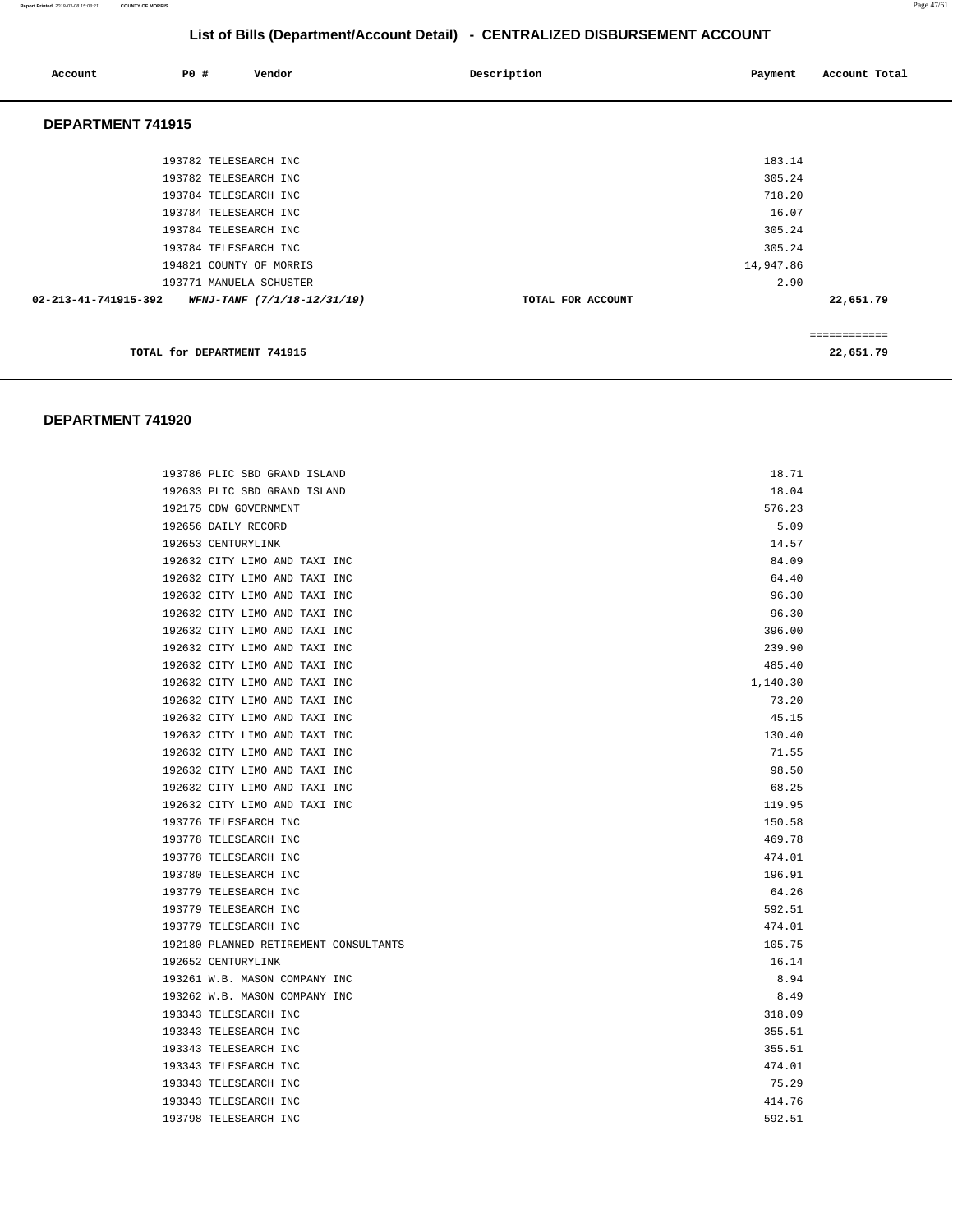## List of Bills (Department/Account Detail) - CENTRALIZED DISBURSEMENT ACCOUNT

| Account | PO # | Vendor | Description | Payment | Account Total |
|---|---|---|---|---|---|

### DEPARTMENT 741915

| Account | PO # | Vendor | Description | Payment | Account Total |
|---|---|---|---|---|---|
| | 193782 | TELESEARCH INC | | 183.14 | |
| | 193782 | TELESEARCH INC | | 305.24 | |
| | 193784 | TELESEARCH INC | | 718.20 | |
| | 193784 | TELESEARCH INC | | 16.07 | |
| | 193784 | TELESEARCH INC | | 305.24 | |
| | 193784 | TELESEARCH INC | | 305.24 | |
| | 194821 | COUNTY OF MORRIS | | 14,947.86 | |
| | 193771 | MANUELA SCHUSTER | | 2.90 | |
| **02-213-41-741915-392** | | ***WFNJ-TANF (7/1/18-12/31/19)*** | **TOTAL FOR ACCOUNT** | | **22,651.79** |

============

**TOTAL for DEPARTMENT 741915** **22,651.79**

### DEPARTMENT 741920

| Account | PO # | Vendor | Description | Payment | Account Total |
|---|---|---|---|---|---|
| | 193786 | PLIC SBD GRAND ISLAND | | 18.71 | |
| | 192633 | PLIC SBD GRAND ISLAND | | 18.04 | |
| | 192175 | CDW GOVERNMENT | | 576.23 | |
| | 192656 | DAILY RECORD | | 5.09 | |
| | 192653 | CENTURYLINK | | 14.57 | |
| | 192632 | CITY LIMO AND TAXI INC | | 84.09 | |
| | 192632 | CITY LIMO AND TAXI INC | | 64.40 | |
| | 192632 | CITY LIMO AND TAXI INC | | 96.30 | |
| | 192632 | CITY LIMO AND TAXI INC | | 96.30 | |
| | 192632 | CITY LIMO AND TAXI INC | | 396.00 | |
| | 192632 | CITY LIMO AND TAXI INC | | 239.90 | |
| | 192632 | CITY LIMO AND TAXI INC | | 485.40 | |
| | 192632 | CITY LIMO AND TAXI INC | | 1,140.30 | |
| | 192632 | CITY LIMO AND TAXI INC | | 73.20 | |
| | 192632 | CITY LIMO AND TAXI INC | | 45.15 | |
| | 192632 | CITY LIMO AND TAXI INC | | 130.40 | |
| | 192632 | CITY LIMO AND TAXI INC | | 71.55 | |
| | 192632 | CITY LIMO AND TAXI INC | | 98.50 | |
| | 192632 | CITY LIMO AND TAXI INC | | 68.25 | |
| | 192632 | CITY LIMO AND TAXI INC | | 119.95 | |
| | 193776 | TELESEARCH INC | | 150.58 | |
| | 193778 | TELESEARCH INC | | 469.78 | |
| | 193778 | TELESEARCH INC | | 474.01 | |
| | 193780 | TELESEARCH INC | | 196.91 | |
| | 193779 | TELESEARCH INC | | 64.26 | |
| | 193779 | TELESEARCH INC | | 592.51 | |
| | 193779 | TELESEARCH INC | | 474.01 | |
| | 192180 | PLANNED RETIREMENT CONSULTANTS | | 105.75 | |
| | 192652 | CENTURYLINK | | 16.14 | |
| | 193261 | W.B. MASON COMPANY INC | | 8.94 | |
| | 193262 | W.B. MASON COMPANY INC | | 8.49 | |
| | 193343 | TELESEARCH INC | | 318.09 | |
| | 193343 | TELESEARCH INC | | 355.51 | |
| | 193343 | TELESEARCH INC | | 355.51 | |
| | 193343 | TELESEARCH INC | | 474.01 | |
| | 193343 | TELESEARCH INC | | 75.29 | |
| | 193343 | TELESEARCH INC | | 414.76 | |
| | 193798 | TELESEARCH INC | | 592.51 | |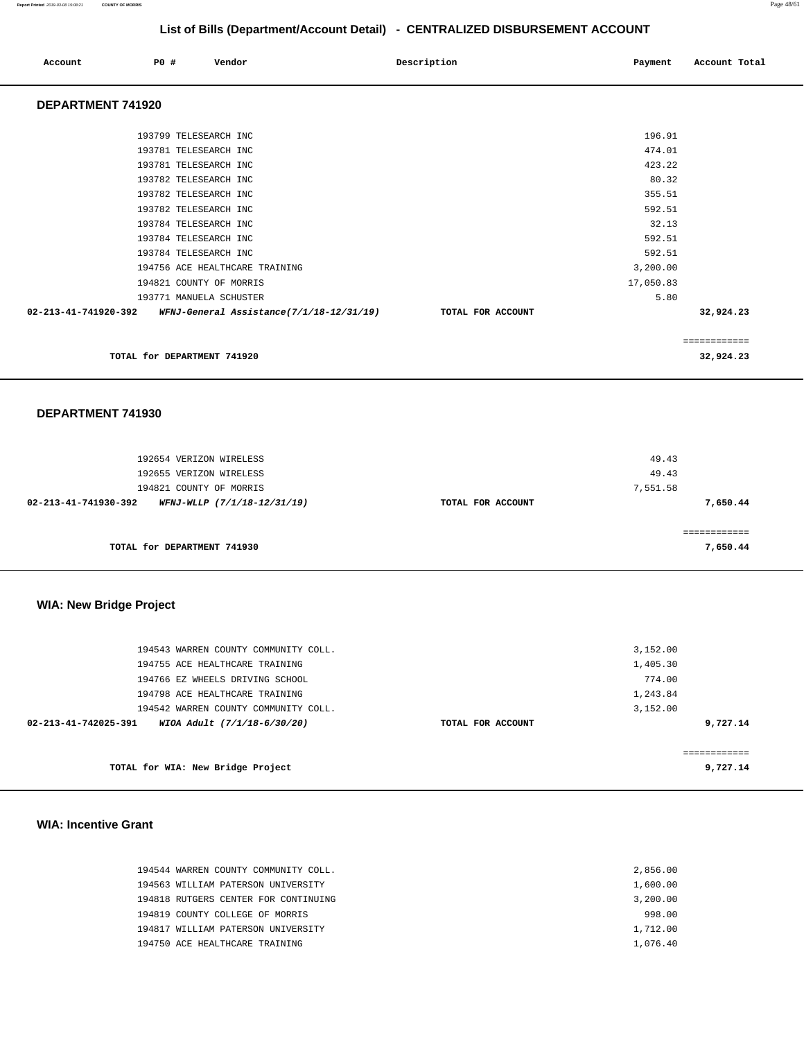# List of Bills (Department/Account Detail) - CENTRALIZED DISBURSEMENT ACCOUNT

| Account | PO # | Vendor | Description | Payment | Account Total |
|---|---|---|---|---|---|

## DEPARTMENT 741920

| Account | PO # | Vendor | Description | Payment | Account Total |
|---|---|---|---|---|---|
| | 193799 | TELESEARCH INC | | 196.91 | |
| | 193781 | TELESEARCH INC | | 474.01 | |
| | 193781 | TELESEARCH INC | | 423.22 | |
| | 193782 | TELESEARCH INC | | 80.32 | |
| | 193782 | TELESEARCH INC | | 355.51 | |
| | 193782 | TELESEARCH INC | | 592.51 | |
| | 193784 | TELESEARCH INC | | 32.13 | |
| | 193784 | TELESEARCH INC | | 592.51 | |
| | 193784 | TELESEARCH INC | | 592.51 | |
| | 194756 | ACE HEALTHCARE TRAINING | | 3,200.00 | |
| | 194821 | COUNTY OF MORRIS | | 17,050.83 | |
| | 193771 | MANUELA SCHUSTER | | 5.80 | |
| **02-213-41-741920-392** | | ***WFNJ-General Assistance(7/1/18-12/31/19)*** | **TOTAL FOR ACCOUNT** | | **32,924.23** |

**TOTAL for DEPARTMENT 741920** — **32,924.23**

## DEPARTMENT 741930

| Account | PO # | Vendor | Description | Payment | Account Total |
|---|---|---|---|---|---|
| | 192654 | VERIZON WIRELESS | | 49.43 | |
| | 192655 | VERIZON WIRELESS | | 49.43 | |
| | 194821 | COUNTY OF MORRIS | | 7,551.58 | |
| **02-213-41-741930-392** | | ***WFNJ-WLLP (7/1/18-12/31/19)*** | **TOTAL FOR ACCOUNT** | | **7,650.44** |

**TOTAL for DEPARTMENT 741930** — **7,650.44**

## WIA: New Bridge Project

| Account | PO # | Vendor | Description | Payment | Account Total |
|---|---|---|---|---|---|
| | 194543 | WARREN COUNTY COMMUNITY COLL. | | 3,152.00 | |
| | 194755 | ACE HEALTHCARE TRAINING | | 1,405.30 | |
| | 194766 | EZ WHEELS DRIVING SCHOOL | | 774.00 | |
| | 194798 | ACE HEALTHCARE TRAINING | | 1,243.84 | |
| | 194542 | WARREN COUNTY COMMUNITY COLL. | | 3,152.00 | |
| **02-213-41-742025-391** | | ***WIOA Adult (7/1/18-6/30/20)*** | **TOTAL FOR ACCOUNT** | | **9,727.14** |

**TOTAL for WIA: New Bridge Project** — **9,727.14**

## WIA: Incentive Grant

| Account | PO # | Vendor | Description | Payment | Account Total |
|---|---|---|---|---|---|
| | 194544 | WARREN COUNTY COMMUNITY COLL. | | 2,856.00 | |
| | 194563 | WILLIAM PATERSON UNIVERSITY | | 1,600.00 | |
| | 194818 | RUTGERS CENTER FOR CONTINUING | | 3,200.00 | |
| | 194819 | COUNTY COLLEGE OF MORRIS | | 998.00 | |
| | 194817 | WILLIAM PATERSON UNIVERSITY | | 1,712.00 | |
| | 194750 | ACE HEALTHCARE TRAINING | | 1,076.40 | |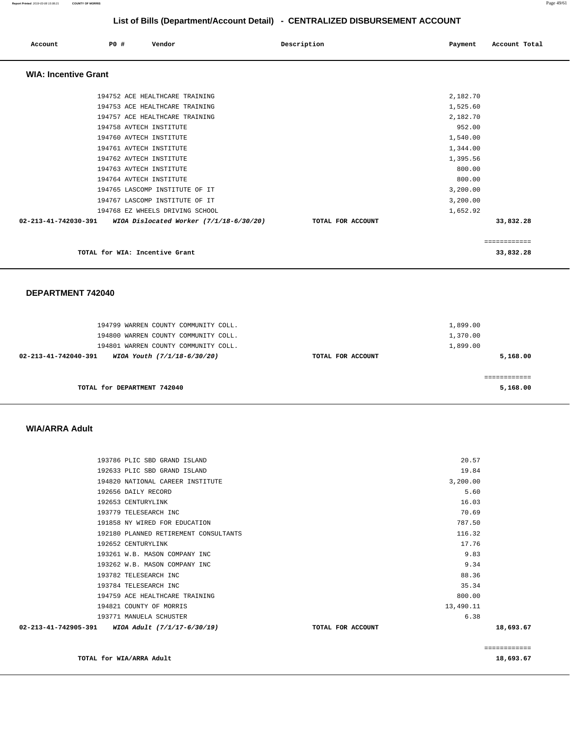## List of Bills (Department/Account Detail) - CENTRALIZED DISBURSEMENT ACCOUNT

| Account | PO # | Vendor | Description | Payment | Account Total |
|---|---|---|---|---|---|

### WIA: Incentive Grant

| Account | PO # | Vendor | Description | Payment | Account Total |
|---|---|---|---|---|---|
| | 194752 | ACE HEALTHCARE TRAINING | | 2,182.70 | |
| | 194753 | ACE HEALTHCARE TRAINING | | 1,525.60 | |
| | 194757 | ACE HEALTHCARE TRAINING | | 2,182.70 | |
| | 194758 | AVTECH INSTITUTE | | 952.00 | |
| | 194760 | AVTECH INSTITUTE | | 1,540.00 | |
| | 194761 | AVTECH INSTITUTE | | 1,344.00 | |
| | 194762 | AVTECH INSTITUTE | | 1,395.56 | |
| | 194763 | AVTECH INSTITUTE | | 800.00 | |
| | 194764 | AVTECH INSTITUTE | | 800.00 | |
| | 194765 | LASCOMP INSTITUTE OF IT | | 3,200.00 | |
| | 194767 | LASCOMP INSTITUTE OF IT | | 3,200.00 | |
| | 194768 | EZ WHEELS DRIVING SCHOOL | | 1,652.92 | |
| **02-213-41-742030-391** | | ***WIOA Dislocated Worker (7/1/18-6/30/20)*** | **TOTAL FOR ACCOUNT** | | **33,832.28** |

============

**TOTAL for WIA: Incentive Grant** **33,832.28**

### DEPARTMENT 742040

| Account | PO # | Vendor | Description | Payment | Account Total |
|---|---|---|---|---|---|
| | 194799 | WARREN COUNTY COMMUNITY COLL. | | 1,899.00 | |
| | 194800 | WARREN COUNTY COMMUNITY COLL. | | 1,370.00 | |
| | 194801 | WARREN COUNTY COMMUNITY COLL. | | 1,899.00 | |
| **02-213-41-742040-391** | | ***WIOA Youth (7/1/18-6/30/20)*** | **TOTAL FOR ACCOUNT** | | **5,168.00** |

============

**TOTAL for DEPARTMENT 742040** **5,168.00**

### WIA/ARRA Adult

| Account | PO # | Vendor | Description | Payment | Account Total |
|---|---|---|---|---|---|
| | 193786 | PLIC SBD GRAND ISLAND | | 20.57 | |
| | 192633 | PLIC SBD GRAND ISLAND | | 19.84 | |
| | 194820 | NATIONAL CAREER INSTITUTE | | 3,200.00 | |
| | 192656 | DAILY RECORD | | 5.60 | |
| | 192653 | CENTURYLINK | | 16.03 | |
| | 193779 | TELESEARCH INC | | 70.69 | |
| | 191858 | NY WIRED FOR EDUCATION | | 787.50 | |
| | 192180 | PLANNED RETIREMENT CONSULTANTS | | 116.32 | |
| | 192652 | CENTURYLINK | | 17.76 | |
| | 193261 | W.B. MASON COMPANY INC | | 9.83 | |
| | 193262 | W.B. MASON COMPANY INC | | 9.34 | |
| | 193782 | TELESEARCH INC | | 88.36 | |
| | 193784 | TELESEARCH INC | | 35.34 | |
| | 194759 | ACE HEALTHCARE TRAINING | | 800.00 | |
| | 194821 | COUNTY OF MORRIS | | 13,490.11 | |
| | 193771 | MANUELA SCHUSTER | | 6.38 | |
| **02-213-41-742905-391** | | ***WIOA Adult (7/1/17-6/30/19)*** | **TOTAL FOR ACCOUNT** | | **18,693.67** |

============

**TOTAL for WIA/ARRA Adult** **18,693.67**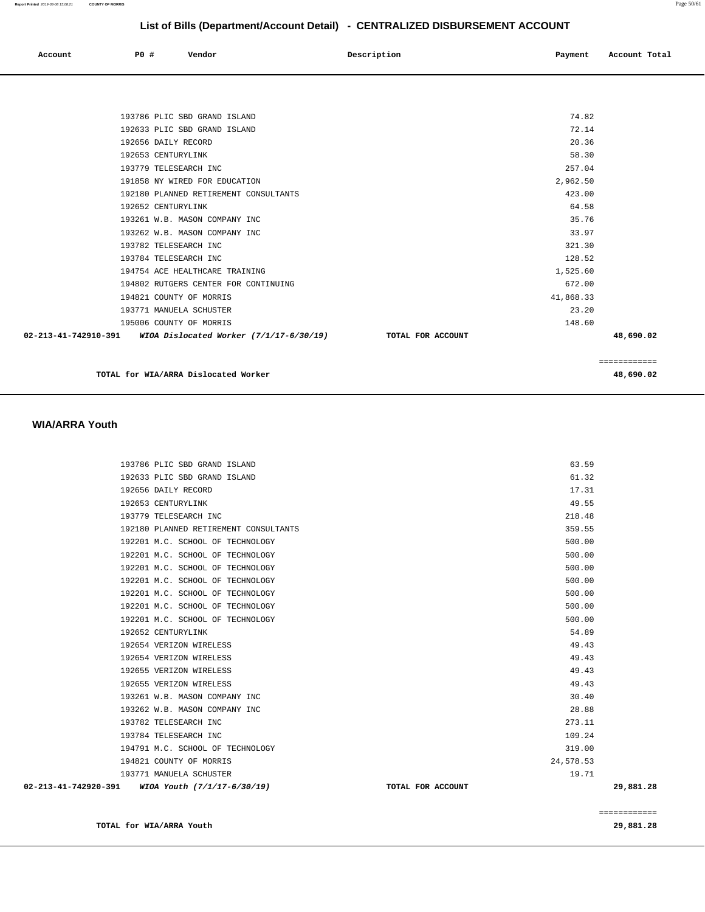## List of Bills (Department/Account Detail) - CENTRALIZED DISBURSEMENT ACCOUNT

| Account | PO # | Vendor | Description | Payment | Account Total |
|---|---|---|---|---|---|
| | 193786 | PLIC SBD GRAND ISLAND | | 74.82 | |
| | 192633 | PLIC SBD GRAND ISLAND | | 72.14 | |
| | 192656 | DAILY RECORD | | 20.36 | |
| | 192653 | CENTURYLINK | | 58.30 | |
| | 193779 | TELESEARCH INC | | 257.04 | |
| | 191858 | NY WIRED FOR EDUCATION | | 2,962.50 | |
| | 192180 | PLANNED RETIREMENT CONSULTANTS | | 423.00 | |
| | 192652 | CENTURYLINK | | 64.58 | |
| | 193261 | W.B. MASON COMPANY INC | | 35.76 | |
| | 193262 | W.B. MASON COMPANY INC | | 33.97 | |
| | 193782 | TELESEARCH INC | | 321.30 | |
| | 193784 | TELESEARCH INC | | 128.52 | |
| | 194754 | ACE HEALTHCARE TRAINING | | 1,525.60 | |
| | 194802 | RUTGERS CENTER FOR CONTINUING | | 672.00 | |
| | 194821 | COUNTY OF MORRIS | | 41,868.33 | |
| | 193771 | MANUELA SCHUSTER | | 23.20 | |
| | 195006 | COUNTY OF MORRIS | | 148.60 | |
| **02-213-41-742910-391** | | ***WIOA Dislocated Worker (7/1/17-6/30/19)*** | **TOTAL FOR ACCOUNT** | | **48,690.02** |

**TOTAL for WIA/ARRA Dislocated Worker** — **48,690.02**

### WIA/ARRA Youth

| Account | PO # | Vendor | Description | Payment | Account Total |
|---|---|---|---|---|---|
| | 193786 | PLIC SBD GRAND ISLAND | | 63.59 | |
| | 192633 | PLIC SBD GRAND ISLAND | | 61.32 | |
| | 192656 | DAILY RECORD | | 17.31 | |
| | 192653 | CENTURYLINK | | 49.55 | |
| | 193779 | TELESEARCH INC | | 218.48 | |
| | 192180 | PLANNED RETIREMENT CONSULTANTS | | 359.55 | |
| | 192201 | M.C. SCHOOL OF TECHNOLOGY | | 500.00 | |
| | 192201 | M.C. SCHOOL OF TECHNOLOGY | | 500.00 | |
| | 192201 | M.C. SCHOOL OF TECHNOLOGY | | 500.00 | |
| | 192201 | M.C. SCHOOL OF TECHNOLOGY | | 500.00 | |
| | 192201 | M.C. SCHOOL OF TECHNOLOGY | | 500.00 | |
| | 192201 | M.C. SCHOOL OF TECHNOLOGY | | 500.00 | |
| | 192201 | M.C. SCHOOL OF TECHNOLOGY | | 500.00 | |
| | 192652 | CENTURYLINK | | 54.89 | |
| | 192654 | VERIZON WIRELESS | | 49.43 | |
| | 192654 | VERIZON WIRELESS | | 49.43 | |
| | 192655 | VERIZON WIRELESS | | 49.43 | |
| | 192655 | VERIZON WIRELESS | | 49.43 | |
| | 193261 | W.B. MASON COMPANY INC | | 30.40 | |
| | 193262 | W.B. MASON COMPANY INC | | 28.88 | |
| | 193782 | TELESEARCH INC | | 273.11 | |
| | 193784 | TELESEARCH INC | | 109.24 | |
| | 194791 | M.C. SCHOOL OF TECHNOLOGY | | 319.00 | |
| | 194821 | COUNTY OF MORRIS | | 24,578.53 | |
| | 193771 | MANUELA SCHUSTER | | 19.71 | |
| **02-213-41-742920-391** | | ***WIOA Youth (7/1/17-6/30/19)*** | **TOTAL FOR ACCOUNT** | | **29,881.28** |

**TOTAL for WIA/ARRA Youth** — **29,881.28**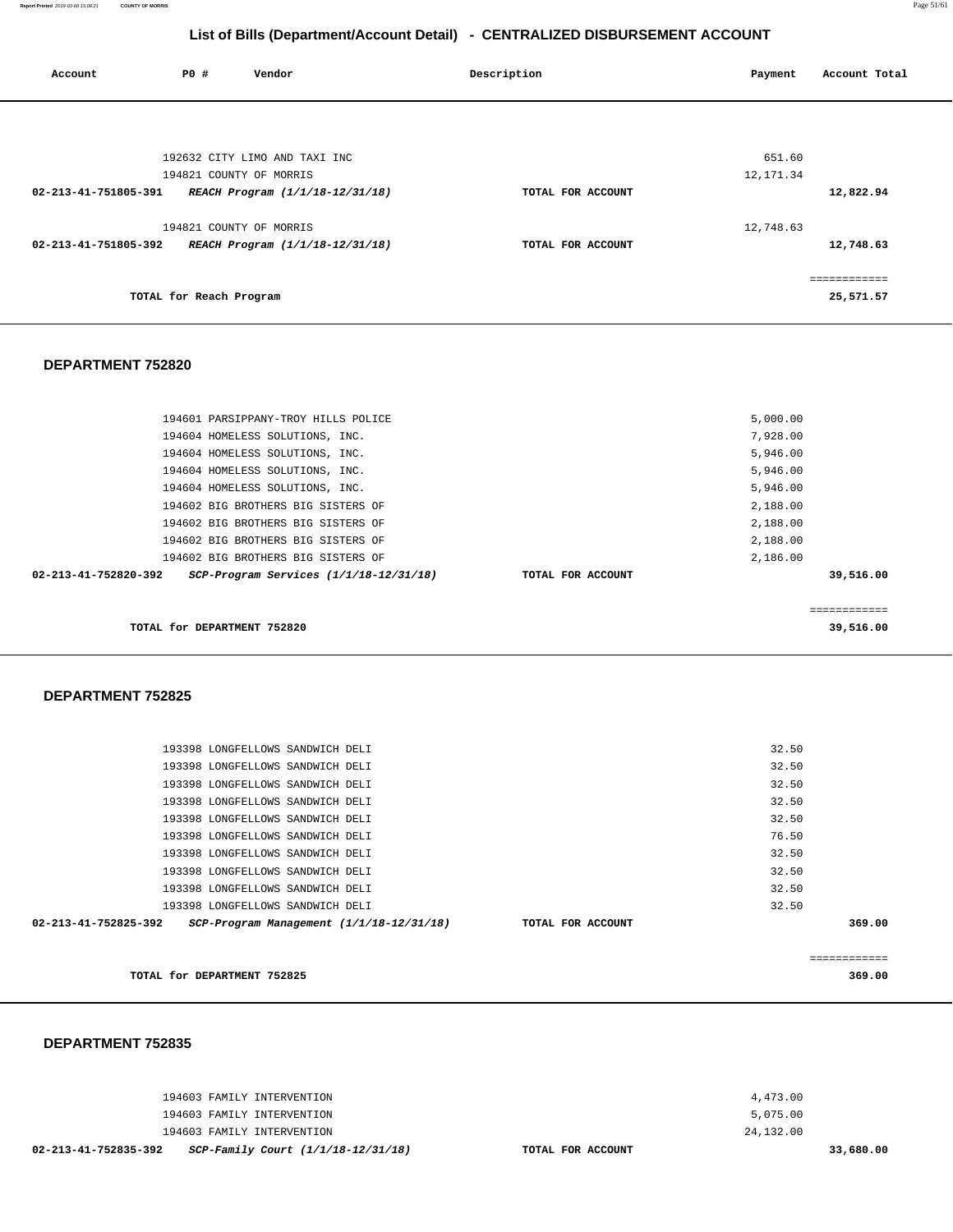## List of Bills (Department/Account Detail) - CENTRALIZED DISBURSEMENT ACCOUNT

| Account | PO # | Vendor | Description | Payment | Account Total |
|---|---|---|---|---|---|
| | 192632 | CITY LIMO AND TAXI INC | | 651.60 | |
| | 194821 | COUNTY OF MORRIS | | 12,171.34 | |
| **02-213-41-751805-391** | | ***REACH Program (1/1/18-12/31/18)*** | **TOTAL FOR ACCOUNT** | | **12,822.94** |
| | 194821 | COUNTY OF MORRIS | | 12,748.63 | |
| **02-213-41-751805-392** | | ***REACH Program (1/1/18-12/31/18)*** | **TOTAL FOR ACCOUNT** | | **12,748.63** |
| | | | | | ============ |
| | **TOTAL for Reach Program** | | | | **25,571.57** |

### DEPARTMENT 752820

| Account | PO # | Vendor | Description | Payment | Account Total |
|---|---|---|---|---|---|
| | 194601 | PARSIPPANY-TROY HILLS POLICE | | 5,000.00 | |
| | 194604 | HOMELESS SOLUTIONS, INC. | | 7,928.00 | |
| | 194604 | HOMELESS SOLUTIONS, INC. | | 5,946.00 | |
| | 194604 | HOMELESS SOLUTIONS, INC. | | 5,946.00 | |
| | 194604 | HOMELESS SOLUTIONS, INC. | | 5,946.00 | |
| | 194602 | BIG BROTHERS BIG SISTERS OF | | 2,188.00 | |
| | 194602 | BIG BROTHERS BIG SISTERS OF | | 2,188.00 | |
| | 194602 | BIG BROTHERS BIG SISTERS OF | | 2,188.00 | |
| | 194602 | BIG BROTHERS BIG SISTERS OF | | 2,186.00 | |
| **02-213-41-752820-392** | | ***SCP-Program Services (1/1/18-12/31/18)*** | **TOTAL FOR ACCOUNT** | | **39,516.00** |
| | | | | | ============ |
| | **TOTAL for DEPARTMENT 752820** | | | | **39,516.00** |

### DEPARTMENT 752825

| Account | PO # | Vendor | Description | Payment | Account Total |
|---|---|---|---|---|---|
| | 193398 | LONGFELLOWS SANDWICH DELI | | 32.50 | |
| | 193398 | LONGFELLOWS SANDWICH DELI | | 32.50 | |
| | 193398 | LONGFELLOWS SANDWICH DELI | | 32.50 | |
| | 193398 | LONGFELLOWS SANDWICH DELI | | 32.50 | |
| | 193398 | LONGFELLOWS SANDWICH DELI | | 32.50 | |
| | 193398 | LONGFELLOWS SANDWICH DELI | | 76.50 | |
| | 193398 | LONGFELLOWS SANDWICH DELI | | 32.50 | |
| | 193398 | LONGFELLOWS SANDWICH DELI | | 32.50 | |
| | 193398 | LONGFELLOWS SANDWICH DELI | | 32.50 | |
| | 193398 | LONGFELLOWS SANDWICH DELI | | 32.50 | |
| **02-213-41-752825-392** | | ***SCP-Program Management (1/1/18-12/31/18)*** | **TOTAL FOR ACCOUNT** | | **369.00** |
| | | | | | ============ |
| | **TOTAL for DEPARTMENT 752825** | | | | **369.00** |

### DEPARTMENT 752835

| Account | PO # | Vendor | Description | Payment | Account Total |
|---|---|---|---|---|---|
| | 194603 | FAMILY INTERVENTION | | 4,473.00 | |
| | 194603 | FAMILY INTERVENTION | | 5,075.00 | |
| | 194603 | FAMILY INTERVENTION | | 24,132.00 | |
| **02-213-41-752835-392** | | ***SCP-Family Court (1/1/18-12/31/18)*** | **TOTAL FOR ACCOUNT** | | **33,680.00** |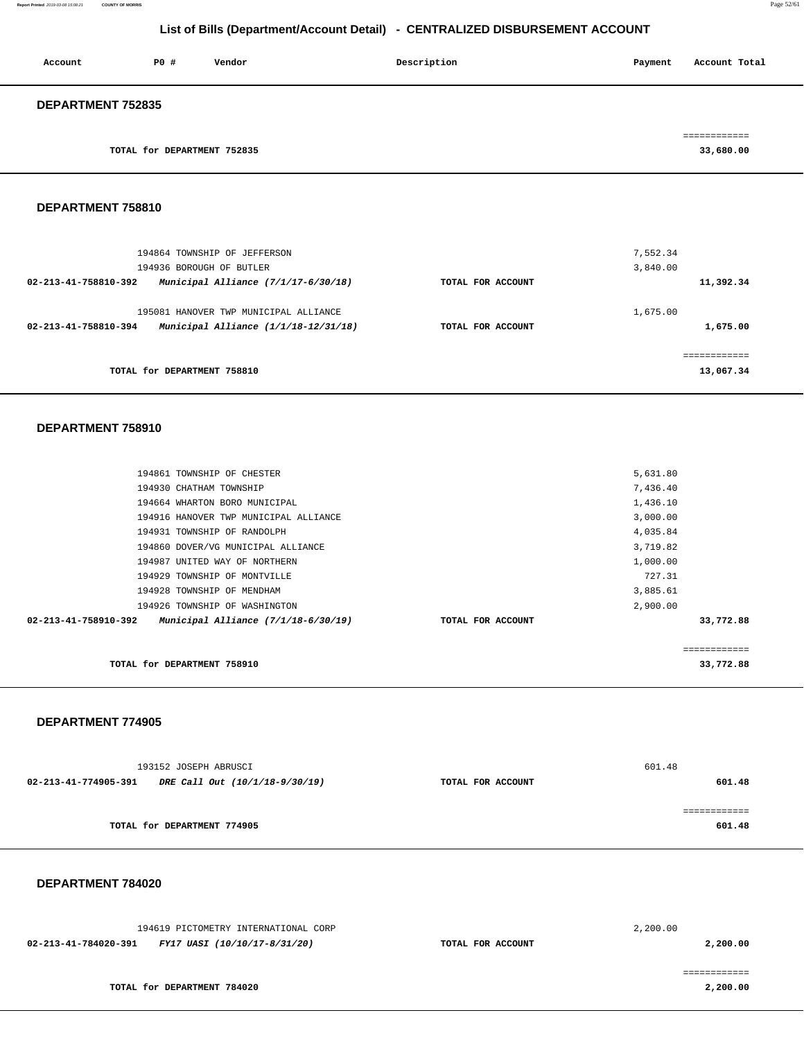## List of Bills (Department/Account Detail) - CENTRALIZED DISBURSEMENT ACCOUNT

| Account | PO # | Vendor | Description | Payment | Account Total |
|---|---|---|---|---|---|

### DEPARTMENT 752835

| | | | | | |
|---|---|---|---|---|---|
| | | TOTAL for DEPARTMENT 752835 | | | ============ 33,680.00 |

### DEPARTMENT 758810

| Account | PO # | Vendor | Description | Payment | Account Total |
|---|---|---|---|---|---|
| | 194864 | TOWNSHIP OF JEFFERSON | | 7,552.34 | |
| | 194936 | BOROUGH OF BUTLER | | 3,840.00 | |
| 02-213-41-758810-392 | | *Municipal Alliance (7/1/17-6/30/18)* | TOTAL FOR ACCOUNT | | 11,392.34 |
| | 195081 | HANOVER TWP MUNICIPAL ALLIANCE | | 1,675.00 | |
| 02-213-41-758810-394 | | *Municipal Alliance (1/1/18-12/31/18)* | TOTAL FOR ACCOUNT | | 1,675.00 |
| | | TOTAL for DEPARTMENT 758810 | | | ============ 13,067.34 |

### DEPARTMENT 758910

| Account | PO # | Vendor | Description | Payment | Account Total |
|---|---|---|---|---|---|
| | 194861 | TOWNSHIP OF CHESTER | | 5,631.80 | |
| | 194930 | CHATHAM TOWNSHIP | | 7,436.40 | |
| | 194664 | WHARTON BORO MUNICIPAL | | 1,436.10 | |
| | 194916 | HANOVER TWP MUNICIPAL ALLIANCE | | 3,000.00 | |
| | 194931 | TOWNSHIP OF RANDOLPH | | 4,035.84 | |
| | 194860 | DOVER/VG MUNICIPAL ALLIANCE | | 3,719.82 | |
| | 194987 | UNITED WAY OF NORTHERN | | 1,000.00 | |
| | 194929 | TOWNSHIP OF MONTVILLE | | 727.31 | |
| | 194928 | TOWNSHIP OF MENDHAM | | 3,885.61 | |
| | 194926 | TOWNSHIP OF WASHINGTON | | 2,900.00 | |
| 02-213-41-758910-392 | | *Municipal Alliance (7/1/18-6/30/19)* | TOTAL FOR ACCOUNT | | 33,772.88 |
| | | TOTAL for DEPARTMENT 758910 | | | ============ 33,772.88 |

### DEPARTMENT 774905

| Account | PO # | Vendor | Description | Payment | Account Total |
|---|---|---|---|---|---|
| | 193152 | JOSEPH ABRUSCI | | 601.48 | |
| 02-213-41-774905-391 | | *DRE Call Out (10/1/18-9/30/19)* | TOTAL FOR ACCOUNT | | 601.48 |
| | | TOTAL for DEPARTMENT 774905 | | | ============ 601.48 |

### DEPARTMENT 784020

| Account | PO # | Vendor | Description | Payment | Account Total |
|---|---|---|---|---|---|
| | 194619 | PICTOMETRY INTERNATIONAL CORP | | 2,200.00 | |
| 02-213-41-784020-391 | | *FY17 UASI (10/10/17-8/31/20)* | TOTAL FOR ACCOUNT | | 2,200.00 |
| | | TOTAL for DEPARTMENT 784020 | | | ============ 2,200.00 |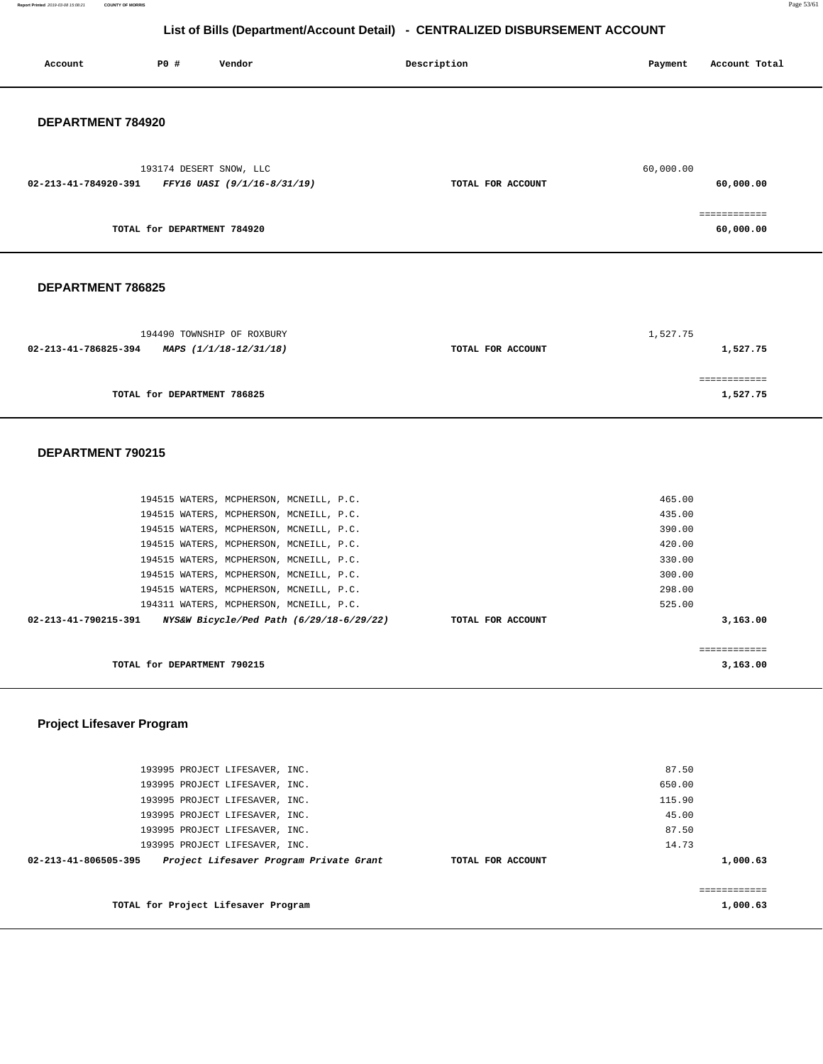# List of Bills (Department/Account Detail) - CENTRALIZED DISBURSEMENT ACCOUNT

| Account | PO # | Vendor | Description | Payment | Account Total |
|---|---|---|---|---|---|

## DEPARTMENT 784920

| Account | PO # | Vendor | Description | Payment | Account Total |
|---|---|---|---|---|---|
| | 193174 | DESERT SNOW, LLC | | 60,000.00 | |
| 02-213-41-784920-391 | | *FFY16 UASI (9/1/16-8/31/19)* | TOTAL FOR ACCOUNT | | 60,000.00 |
| | | | | | ============ |
| | | TOTAL for DEPARTMENT 784920 | | | 60,000.00 |

## DEPARTMENT 786825

| Account | PO # | Vendor | Description | Payment | Account Total |
|---|---|---|---|---|---|
| | 194490 | TOWNSHIP OF ROXBURY | | 1,527.75 | |
| 02-213-41-786825-394 | | *MAPS (1/1/18-12/31/18)* | TOTAL FOR ACCOUNT | | 1,527.75 |
| | | | | | ============ |
| | | TOTAL for DEPARTMENT 786825 | | | 1,527.75 |

## DEPARTMENT 790215

| Account | PO # | Vendor | Description | Payment | Account Total |
|---|---|---|---|---|---|
| | 194515 | WATERS, MCPHERSON, MCNEILL, P.C. | | 465.00 | |
| | 194515 | WATERS, MCPHERSON, MCNEILL, P.C. | | 435.00 | |
| | 194515 | WATERS, MCPHERSON, MCNEILL, P.C. | | 390.00 | |
| | 194515 | WATERS, MCPHERSON, MCNEILL, P.C. | | 420.00 | |
| | 194515 | WATERS, MCPHERSON, MCNEILL, P.C. | | 330.00 | |
| | 194515 | WATERS, MCPHERSON, MCNEILL, P.C. | | 300.00 | |
| | 194515 | WATERS, MCPHERSON, MCNEILL, P.C. | | 298.00 | |
| | 194311 | WATERS, MCPHERSON, MCNEILL, P.C. | | 525.00 | |
| 02-213-41-790215-391 | | *NYS&W Bicycle/Ped Path (6/29/18-6/29/22)* | TOTAL FOR ACCOUNT | | 3,163.00 |
| | | | | | ============ |
| | | TOTAL for DEPARTMENT 790215 | | | 3,163.00 |

## Project Lifesaver Program

| Account | PO # | Vendor | Description | Payment | Account Total |
|---|---|---|---|---|---|
| | 193995 | PROJECT LIFESAVER, INC. | | 87.50 | |
| | 193995 | PROJECT LIFESAVER, INC. | | 650.00 | |
| | 193995 | PROJECT LIFESAVER, INC. | | 115.90 | |
| | 193995 | PROJECT LIFESAVER, INC. | | 45.00 | |
| | 193995 | PROJECT LIFESAVER, INC. | | 87.50 | |
| | 193995 | PROJECT LIFESAVER, INC. | | 14.73 | |
| 02-213-41-806505-395 | | *Project Lifesaver Program Private Grant* | TOTAL FOR ACCOUNT | | 1,000.63 |
| | | | | | ============ |
| | | TOTAL for Project Lifesaver Program | | | 1,000.63 |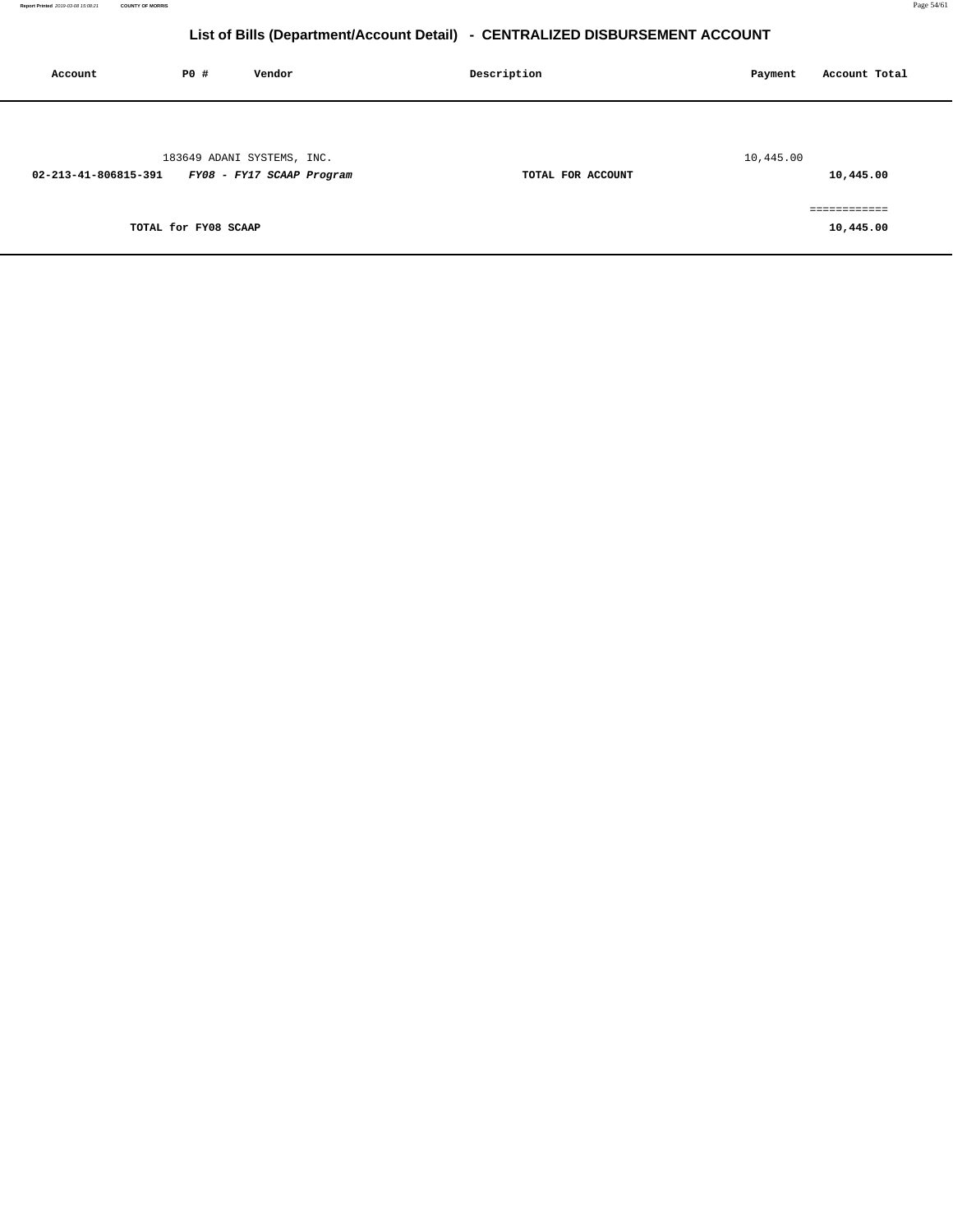# List of Bills (Department/Account Detail) - CENTRALIZED DISBURSEMENT ACCOUNT

| Account | PO # | Vendor | Description | Payment | Account Total |
|---|---|---|---|---|---|
| | 183649 | ADANI SYSTEMS, INC. | | 10,445.00 | |
| **02-213-41-806815-391** | | ***FY08 - FY17 SCAAP Program*** | **TOTAL FOR ACCOUNT** | | **10,445.00** |
| | | | | | ============ |
| | **TOTAL for FY08 SCAAP** | | | | **10,445.00** |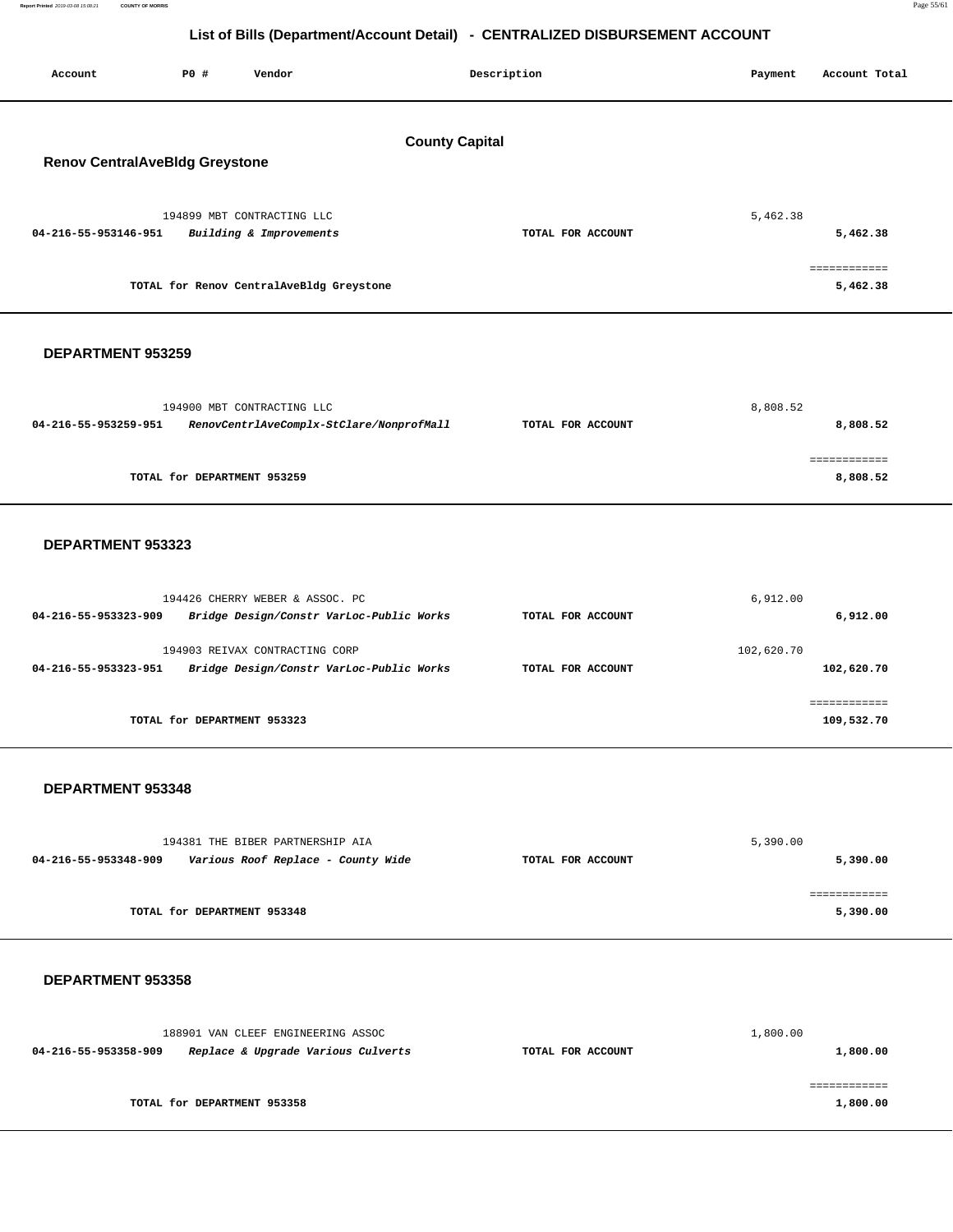# List of Bills (Department/Account Detail) - CENTRALIZED DISBURSEMENT ACCOUNT

| Account | PO # | Vendor | Description | Payment | Account Total |
|---|---|---|---|---|---|

## County Capital

### Renov CentralAveBldg Greystone

| Account | PO # | Vendor | Description | Payment | Account Total |
|---|---|---|---|---|---|
| | 194899 | MBT CONTRACTING LLC | | 5,462.38 | |
| 04-216-55-953146-951 | | *Building & Improvements* | TOTAL FOR ACCOUNT | | 5,462.38 |
| | | | | | ============ |
| | | TOTAL for Renov CentralAveBldg Greystone | | | 5,462.38 |

### DEPARTMENT 953259

| Account | PO # | Vendor | Description | Payment | Account Total |
|---|---|---|---|---|---|
| | 194900 | MBT CONTRACTING LLC | | 8,808.52 | |
| 04-216-55-953259-951 | | *RenovCentrlAveComplx-StClare/NonprofMall* | TOTAL FOR ACCOUNT | | 8,808.52 |
| | | | | | ============ |
| | | TOTAL for DEPARTMENT 953259 | | | 8,808.52 |

### DEPARTMENT 953323

| Account | PO # | Vendor | Description | Payment | Account Total |
|---|---|---|---|---|---|
| | 194426 | CHERRY WEBER & ASSOC. PC | | 6,912.00 | |
| 04-216-55-953323-909 | | *Bridge Design/Constr VarLoc-Public Works* | TOTAL FOR ACCOUNT | | 6,912.00 |
| | 194903 | REIVAX CONTRACTING CORP | | 102,620.70 | |
| 04-216-55-953323-951 | | *Bridge Design/Constr VarLoc-Public Works* | TOTAL FOR ACCOUNT | | 102,620.70 |
| | | | | | ============ |
| | | TOTAL for DEPARTMENT 953323 | | | 109,532.70 |

### DEPARTMENT 953348

| Account | PO # | Vendor | Description | Payment | Account Total |
|---|---|---|---|---|---|
| | 194381 | THE BIBER PARTNERSHIP AIA | | 5,390.00 | |
| 04-216-55-953348-909 | | *Various Roof Replace - County Wide* | TOTAL FOR ACCOUNT | | 5,390.00 |
| | | | | | ============ |
| | | TOTAL for DEPARTMENT 953348 | | | 5,390.00 |

### DEPARTMENT 953358

| Account | PO # | Vendor | Description | Payment | Account Total |
|---|---|---|---|---|---|
| | 188901 | VAN CLEEF ENGINEERING ASSOC | | 1,800.00 | |
| 04-216-55-953358-909 | | *Replace & Upgrade Various Culverts* | TOTAL FOR ACCOUNT | | 1,800.00 |
| | | | | | ============ |
| | | TOTAL for DEPARTMENT 953358 | | | 1,800.00 |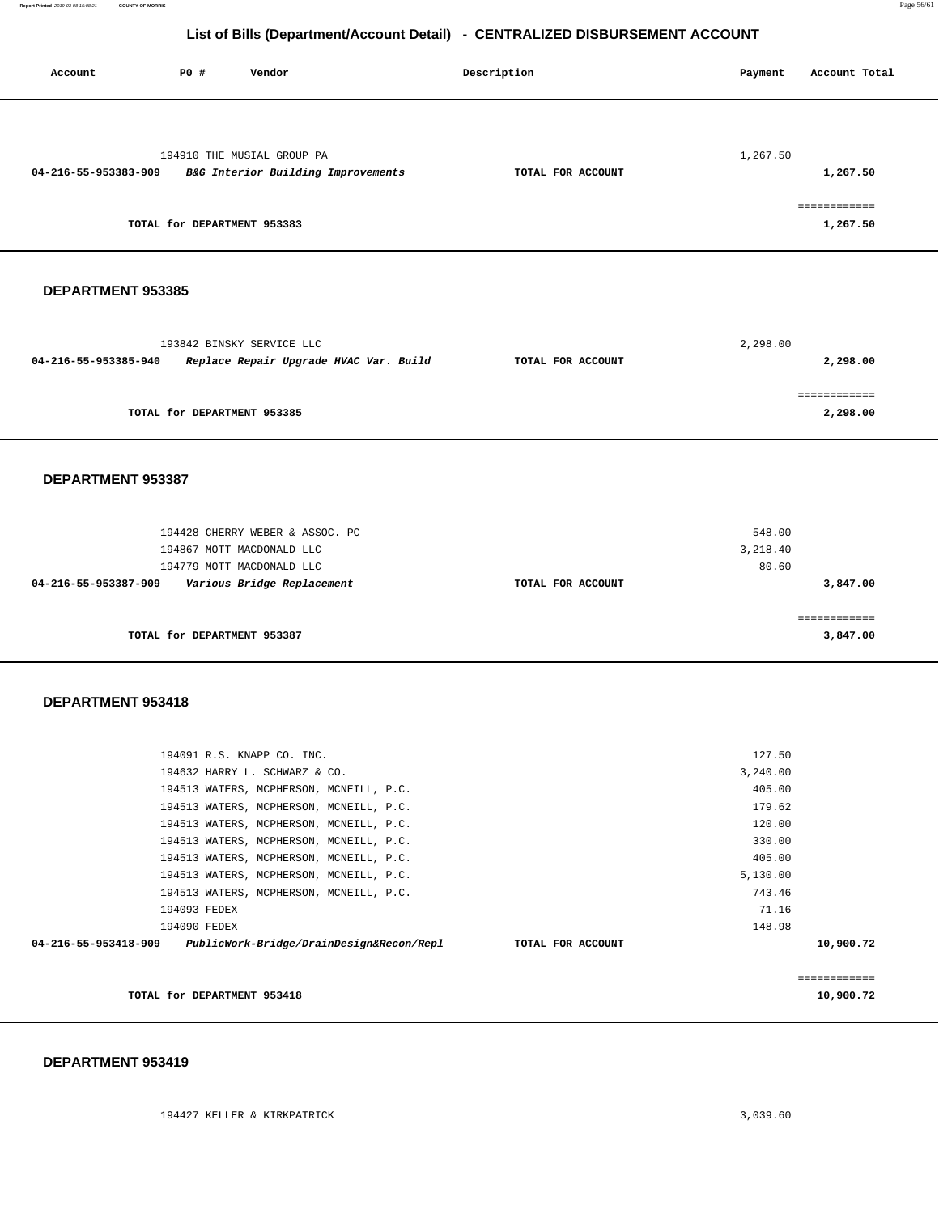## List of Bills (Department/Account Detail) - CENTRALIZED DISBURSEMENT ACCOUNT

| Account | PO # | Vendor | Description | Payment | Account Total |
|---|---|---|---|---|---|
| | 194910 | THE MUSIAL GROUP PA | | 1,267.50 | |
| **04-216-55-953383-909** | | ***B&G Interior Building Improvements*** | **TOTAL FOR ACCOUNT** | | **1,267.50** |
| | | | | | ============ |
| | **TOTAL for DEPARTMENT 953383** | | | | **1,267.50** |

### DEPARTMENT 953385

| Account | PO # | Vendor | Description | Payment | Account Total |
|---|---|---|---|---|---|
| | 193842 | BINSKY SERVICE LLC | | 2,298.00 | |
| **04-216-55-953385-940** | | ***Replace Repair Upgrade HVAC Var. Build*** | **TOTAL FOR ACCOUNT** | | **2,298.00** |
| | | | | | ============ |
| | **TOTAL for DEPARTMENT 953385** | | | | **2,298.00** |

### DEPARTMENT 953387

| Account | PO # | Vendor | Description | Payment | Account Total |
|---|---|---|---|---|---|
| | 194428 | CHERRY WEBER & ASSOC. PC | | 548.00 | |
| | 194867 | MOTT MACDONALD LLC | | 3,218.40 | |
| | 194779 | MOTT MACDONALD LLC | | 80.60 | |
| **04-216-55-953387-909** | | ***Various Bridge Replacement*** | **TOTAL FOR ACCOUNT** | | **3,847.00** |
| | | | | | ============ |
| | **TOTAL for DEPARTMENT 953387** | | | | **3,847.00** |

### DEPARTMENT 953418

| Account | PO # | Vendor | Description | Payment | Account Total |
|---|---|---|---|---|---|
| | 194091 | R.S. KNAPP CO. INC. | | 127.50 | |
| | 194632 | HARRY L. SCHWARZ & CO. | | 3,240.00 | |
| | 194513 | WATERS, MCPHERSON, MCNEILL, P.C. | | 405.00 | |
| | 194513 | WATERS, MCPHERSON, MCNEILL, P.C. | | 179.62 | |
| | 194513 | WATERS, MCPHERSON, MCNEILL, P.C. | | 120.00 | |
| | 194513 | WATERS, MCPHERSON, MCNEILL, P.C. | | 330.00 | |
| | 194513 | WATERS, MCPHERSON, MCNEILL, P.C. | | 405.00 | |
| | 194513 | WATERS, MCPHERSON, MCNEILL, P.C. | | 5,130.00 | |
| | 194513 | WATERS, MCPHERSON, MCNEILL, P.C. | | 743.46 | |
| | 194093 | FEDEX | | 71.16 | |
| | 194090 | FEDEX | | 148.98 | |
| **04-216-55-953418-909** | | ***PublicWork-Bridge/DrainDesign&Recon/Repl*** | **TOTAL FOR ACCOUNT** | | **10,900.72** |
| | | | | | ============ |
| | **TOTAL for DEPARTMENT 953418** | | | | **10,900.72** |

### DEPARTMENT 953419

| Account | PO # | Vendor | Description | Payment | Account Total |
|---|---|---|---|---|---|
| | 194427 | KELLER & KIRKPATRICK | | 3,039.60 | |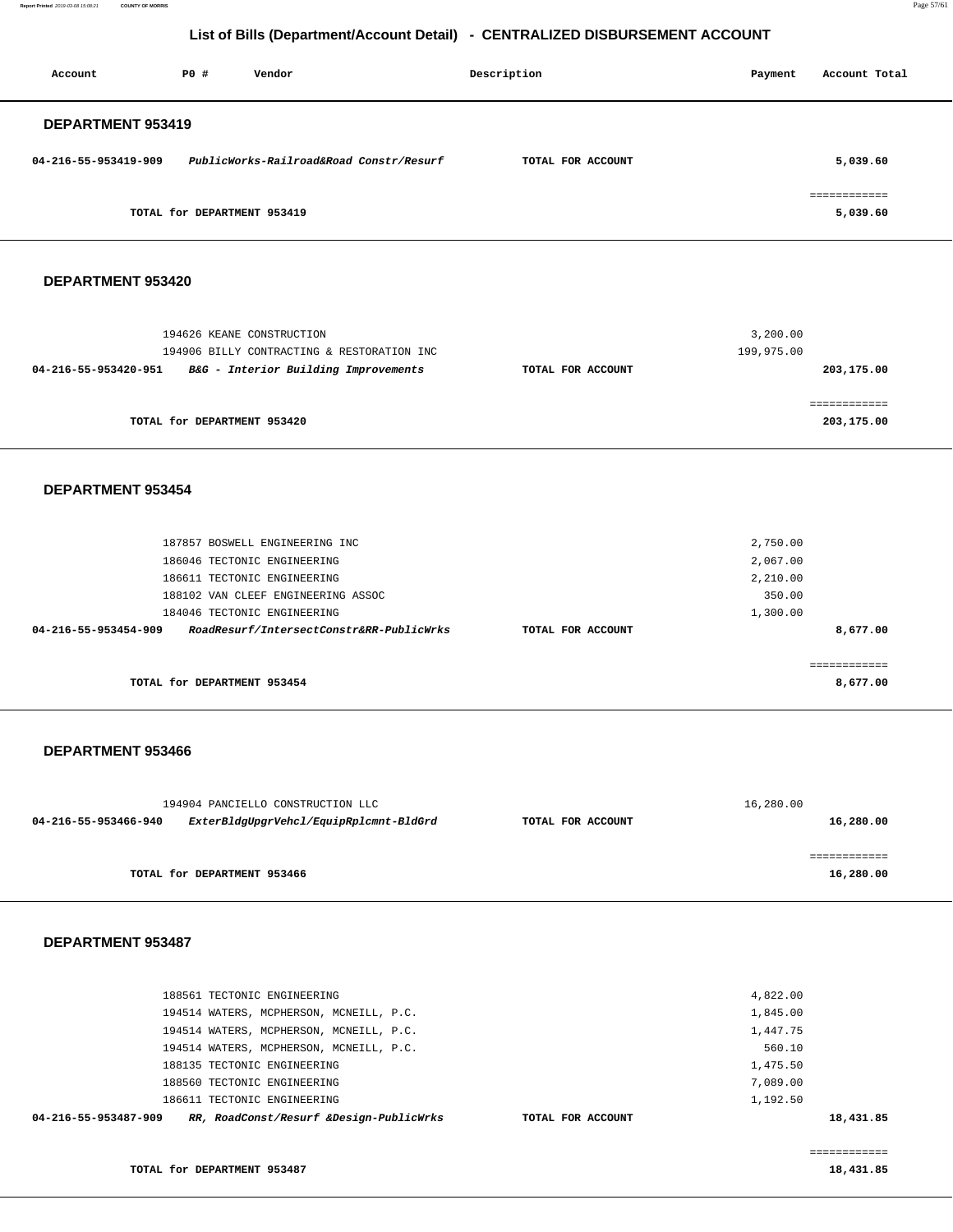# List of Bills (Department/Account Detail) - CENTRALIZED DISBURSEMENT ACCOUNT

| Account | PO # | Vendor | Description | Payment | Account Total |
|---|---|---|---|---|---|

## DEPARTMENT 953419

| Account | PO # | Vendor | Description | Payment | Account Total |
|---|---|---|---|---|---|
| 04-216-55-953419-909 | | *PublicWorks-Railroad&Road Constr/Resurf* | TOTAL FOR ACCOUNT | | 5,039.60 |
| | | | | | ============ |
| | | TOTAL for DEPARTMENT 953419 | | | 5,039.60 |

## DEPARTMENT 953420

| Account | PO # | Vendor | Description | Payment | Account Total |
|---|---|---|---|---|---|
| | 194626 | KEANE CONSTRUCTION | | 3,200.00 | |
| | 194906 | BILLY CONTRACTING & RESTORATION INC | | 199,975.00 | |
| 04-216-55-953420-951 | | *B&G - Interior Building Improvements* | TOTAL FOR ACCOUNT | | 203,175.00 |
| | | | | | ============ |
| | | TOTAL for DEPARTMENT 953420 | | | 203,175.00 |

## DEPARTMENT 953454

| Account | PO # | Vendor | Description | Payment | Account Total |
|---|---|---|---|---|---|
| | 187857 | BOSWELL ENGINEERING INC | | 2,750.00 | |
| | 186046 | TECTONIC ENGINEERING | | 2,067.00 | |
| | 186611 | TECTONIC ENGINEERING | | 2,210.00 | |
| | 188102 | VAN CLEEF ENGINEERING ASSOC | | 350.00 | |
| | 184046 | TECTONIC ENGINEERING | | 1,300.00 | |
| 04-216-55-953454-909 | | *RoadResurf/IntersectConstr&RR-PublicWrks* | TOTAL FOR ACCOUNT | | 8,677.00 |
| | | | | | ============ |
| | | TOTAL for DEPARTMENT 953454 | | | 8,677.00 |

## DEPARTMENT 953466

| Account | PO # | Vendor | Description | Payment | Account Total |
|---|---|---|---|---|---|
| | 194904 | PANCIELLO CONSTRUCTION LLC | | 16,280.00 | |
| 04-216-55-953466-940 | | *ExterBldgUpgrVehcl/EquipRplcmnt-BldGrd* | TOTAL FOR ACCOUNT | | 16,280.00 |
| | | | | | ============ |
| | | TOTAL for DEPARTMENT 953466 | | | 16,280.00 |

## DEPARTMENT 953487

| Account | PO # | Vendor | Description | Payment | Account Total |
|---|---|---|---|---|---|
| | 188561 | TECTONIC ENGINEERING | | 4,822.00 | |
| | 194514 | WATERS, MCPHERSON, MCNEILL, P.C. | | 1,845.00 | |
| | 194514 | WATERS, MCPHERSON, MCNEILL, P.C. | | 1,447.75 | |
| | 194514 | WATERS, MCPHERSON, MCNEILL, P.C. | | 560.10 | |
| | 188135 | TECTONIC ENGINEERING | | 1,475.50 | |
| | 188560 | TECTONIC ENGINEERING | | 7,089.00 | |
| | 186611 | TECTONIC ENGINEERING | | 1,192.50 | |
| 04-216-55-953487-909 | | *RR, RoadConst/Resurf &Design-PublicWrks* | TOTAL FOR ACCOUNT | | 18,431.85 |
| | | | | | ============ |
| | | TOTAL for DEPARTMENT 953487 | | | 18,431.85 |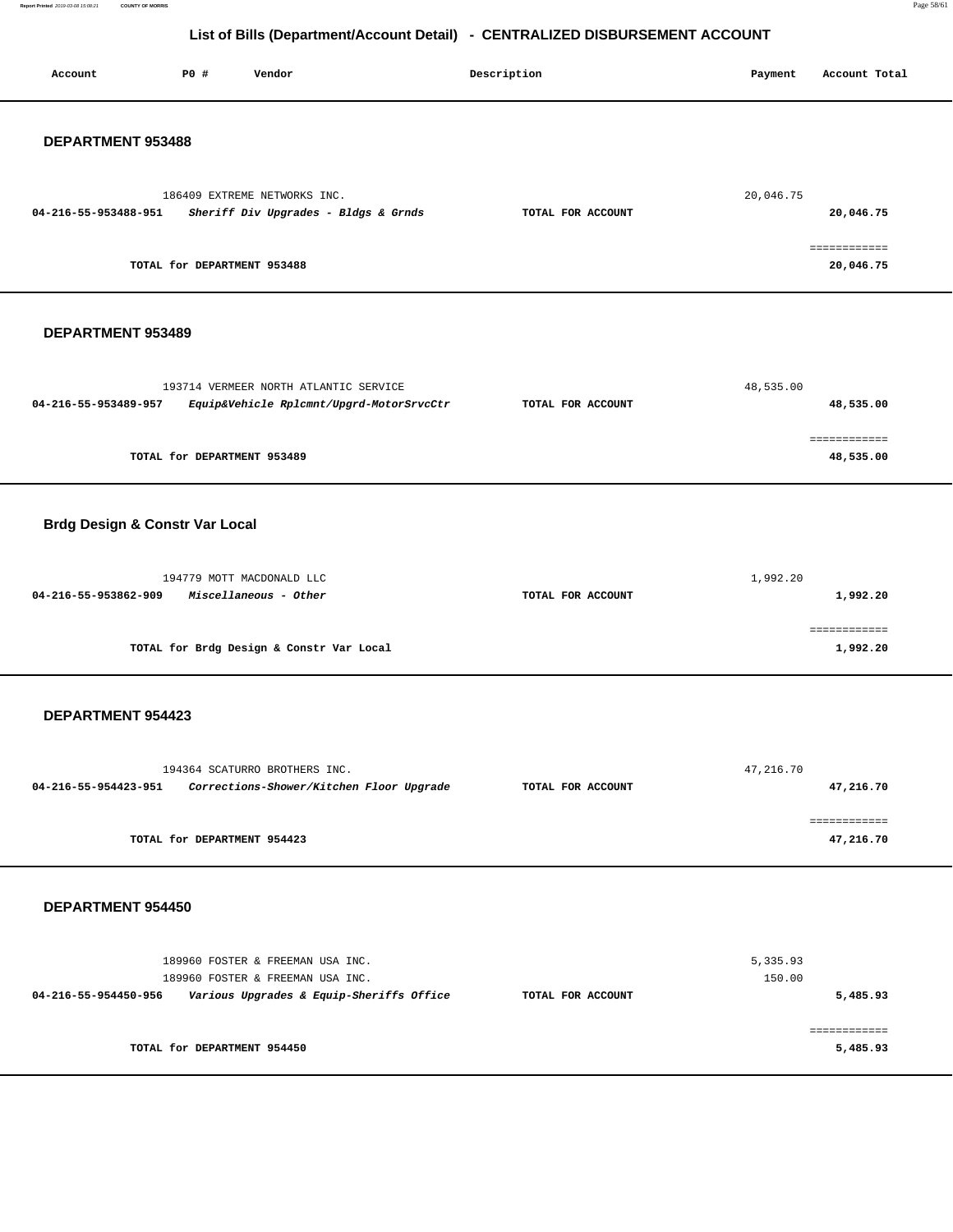## List of Bills (Department/Account Detail) - CENTRALIZED DISBURSEMENT ACCOUNT

| Account | PO # | Vendor | Description | Payment | Account Total |
|---|---|---|---|---|---|

### DEPARTMENT 953488

| Account | PO # | Vendor | Description | Payment | Account Total |
|---|---|---|---|---|---|
| | 186409 | EXTREME NETWORKS INC. | | 20,046.75 | |
| **04-216-55-953488-951** | | ***Sheriff Div Upgrades - Bldgs & Grnds*** | **TOTAL FOR ACCOUNT** | | **20,046.75** |
| | | | | | ============ |
| | **TOTAL for DEPARTMENT 953488** | | | | **20,046.75** |

### DEPARTMENT 953489

| Account | PO # | Vendor | Description | Payment | Account Total |
|---|---|---|---|---|---|
| | 193714 | VERMEER NORTH ATLANTIC SERVICE | | 48,535.00 | |
| **04-216-55-953489-957** | | ***Equip&Vehicle Rplcmnt/Upgrd-MotorSrvcCtr*** | **TOTAL FOR ACCOUNT** | | **48,535.00** |
| | | | | | ============ |
| | **TOTAL for DEPARTMENT 953489** | | | | **48,535.00** |

### Brdg Design & Constr Var Local

| Account | PO # | Vendor | Description | Payment | Account Total |
|---|---|---|---|---|---|
| | 194779 | MOTT MACDONALD LLC | | 1,992.20 | |
| **04-216-55-953862-909** | | ***Miscellaneous - Other*** | **TOTAL FOR ACCOUNT** | | **1,992.20** |
| | | | | | ============ |
| | **TOTAL for Brdg Design & Constr Var Local** | | | | **1,992.20** |

### DEPARTMENT 954423

| Account | PO # | Vendor | Description | Payment | Account Total |
|---|---|---|---|---|---|
| | 194364 | SCATURRO BROTHERS INC. | | 47,216.70 | |
| **04-216-55-954423-951** | | ***Corrections-Shower/Kitchen Floor Upgrade*** | **TOTAL FOR ACCOUNT** | | **47,216.70** |
| | | | | | ============ |
| | **TOTAL for DEPARTMENT 954423** | | | | **47,216.70** |

### DEPARTMENT 954450

| Account | PO # | Vendor | Description | Payment | Account Total |
|---|---|---|---|---|---|
| | 189960 | FOSTER & FREEMAN USA INC. | | 5,335.93 | |
| | 189960 | FOSTER & FREEMAN USA INC. | | 150.00 | |
| **04-216-55-954450-956** | | ***Various Upgrades & Equip-Sheriffs Office*** | **TOTAL FOR ACCOUNT** | | **5,485.93** |
| | | | | | ============ |
| | **TOTAL for DEPARTMENT 954450** | | | | **5,485.93** |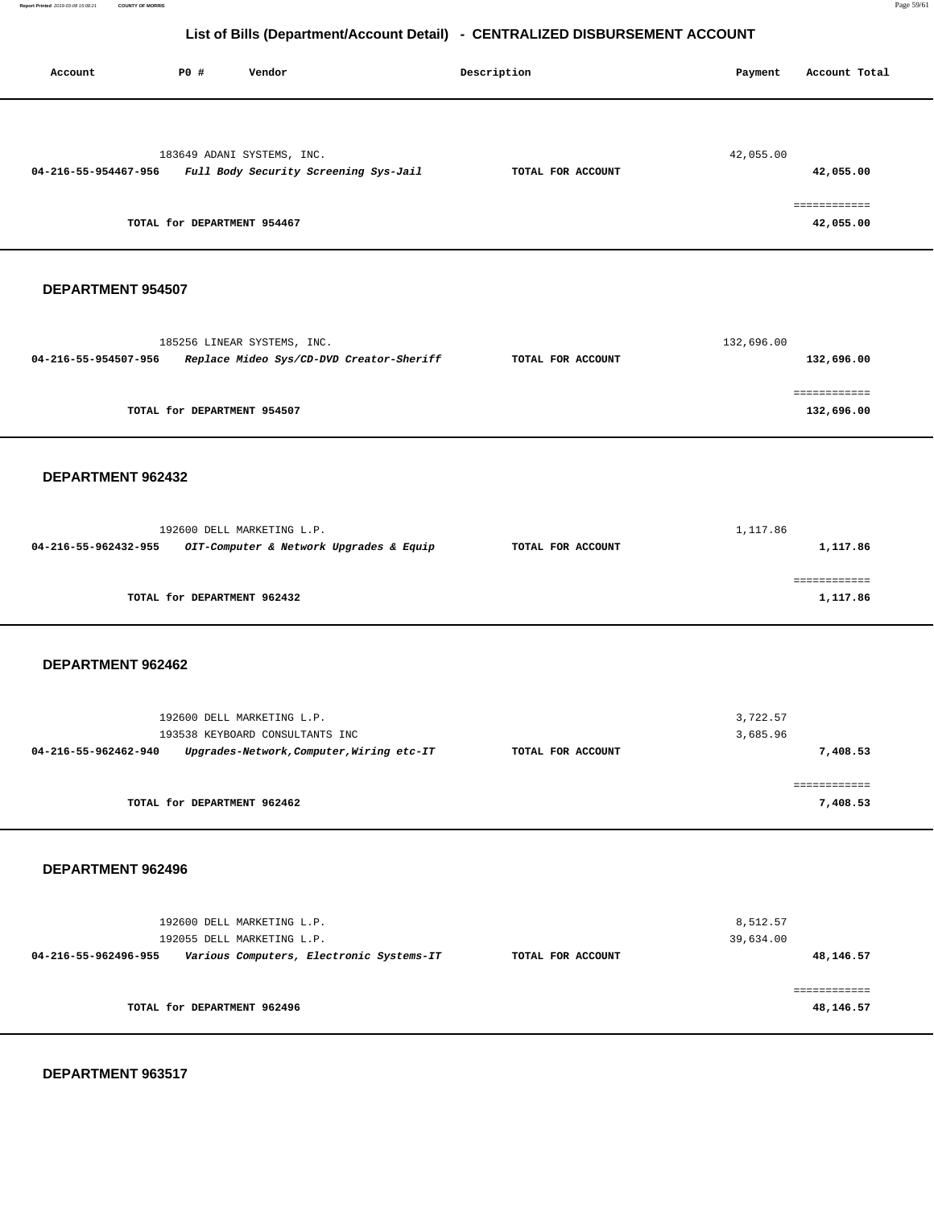## List of Bills (Department/Account Detail) - CENTRALIZED DISBURSEMENT ACCOUNT

| Account | PO # | Vendor | Description | Payment | Account Total |
|---|---|---|---|---|---|
| | 183649 | ADANI SYSTEMS, INC. | | 42,055.00 | |
| 04-216-55-954467-956 | | *Full Body Security Screening Sys-Jail* | TOTAL FOR ACCOUNT | | 42,055.00 |
| | | | | | ============ |
| | TOTAL for DEPARTMENT 954467 | | | | 42,055.00 |

### DEPARTMENT 954507

| Account | PO # | Vendor | Description | Payment | Account Total |
|---|---|---|---|---|---|
| | 185256 | LINEAR SYSTEMS, INC. | | 132,696.00 | |
| 04-216-55-954507-956 | | *Replace Mideo Sys/CD-DVD Creator-Sheriff* | TOTAL FOR ACCOUNT | | 132,696.00 |
| | | | | | ============ |
| | TOTAL for DEPARTMENT 954507 | | | | 132,696.00 |

### DEPARTMENT 962432

| Account | PO # | Vendor | Description | Payment | Account Total |
|---|---|---|---|---|---|
| | 192600 | DELL MARKETING L.P. | | 1,117.86 | |
| 04-216-55-962432-955 | | *OIT-Computer & Network Upgrades & Equip* | TOTAL FOR ACCOUNT | | 1,117.86 |
| | | | | | ============ |
| | TOTAL for DEPARTMENT 962432 | | | | 1,117.86 |

### DEPARTMENT 962462

| Account | PO # | Vendor | Description | Payment | Account Total |
|---|---|---|---|---|---|
| | 192600 | DELL MARKETING L.P. | | 3,722.57 | |
| | 193538 | KEYBOARD CONSULTANTS INC | | 3,685.96 | |
| 04-216-55-962462-940 | | *Upgrades-Network,Computer,Wiring etc-IT* | TOTAL FOR ACCOUNT | | 7,408.53 |
| | | | | | ============ |
| | TOTAL for DEPARTMENT 962462 | | | | 7,408.53 |

### DEPARTMENT 962496

| Account | PO # | Vendor | Description | Payment | Account Total |
|---|---|---|---|---|---|
| | 192600 | DELL MARKETING L.P. | | 8,512.57 | |
| | 192055 | DELL MARKETING L.P. | | 39,634.00 | |
| 04-216-55-962496-955 | | *Various Computers, Electronic Systems-IT* | TOTAL FOR ACCOUNT | | 48,146.57 |
| | | | | | ============ |
| | TOTAL for DEPARTMENT 962496 | | | | 48,146.57 |

### DEPARTMENT 963517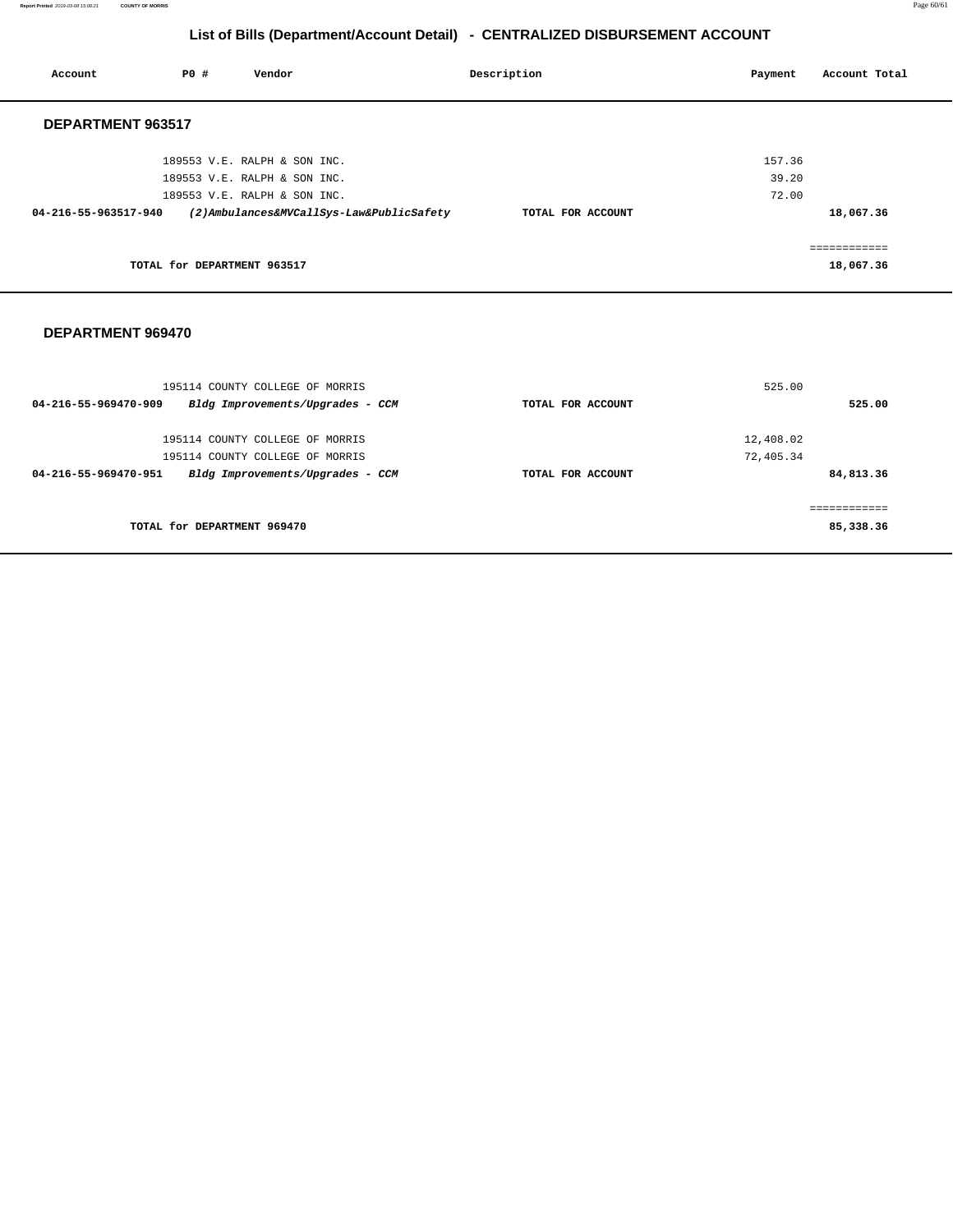## List of Bills (Department/Account Detail) - CENTRALIZED DISBURSEMENT ACCOUNT

| Account | PO # | Vendor | Description | Payment | Account Total |
|---|---|---|---|---|---|

### DEPARTMENT 963517

| Account | PO # | Vendor | Description | Payment | Account Total |
|---|---|---|---|---|---|
| | 189553 | V.E. RALPH & SON INC. | | 157.36 | |
| | 189553 | V.E. RALPH & SON INC. | | 39.20 | |
| | 189553 | V.E. RALPH & SON INC. | | 72.00 | |
| **04-216-55-963517-940** | | ***(2)Ambulances&MVCallSys-Law&PublicSafety*** | **TOTAL FOR ACCOUNT** | | **18,067.36** |
| | | | | | ============ |
| | **TOTAL for DEPARTMENT 963517** | | | | **18,067.36** |

### DEPARTMENT 969470

| Account | PO # | Vendor | Description | Payment | Account Total |
|---|---|---|---|---|---|
| | 195114 | COUNTY COLLEGE OF MORRIS | | 525.00 | |
| **04-216-55-969470-909** | | ***Bldg Improvements/Upgrades - CCM*** | **TOTAL FOR ACCOUNT** | | **525.00** |
| | 195114 | COUNTY COLLEGE OF MORRIS | | 12,408.02 | |
| | 195114 | COUNTY COLLEGE OF MORRIS | | 72,405.34 | |
| **04-216-55-969470-951** | | ***Bldg Improvements/Upgrades - CCM*** | **TOTAL FOR ACCOUNT** | | **84,813.36** |
| | | | | | ============ |
| | **TOTAL for DEPARTMENT 969470** | | | | **85,338.36** |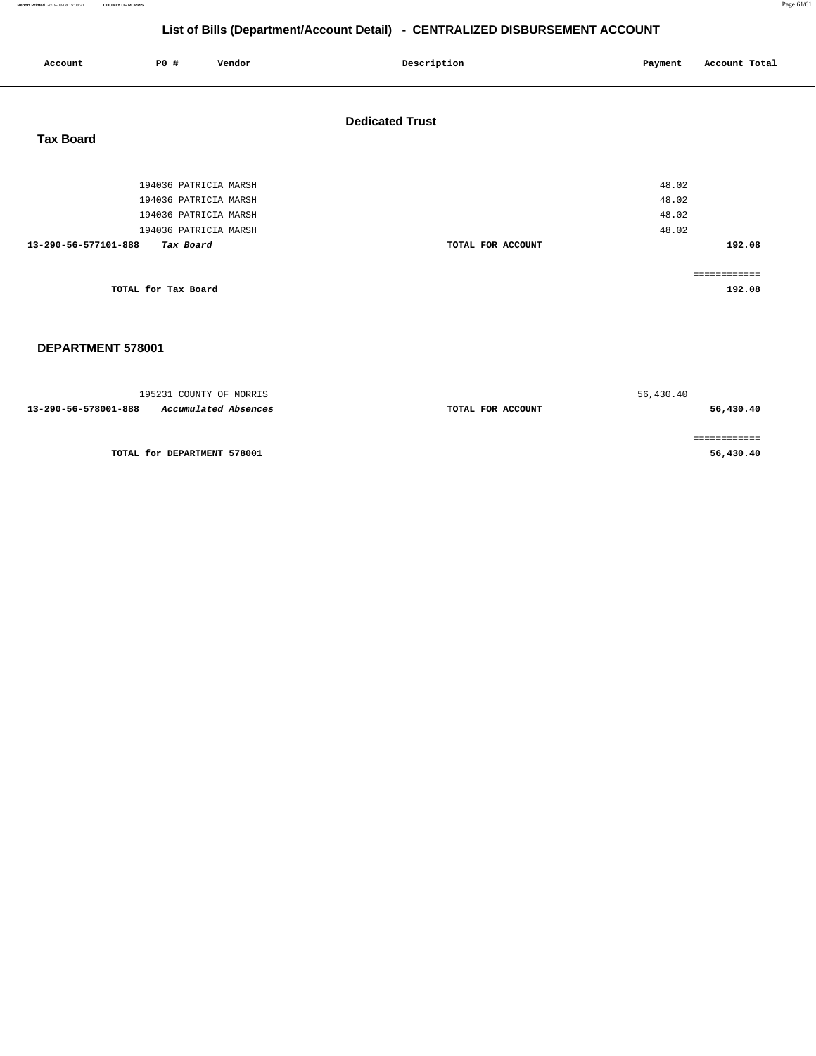# List of Bills (Department/Account Detail) - CENTRALIZED DISBURSEMENT ACCOUNT

| Account | PO # | Vendor | Description | Payment | Account Total |
|---|---|---|---|---|---|

## Dedicated Trust

### Tax Board

| Account | PO # | Vendor | Description | Payment | Account Total |
|---|---|---|---|---|---|
| | 194036 | PATRICIA MARSH | | 48.02 | |
| | 194036 | PATRICIA MARSH | | 48.02 | |
| | 194036 | PATRICIA MARSH | | 48.02 | |
| | 194036 | PATRICIA MARSH | | 48.02 | |
| **13-290-56-577101-888** | ***Tax Board*** | | **TOTAL FOR ACCOUNT** | | **192.08** |
| | | | | | ============ |
| | **TOTAL for Tax Board** | | | | **192.08** |

### DEPARTMENT 578001

| Account | PO # | Vendor | Description | Payment | Account Total |
|---|---|---|---|---|---|
| | 195231 | COUNTY OF MORRIS | | 56,430.40 | |
| **13-290-56-578001-888** | ***Accumulated Absences*** | | **TOTAL FOR ACCOUNT** | | **56,430.40** |
| | | | | | ============ |
| | **TOTAL for DEPARTMENT 578001** | | | | **56,430.40** |